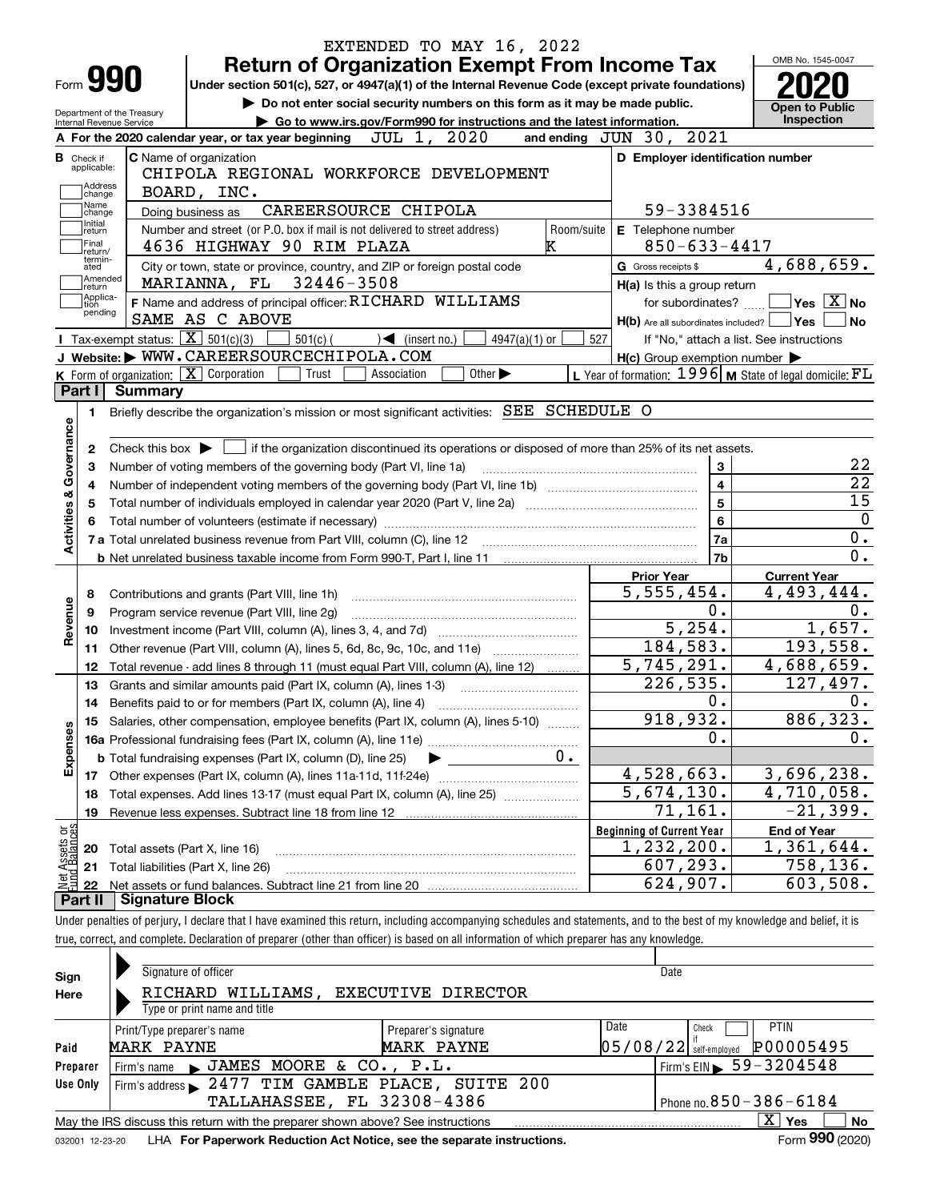EXTENDED TO MAY 16, 2022

# Form 990 — Return of Organization Exempt From Income Tax (2020)

Under section 501(c), 527, or 4947(a)(1) of the Internal Revenue Code (except private foundations)

▶ Do not enter social security numbers on this form as it may be made public.

▶ Go to www.irs.gov/Form990 for instructions and the latest information.

Department of the Treasury, Internal Revenue Service

OMB No. 1545-0047 — Open to Public Inspection

**A** For the 2020 calendar year, or tax year beginning JUL 1, 2020 and ending JUN 30, 2021

**B** Check if applicable: Address change, Name change, Initial return, Final return/terminated, Amended return, Application pending

**C** Name of organization: CHIPOLA REGIONAL WORKFORCE DEVELOPMENT BOARD, INC.

Doing business as: CAREERSOURCE CHIPOLA

Number and street: 4636 HIGHWAY 90 RIM PLAZA — Room/suite: K

City or town, state, ZIP: MARIANNA, FL 32446-3508

**D** Employer identification number: 59-3384516

**E** Telephone number: 850-633-4417

**G** Gross receipts $ 4,688,659.

**F** Name and address of principal officer: RICHARD WILLIAMS, SAME AS C ABOVE

**H(a)** Is this a group return for subordinates? Yes [ ] No [X]

**H(b)** Are all subordinates included? Yes [ ] No [ ] — If "No," attach a list. See instructions

**H(c)** Group exemption number ▶

**I** Tax-exempt status: [X] 501(c)(3) [ ] 501(c) ( ) ◀ (insert no.) [ ] 4947(a)(1) or [ ] 527

**J** Website: ▶ WWW.CAREERSOURCECHIPOLA.COM

**K** Form of organization: [X] Corporation [ ] Trust [ ] Association [ ] Other ▶

**L** Year of formation: 1996 **M** State of legal domicile: FL

## Part I Summary

**Activities & Governance**

1. Briefly describe the organization's mission or most significant activities: SEE SCHEDULE O
2. Check this box ▶ [ ] if the organization discontinued its operations or disposed of more than 25% of its net assets.

| | | Line | Value |
|---|---|---|---|
| 3 | Number of voting members of the governing body (Part VI, line 1a) | 3 | 22 |
| 4 | Number of independent voting members of the governing body (Part VI, line 1b) | 4 | 22 |
| 5 | Total number of individuals employed in calendar year 2020 (Part V, line 2a) | 5 | 15 |
| 6 | Total number of volunteers (estimate if necessary) | 6 | 0 |
| 7a | Total unrelated business revenue from Part VIII, column (C), line 12 | 7a | 0. |
| 7b | Net unrelated business taxable income from Form 990-T, Part I, line 11 | 7b | 0. |

| | | Prior Year | Current Year |
|---|---|---|---|
| **Revenue** | | | |
| 8 | Contributions and grants (Part VIII, line 1h) | 5,555,454. | 4,493,444. |
| 9 | Program service revenue (Part VIII, line 2g) | 0. | 0. |
| 10 | Investment income (Part VIII, column (A), lines 3, 4, and 7d) | 5,254. | 1,657. |
| 11 | Other revenue (Part VIII, column (A), lines 5, 6d, 8c, 9c, 10c, and 11e) | 184,583. | 193,558. |
| 12 | Total revenue - add lines 8 through 11 (must equal Part VIII, column (A), line 12) | 5,745,291. | 4,688,659. |
| **Expenses** | | | |
| 13 | Grants and similar amounts paid (Part IX, column (A), lines 1-3) | 226,535. | 127,497. |
| 14 | Benefits paid to or for members (Part IX, column (A), line 4) | 0. | 0. |
| 15 | Salaries, other compensation, employee benefits (Part IX, column (A), lines 5-10) | 918,932. | 886,323. |
| 16a | Professional fundraising fees (Part IX, column (A), line 11e) | 0. | 0. |
| b | Total fundraising expenses (Part IX, column (D), line 25) ▶ 0. | | |
| 17 | Other expenses (Part IX, column (A), lines 11a-11d, 11f-24e) | 4,528,663. | 3,696,238. |
| 18 | Total expenses. Add lines 13-17 (must equal Part IX, column (A), line 25) | 5,674,130. | 4,710,058. |
| 19 | Revenue less expenses. Subtract line 18 from line 12 | 71,161. | -21,399. |

| **Net Assets or Fund Balances** | | Beginning of Current Year | End of Year |
|---|---|---|---|
| 20 | Total assets (Part X, line 16) | 1,232,200. | 1,361,644. |
| 21 | Total liabilities (Part X, line 26) | 607,293. | 758,136. |
| 22 | Net assets or fund balances. Subtract line 21 from line 20 | 624,907. | 603,508. |

## Part II Signature Block

Under penalties of perjury, I declare that I have examined this return, including accompanying schedules and statements, and to the best of my knowledge and belief, it is true, correct, and complete. Declaration of preparer (other than officer) is based on all information of which preparer has any knowledge.

**Sign Here**

Signature of officer — Date

RICHARD WILLIAMS, EXECUTIVE DIRECTOR

Type or print name and title

**Paid Preparer Use Only**

| Print/Type preparer's name | Preparer's signature | Date | Check if self-employed | PTIN |
|---|---|---|---|---|
| MARK PAYNE | MARK PAYNE | 05/08/22 | [ ] | P00005495 |

Firm's name ▶ JAMES MOORE & CO., P.L. — Firm's EIN ▶ 59-3204548

Firm's address ▶ 2477 TIM GAMBLE PLACE, SUITE 200, TALLAHASSEE, FL 32308-4386 — Phone no. 850-386-6184

May the IRS discuss this return with the preparer shown above? See instructions [X] Yes [ ] No

032001 12-23-20 LHA For Paperwork Reduction Act Notice, see the separate instructions. Form **990** (2020)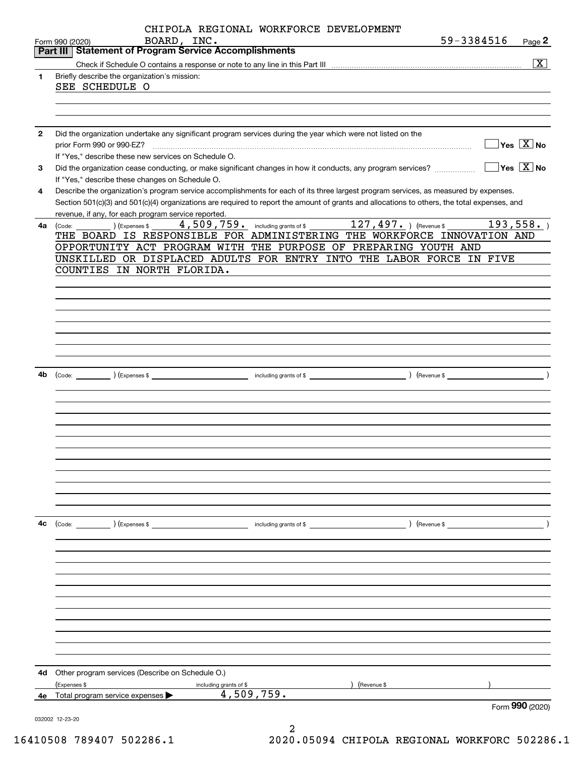CHIPOLA REGIONAL WORKFORCE DEVELOPMENT BOARD, INC.

Form 990 (2020) 59-3384516 Page 2

## Part III Statement of Program Service Accomplishments

Check if Schedule O contains a response or note to any line in this Part III [X]

**1** Briefly describe the organization's mission:

SEE SCHEDULE O

**2** Did the organization undertake any significant program services during the year which were not listed on the prior Form 990 or 990-EZ? [ ] Yes [X] No

If "Yes," describe these new services on Schedule O.

**3** Did the organization cease conducting, or make significant changes in how it conducts, any program services? [ ] Yes [X] No

If "Yes," describe these changes on Schedule O.

**4** Describe the organization's program service accomplishments for each of its three largest program services, as measured by expenses. Section 501(c)(3) and 501(c)(4) organizations are required to report the amount of grants and allocations to others, the total expenses, and revenue, if any, for each program service reported.

**4a** (Code: ) (Expenses $ 4,509,759. including grants of $ 127,497. ) (Revenue $ 193,558. )

THE BOARD IS RESPONSIBLE FOR ADMINISTERING THE WORKFORCE INNOVATION AND OPPORTUNITY ACT PROGRAM WITH THE PURPOSE OF PREPARING YOUTH AND UNSKILLED OR DISPLACED ADULTS FOR ENTRY INTO THE LABOR FORCE IN FIVE COUNTIES IN NORTH FLORIDA.

**4b** (Code: ) (Expenses $ including grants of $ ) (Revenue $ )

**4c** (Code: ) (Expenses $ including grants of $ ) (Revenue $ )

**4d** Other program services (Describe on Schedule O.)

(Expenses $ including grants of $ ) (Revenue $ )

**4e** Total program service expenses ▶ 4,509,759.

Form **990** (2020)

032002 12-23-20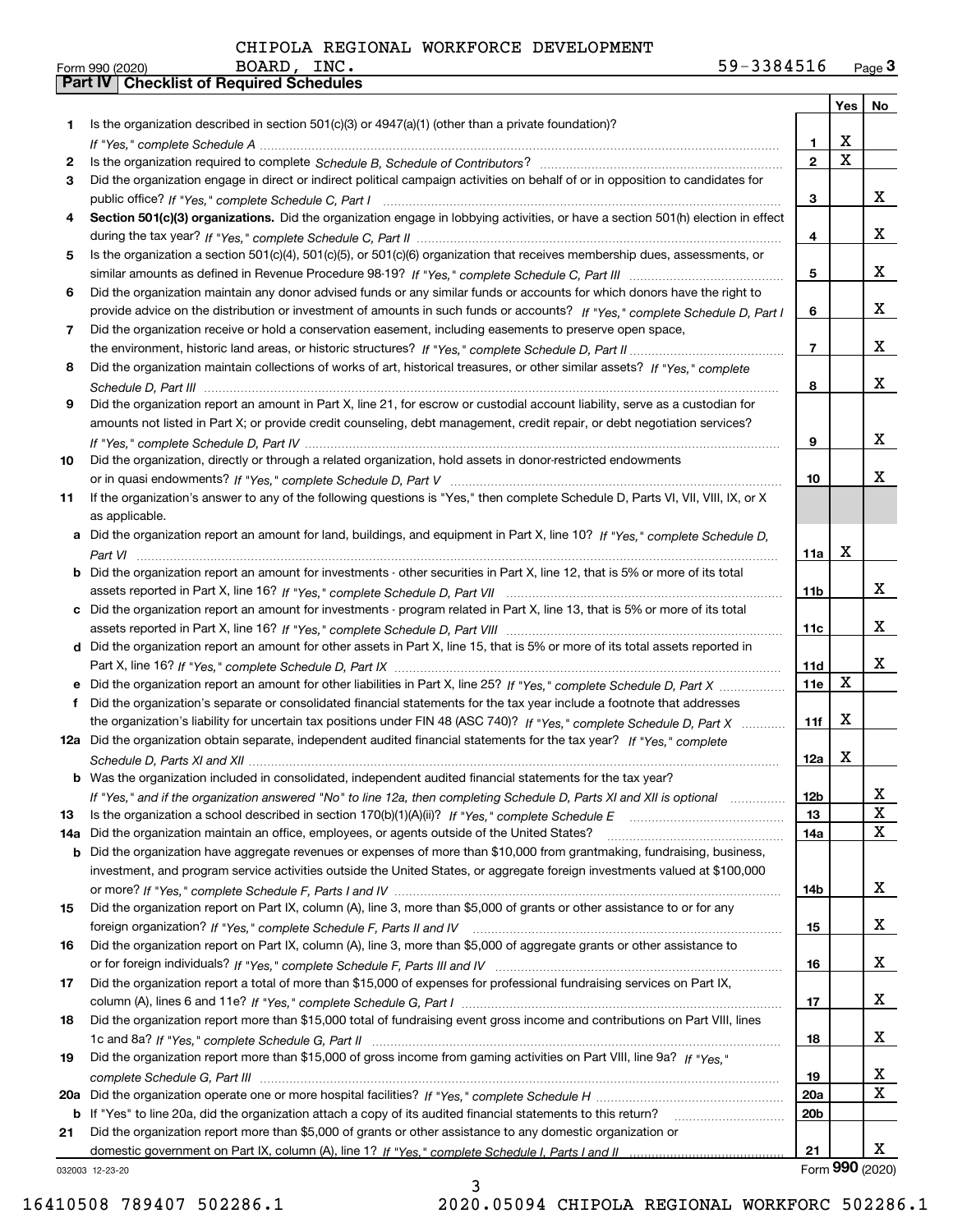CHIPOLA REGIONAL WORKFORCE DEVELOPMENT BOARD, INC. 59-3384516

Form 990 (2020)

**Part IV Checklist of Required Schedules**

| | | | Yes | No |
|---|---|---|---|---|
| 1 | Is the organization described in section 501(c)(3) or 4947(a)(1) (other than a private foundation)? *If "Yes," complete Schedule A* | 1 | X | |
| 2 | Is the organization required to complete *Schedule B, Schedule of Contributors*? | 2 | X | |
| 3 | Did the organization engage in direct or indirect political campaign activities on behalf of or in opposition to candidates for public office? *If "Yes," complete Schedule C, Part I* | 3 | | X |
| 4 | **Section 501(c)(3) organizations.** Did the organization engage in lobbying activities, or have a section 501(h) election in effect during the tax year? *If "Yes," complete Schedule C, Part II* | 4 | | X |
| 5 | Is the organization a section 501(c)(4), 501(c)(5), or 501(c)(6) organization that receives membership dues, assessments, or similar amounts as defined in Revenue Procedure 98-19? *If "Yes," complete Schedule C, Part III* | 5 | | X |
| 6 | Did the organization maintain any donor advised funds or any similar funds or accounts for which donors have the right to provide advice on the distribution or investment of amounts in such funds or accounts? *If "Yes," complete Schedule D, Part I* | 6 | | X |
| 7 | Did the organization receive or hold a conservation easement, including easements to preserve open space, the environment, historic land areas, or historic structures? *If "Yes," complete Schedule D, Part II* | 7 | | X |
| 8 | Did the organization maintain collections of works of art, historical treasures, or other similar assets? *If "Yes," complete Schedule D, Part III* | 8 | | X |
| 9 | Did the organization report an amount in Part X, line 21, for escrow or custodial account liability, serve as a custodian for amounts not listed in Part X; or provide credit counseling, debt management, credit repair, or debt negotiation services? *If "Yes," complete Schedule D, Part IV* | 9 | | X |
| 10 | Did the organization, directly or through a related organization, hold assets in donor-restricted endowments or in quasi endowments? *If "Yes," complete Schedule D, Part V* | 10 | | X |
| 11 | If the organization's answer to any of the following questions is "Yes," then complete Schedule D, Parts VI, VII, VIII, IX, or X as applicable. | | | |
| a | Did the organization report an amount for land, buildings, and equipment in Part X, line 10? *If "Yes," complete Schedule D, Part VI* | 11a | X | |
| b | Did the organization report an amount for investments - other securities in Part X, line 12, that is 5% or more of its total assets reported in Part X, line 16? *If "Yes," complete Schedule D, Part VII* | 11b | | X |
| c | Did the organization report an amount for investments - program related in Part X, line 13, that is 5% or more of its total assets reported in Part X, line 16? *If "Yes," complete Schedule D, Part VIII* | 11c | | X |
| d | Did the organization report an amount for other assets in Part X, line 15, that is 5% or more of its total assets reported in Part X, line 16? *If "Yes," complete Schedule D, Part IX* | 11d | | X |
| e | Did the organization report an amount for other liabilities in Part X, line 25? *If "Yes," complete Schedule D, Part X* | 11e | X | |
| f | Did the organization's separate or consolidated financial statements for the tax year include a footnote that addresses the organization's liability for uncertain tax positions under FIN 48 (ASC 740)? *If "Yes," complete Schedule D, Part X* | 11f | X | |
| 12a | Did the organization obtain separate, independent audited financial statements for the tax year? *If "Yes," complete Schedule D, Parts XI and XII* | 12a | X | |
| b | Was the organization included in consolidated, independent audited financial statements for the tax year? *If "Yes," and if the organization answered "No" to line 12a, then completing Schedule D, Parts XI and XII is optional* | 12b | | X |
| 13 | Is the organization a school described in section 170(b)(1)(A)(ii)? *If "Yes," complete Schedule E* | 13 | | X |
| 14a | Did the organization maintain an office, employees, or agents outside of the United States? | 14a | | X |
| b | Did the organization have aggregate revenues or expenses of more than $10,000 from grantmaking, fundraising, business, investment, and program service activities outside the United States, or aggregate foreign investments valued at $100,000 or more? *If "Yes," complete Schedule F, Parts I and IV* | 14b | | X |
| 15 | Did the organization report on Part IX, column (A), line 3, more than $5,000 of grants or other assistance to or for any foreign organization? *If "Yes," complete Schedule F, Parts II and IV* | 15 | | X |
| 16 | Did the organization report on Part IX, column (A), line 3, more than $5,000 of aggregate grants or other assistance to or for foreign individuals? *If "Yes," complete Schedule F, Parts III and IV* | 16 | | X |
| 17 | Did the organization report a total of more than $15,000 of expenses for professional fundraising services on Part IX, column (A), lines 6 and 11e? *If "Yes," complete Schedule G, Part I* | 17 | | X |
| 18 | Did the organization report more than $15,000 total of fundraising event gross income and contributions on Part VIII, lines 1c and 8a? *If "Yes," complete Schedule G, Part II* | 18 | | X |
| 19 | Did the organization report more than $15,000 of gross income from gaming activities on Part VIII, line 9a? *If "Yes," complete Schedule G, Part III* | 19 | | X |
| 20a | Did the organization operate one or more hospital facilities? *If "Yes," complete Schedule H* | 20a | | X |
| b | If "Yes" to line 20a, did the organization attach a copy of its audited financial statements to this return? | 20b | | |
| 21 | Did the organization report more than $5,000 of grants or other assistance to any domestic organization or domestic government on Part IX, column (A), line 1? *If "Yes," complete Schedule I, Parts I and II* | 21 | | X |

Form **990** (2020)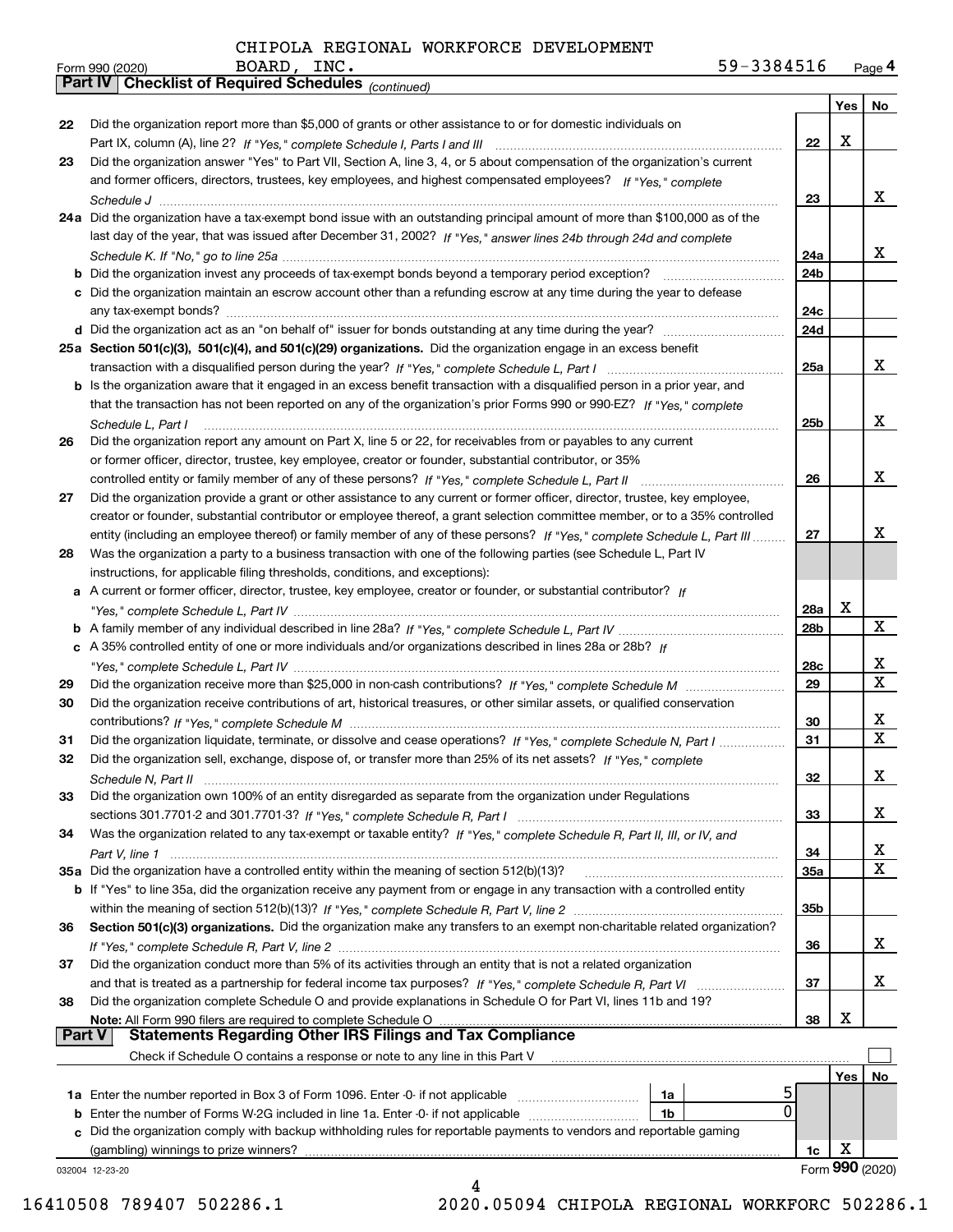CHIPOLA REGIONAL WORKFORCE DEVELOPMENT BOARD, INC. 59-3384516

Form 990 (2020) Page 4

**Part IV Checklist of Required Schedules** *(continued)*

| | | | Yes | No |
|---|---|---|---|---|
| 22 | Did the organization report more than $5,000 of grants or other assistance to or for domestic individuals on Part IX, column (A), line 2? *If "Yes," complete Schedule I, Parts I and III* | 22 | X | |
| 23 | Did the organization answer "Yes" to Part VII, Section A, line 3, 4, or 5 about compensation of the organization's current and former officers, directors, trustees, key employees, and highest compensated employees? *If "Yes," complete Schedule J* | 23 | | X |
| 24a | Did the organization have a tax-exempt bond issue with an outstanding principal amount of more than $100,000 as of the last day of the year, that was issued after December 31, 2002? *If "Yes," answer lines 24b through 24d and complete Schedule K. If "No," go to line 25a* | 24a | | X |
| b | Did the organization invest any proceeds of tax-exempt bonds beyond a temporary period exception? | 24b | | |
| c | Did the organization maintain an escrow account other than a refunding escrow at any time during the year to defease any tax-exempt bonds? | 24c | | |
| d | Did the organization act as an "on behalf of" issuer for bonds outstanding at any time during the year? | 24d | | |
| 25a | **Section 501(c)(3), 501(c)(4), and 501(c)(29) organizations.** Did the organization engage in an excess benefit transaction with a disqualified person during the year? *If "Yes," complete Schedule L, Part I* | 25a | | X |
| b | Is the organization aware that it engaged in an excess benefit transaction with a disqualified person in a prior year, and that the transaction has not been reported on any of the organization's prior Forms 990 or 990-EZ? *If "Yes," complete Schedule L, Part I* | 25b | | X |
| 26 | Did the organization report any amount on Part X, line 5 or 22, for receivables from or payables to any current or former officer, director, trustee, key employee, creator or founder, substantial contributor, or 35% controlled entity or family member of any of these persons? *If "Yes," complete Schedule L, Part II* | 26 | | X |
| 27 | Did the organization provide a grant or other assistance to any current or former officer, director, trustee, key employee, creator or founder, substantial contributor or employee thereof, a grant selection committee member, or to a 35% controlled entity (including an employee thereof) or family member of any of these persons? *If "Yes," complete Schedule L, Part III* | 27 | | X |
| 28 | Was the organization a party to a business transaction with one of the following parties (see Schedule L, Part IV instructions, for applicable filing thresholds, conditions, and exceptions): | | | |
| a | A current or former officer, director, trustee, key employee, creator or founder, or substantial contributor? *If "Yes," complete Schedule L, Part IV* | 28a | X | |
| b | A family member of any individual described in line 28a? *If "Yes," complete Schedule L, Part IV* | 28b | | X |
| c | A 35% controlled entity of one or more individuals and/or organizations described in lines 28a or 28b? *If "Yes," complete Schedule L, Part IV* | 28c | | X |
| 29 | Did the organization receive more than $25,000 in non-cash contributions? *If "Yes," complete Schedule M* | 29 | | X |
| 30 | Did the organization receive contributions of art, historical treasures, or other similar assets, or qualified conservation contributions? *If "Yes," complete Schedule M* | 30 | | X |
| 31 | Did the organization liquidate, terminate, or dissolve and cease operations? *If "Yes," complete Schedule N, Part I* | 31 | | X |
| 32 | Did the organization sell, exchange, dispose of, or transfer more than 25% of its net assets? *If "Yes," complete Schedule N, Part II* | 32 | | X |
| 33 | Did the organization own 100% of an entity disregarded as separate from the organization under Regulations sections 301.7701-2 and 301.7701-3? *If "Yes," complete Schedule R, Part I* | 33 | | X |
| 34 | Was the organization related to any tax-exempt or taxable entity? *If "Yes," complete Schedule R, Part II, III, or IV, and Part V, line 1* | 34 | | X |
| 35a | Did the organization have a controlled entity within the meaning of section 512(b)(13)? | 35a | | X |
| b | If "Yes" to line 35a, did the organization receive any payment from or engage in any transaction with a controlled entity within the meaning of section 512(b)(13)? *If "Yes," complete Schedule R, Part V, line 2* | 35b | | |
| 36 | **Section 501(c)(3) organizations.** Did the organization make any transfers to an exempt non-charitable related organization? *If "Yes," complete Schedule R, Part V, line 2* | 36 | | X |
| 37 | Did the organization conduct more than 5% of its activities through an entity that is not a related organization and that is treated as a partnership for federal income tax purposes? *If "Yes," complete Schedule R, Part VI* | 37 | | X |
| 38 | Did the organization complete Schedule O and provide explanations in Schedule O for Part VI, lines 11b and 19? **Note:** All Form 990 filers are required to complete Schedule O | 38 | X | |

**Part V Statements Regarding Other IRS Filings and Tax Compliance**

Check if Schedule O contains a response or note to any line in this Part V ☐

| | | | | | Yes | No |
|---|---|---|---|---|---|---|
| 1a | Enter the number reported in Box 3 of Form 1096. Enter -0- if not applicable | 1a | 5 | | | |
| b | Enter the number of Forms W-2G included in line 1a. Enter -0- if not applicable | 1b | 0 | | | |
| c | Did the organization comply with backup withholding rules for reportable payments to vendors and reportable gaming (gambling) winnings to prize winners? | | | 1c | X | |

032004 12-23-20

Form **990** (2020)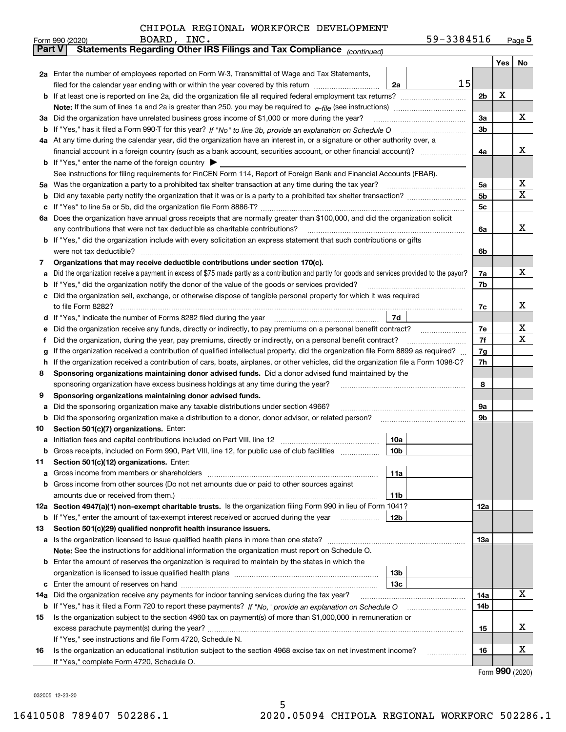CHIPOLA REGIONAL WORKFORCE DEVELOPMENT BOARD, INC.

Form 990 (2020) 59-3384516 Page 5

## Part V Statements Regarding Other IRS Filings and Tax Compliance *(continued)*

| | | | | Yes | No |
|---|---|---|---|---|---|
| **2a** | Enter the number of employees reported on Form W-3, Transmittal of Wage and Tax Statements, filed for the calendar year ending with or within the year covered by this return | 2a | 15 | | |
| **b** | If at least one is reported on line 2a, did the organization file all required federal employment tax returns? | | 2b | X | |
| | **Note:** If the sum of lines 1a and 2a is greater than 250, you may be required to *e-file* (see instructions) | | | | |
| **3a** | Did the organization have unrelated business gross income of $1,000 or more during the year? | | 3a | | X |
| **b** | If "Yes," has it filed a Form 990-T for this year? *If "No" to line 3b, provide an explanation on Schedule O* | | 3b | | |
| **4a** | At any time during the calendar year, did the organization have an interest in, or a signature or other authority over, a financial account in a foreign country (such as a bank account, securities account, or other financial account)? | | 4a | | X |
| **b** | If "Yes," enter the name of the foreign country ▶ | | | | |
| | See instructions for filing requirements for FinCEN Form 114, Report of Foreign Bank and Financial Accounts (FBAR). | | | | |
| **5a** | Was the organization a party to a prohibited tax shelter transaction at any time during the tax year? | | 5a | | X |
| **b** | Did any taxable party notify the organization that it was or is a party to a prohibited tax shelter transaction? | | 5b | | X |
| **c** | If "Yes" to line 5a or 5b, did the organization file Form 8886-T? | | 5c | | |
| **6a** | Does the organization have annual gross receipts that are normally greater than $100,000, and did the organization solicit any contributions that were not tax deductible as charitable contributions? | | 6a | | X |
| **b** | If "Yes," did the organization include with every solicitation an express statement that such contributions or gifts were not tax deductible? | | 6b | | |
| **7** | **Organizations that may receive deductible contributions under section 170(c).** | | | | |
| **a** | Did the organization receive a payment in excess of $75 made partly as a contribution and partly for goods and services provided to the payor? | | 7a | | X |
| **b** | If "Yes," did the organization notify the donor of the value of the goods or services provided? | | 7b | | |
| **c** | Did the organization sell, exchange, or otherwise dispose of tangible personal property for which it was required to file Form 8282? | | 7c | | X |
| **d** | If "Yes," indicate the number of Forms 8282 filed during the year | 7d | | | |
| **e** | Did the organization receive any funds, directly or indirectly, to pay premiums on a personal benefit contract? | | 7e | | X |
| **f** | Did the organization, during the year, pay premiums, directly or indirectly, on a personal benefit contract? | | 7f | | X |
| **g** | If the organization received a contribution of qualified intellectual property, did the organization file Form 8899 as required? | | 7g | | |
| **h** | If the organization received a contribution of cars, boats, airplanes, or other vehicles, did the organization file a Form 1098-C? | | 7h | | |
| **8** | **Sponsoring organizations maintaining donor advised funds.** Did a donor advised fund maintained by the sponsoring organization have excess business holdings at any time during the year? | | 8 | | |
| **9** | **Sponsoring organizations maintaining donor advised funds.** | | | | |
| **a** | Did the sponsoring organization make any taxable distributions under section 4966? | | 9a | | |
| **b** | Did the sponsoring organization make a distribution to a donor, donor advisor, or related person? | | 9b | | |
| **10** | **Section 501(c)(7) organizations.** Enter: | | | | |
| **a** | Initiation fees and capital contributions included on Part VIII, line 12 | 10a | | | |
| **b** | Gross receipts, included on Form 990, Part VIII, line 12, for public use of club facilities | 10b | | | |
| **11** | **Section 501(c)(12) organizations.** Enter: | | | | |
| **a** | Gross income from members or shareholders | 11a | | | |
| **b** | Gross income from other sources (Do not net amounts due or paid to other sources against amounts due or received from them.) | 11b | | | |
| **12a** | **Section 4947(a)(1) non-exempt charitable trusts.** Is the organization filing Form 990 in lieu of Form 1041? | | 12a | | |
| **b** | If "Yes," enter the amount of tax-exempt interest received or accrued during the year | 12b | | | |
| **13** | **Section 501(c)(29) qualified nonprofit health insurance issuers.** | | | | |
| **a** | Is the organization licensed to issue qualified health plans in more than one state? | | 13a | | |
| | **Note:** See the instructions for additional information the organization must report on Schedule O. | | | | |
| **b** | Enter the amount of reserves the organization is required to maintain by the states in which the organization is licensed to issue qualified health plans | 13b | | | |
| **c** | Enter the amount of reserves on hand | 13c | | | |
| **14a** | Did the organization receive any payments for indoor tanning services during the tax year? | | 14a | | X |
| **b** | If "Yes," has it filed a Form 720 to report these payments? *If "No," provide an explanation on Schedule O* | | 14b | | |
| **15** | Is the organization subject to the section 4960 tax on payment(s) of more than $1,000,000 in remuneration or excess parachute payment(s) during the year? | | 15 | | X |
| | If "Yes," see instructions and file Form 4720, Schedule N. | | | | |
| **16** | Is the organization an educational institution subject to the section 4968 excise tax on net investment income? | | 16 | | X |
| | If "Yes," complete Form 4720, Schedule O. | | | | |

Form **990** (2020)

032005 12-23-20

16410508 789407 502286.1 2020.05094 CHIPOLA REGIONAL WORKFORC 502286.1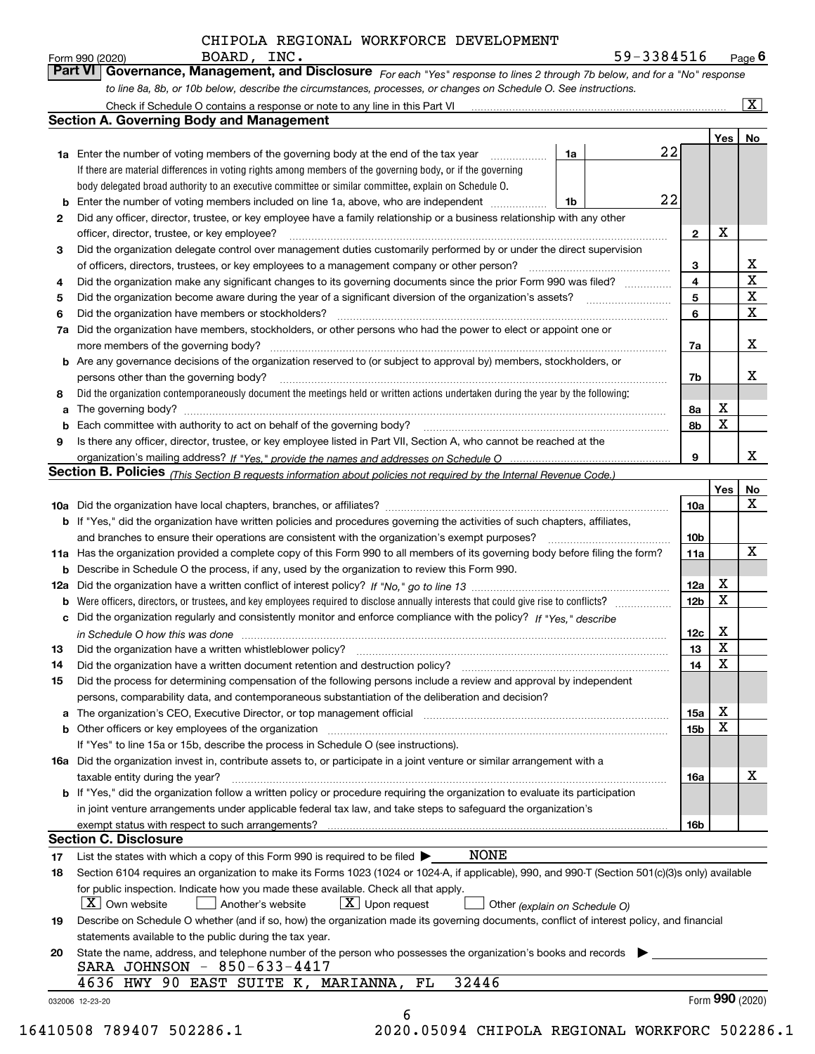CHIPOLA REGIONAL WORKFORCE DEVELOPMENT BOARD, INC. 59-3384516

Form 990 (2020) Page 6

## Part VI Governance, Management, and Disclosure

*For each "Yes" response to lines 2 through 7b below, and for a "No" response to line 8a, 8b, or 10b below, describe the circumstances, processes, or changes on Schedule O. See instructions.*

Check if Schedule O contains a response or note to any line in this Part VI [X]

### Section A. Governing Body and Management

| | | | | | Yes | No |
|---|---|---|---|---|---|---|
| **1a** | Enter the number of voting members of the governing body at the end of the tax year. If there are material differences in voting rights among members of the governing body, or if the governing body delegated broad authority to an executive committee or similar committee, explain on Schedule O. | 1a | 22 | | | |
| **b** | Enter the number of voting members included on line 1a, above, who are independent | 1b | 22 | | | |
| **2** | Did any officer, director, trustee, or key employee have a family relationship or a business relationship with any other officer, director, trustee, or key employee? | | | 2 | X | |
| **3** | Did the organization delegate control over management duties customarily performed by or under the direct supervision of officers, directors, trustees, or key employees to a management company or other person? | | | 3 | | X |
| **4** | Did the organization make any significant changes to its governing documents since the prior Form 990 was filed? | | | 4 | | X |
| **5** | Did the organization become aware during the year of a significant diversion of the organization's assets? | | | 5 | | X |
| **6** | Did the organization have members or stockholders? | | | 6 | | X |
| **7a** | Did the organization have members, stockholders, or other persons who had the power to elect or appoint one or more members of the governing body? | | | 7a | | X |
| **b** | Are any governance decisions of the organization reserved to (or subject to approval by) members, stockholders, or persons other than the governing body? | | | 7b | | X |
| **8** | Did the organization contemporaneously document the meetings held or written actions undertaken during the year by the following: | | | | | |
| **a** | The governing body? | | | 8a | X | |
| **b** | Each committee with authority to act on behalf of the governing body? | | | 8b | X | |
| **9** | Is there any officer, director, trustee, or key employee listed in Part VII, Section A, who cannot be reached at the organization's mailing address? *If "Yes," provide the names and addresses on Schedule O* | | | 9 | | X |

### Section B. Policies *(This Section B requests information about policies not required by the Internal Revenue Code.)*

| | | | Yes | No |
|---|---|---|---|---|
| **10a** | Did the organization have local chapters, branches, or affiliates? | 10a | | X |
| **b** | If "Yes," did the organization have written policies and procedures governing the activities of such chapters, affiliates, and branches to ensure their operations are consistent with the organization's exempt purposes? | 10b | | |
| **11a** | Has the organization provided a complete copy of this Form 990 to all members of its governing body before filing the form? | 11a | | X |
| **b** | Describe in Schedule O the process, if any, used by the organization to review this Form 990. | | | |
| **12a** | Did the organization have a written conflict of interest policy? *If "No," go to line 13* | 12a | X | |
| **b** | Were officers, directors, or trustees, and key employees required to disclose annually interests that could give rise to conflicts? | 12b | X | |
| **c** | Did the organization regularly and consistently monitor and enforce compliance with the policy? *If "Yes," describe in Schedule O how this was done* | 12c | X | |
| **13** | Did the organization have a written whistleblower policy? | 13 | X | |
| **14** | Did the organization have a written document retention and destruction policy? | 14 | X | |
| **15** | Did the process for determining compensation of the following persons include a review and approval by independent persons, comparability data, and contemporaneous substantiation of the deliberation and decision? | | | |
| **a** | The organization's CEO, Executive Director, or top management official | 15a | X | |
| **b** | Other officers or key employees of the organization. If "Yes" to line 15a or 15b, describe the process in Schedule O (see instructions). | 15b | X | |
| **16a** | Did the organization invest in, contribute assets to, or participate in a joint venture or similar arrangement with a taxable entity during the year? | 16a | | X |
| **b** | If "Yes," did the organization follow a written policy or procedure requiring the organization to evaluate its participation in joint venture arrangements under applicable federal tax law, and take steps to safeguard the organization's exempt status with respect to such arrangements? | 16b | | |

### Section C. Disclosure

**17** List the states with which a copy of this Form 990 is required to be filed ▶ NONE

**18** Section 6104 requires an organization to make its Forms 1023 (1024 or 1024-A, if applicable), 990, and 990-T (Section 501(c)(3)s only) available for public inspection. Indicate how you made these available. Check all that apply.

[X] Own website [ ] Another's website [X] Upon request [ ] Other *(explain on Schedule O)*

**19** Describe on Schedule O whether (and if so, how) the organization made its governing documents, conflict of interest policy, and financial statements available to the public during the tax year.

**20** State the name, address, and telephone number of the person who possesses the organization's books and records ▶

SARA JOHNSON - 850-633-4417
4636 HWY 90 EAST SUITE K, MARIANNA, FL 32446

032006 12-23-20 Form **990** (2020)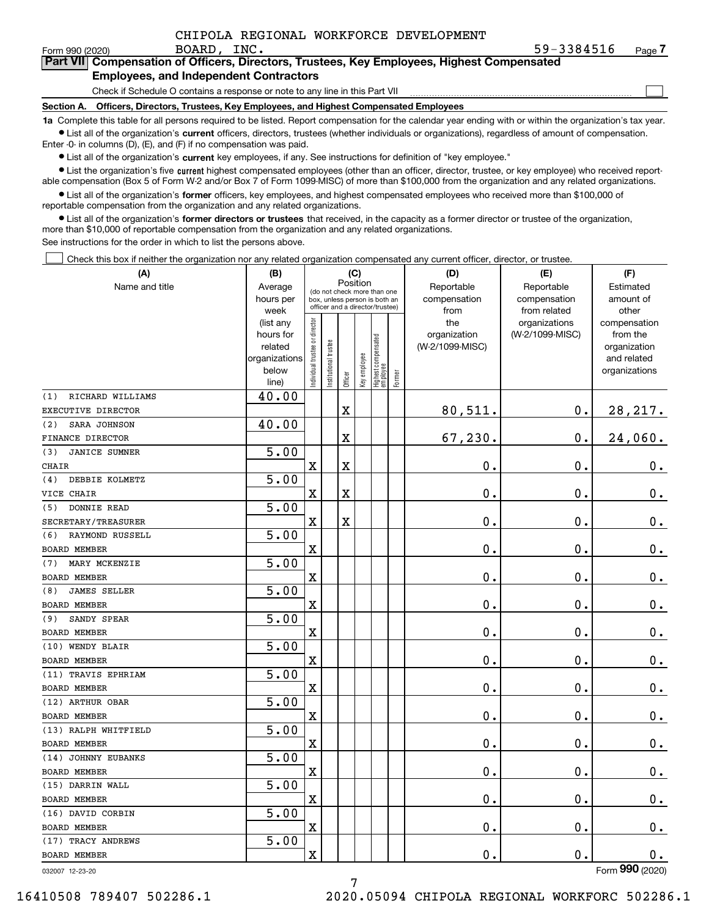CHIPOLA REGIONAL WORKFORCE DEVELOPMENT BOARD, INC. 59-3384516

Form 990 (2020) Page 7

**Part VII Compensation of Officers, Directors, Trustees, Key Employees, Highest Compensated Employees, and Independent Contractors**

Check if Schedule O contains a response or note to any line in this Part VII ☐

**Section A. Officers, Directors, Trustees, Key Employees, and Highest Compensated Employees**

**1a** Complete this table for all persons required to be listed. Report compensation for the calendar year ending with or within the organization's tax year.

- List all of the organization's **current** officers, directors, trustees (whether individuals or organizations), regardless of amount of compensation. Enter -0- in columns (D), (E), and (F) if no compensation was paid.
- List all of the organization's **current** key employees, if any. See instructions for definition of "key employee."
- List the organization's five **current** highest compensated employees (other than an officer, director, trustee, or key employee) who received reportable compensation (Box 5 of Form W-2 and/or Box 7 of Form 1099-MISC) of more than $100,000 from the organization and any related organizations.
- List all of the organization's **former** officers, key employees, and highest compensated employees who received more than $100,000 of reportable compensation from the organization and any related organizations.
- List all of the organization's **former directors or trustees** that received, in the capacity as a former director or trustee of the organization, more than $10,000 of reportable compensation from the organization and any related organizations.

See instructions for the order in which to list the persons above.

☐ Check this box if neither the organization nor any related organization compensated any current officer, director, or trustee.

| (A) Name and title | (B) Average hours per week (list any hours for related organizations below line) | (C) Position: Individual trustee or director | Institutional trustee | Officer | Key employee | Highest compensated employee | Former | (D) Reportable compensation from the organization (W-2/1099-MISC) | (E) Reportable compensation from related organizations (W-2/1099-MISC) | (F) Estimated amount of other compensation from the organization and related organizations |
|---|---|---|---|---|---|---|---|---|---|---|
| (1) RICHARD WILLIAMS<br>EXECUTIVE DIRECTOR | 40.00 | | | X | | | | 80,511. | 0. | 28,217. |
| (2) SARA JOHNSON<br>FINANCE DIRECTOR | 40.00 | | | X | | | | 67,230. | 0. | 24,060. |
| (3) JANICE SUMNER<br>CHAIR | 5.00 | X | | X | | | | 0. | 0. | 0. |
| (4) DEBBIE KOLMETZ<br>VICE CHAIR | 5.00 | X | | X | | | | 0. | 0. | 0. |
| (5) DONNIE READ<br>SECRETARY/TREASURER | 5.00 | X | | X | | | | 0. | 0. | 0. |
| (6) RAYMOND RUSSELL<br>BOARD MEMBER | 5.00 | X | | | | | | 0. | 0. | 0. |
| (7) MARY MCKENZIE<br>BOARD MEMBER | 5.00 | X | | | | | | 0. | 0. | 0. |
| (8) JAMES SELLER<br>BOARD MEMBER | 5.00 | X | | | | | | 0. | 0. | 0. |
| (9) SANDY SPEAR<br>BOARD MEMBER | 5.00 | X | | | | | | 0. | 0. | 0. |
| (10) WENDY BLAIR<br>BOARD MEMBER | 5.00 | X | | | | | | 0. | 0. | 0. |
| (11) TRAVIS EPHRIAM<br>BOARD MEMBER | 5.00 | X | | | | | | 0. | 0. | 0. |
| (12) ARTHUR OBAR<br>BOARD MEMBER | 5.00 | X | | | | | | 0. | 0. | 0. |
| (13) RALPH WHITFIELD<br>BOARD MEMBER | 5.00 | X | | | | | | 0. | 0. | 0. |
| (14) JOHNNY EUBANKS<br>BOARD MEMBER | 5.00 | X | | | | | | 0. | 0. | 0. |
| (15) DARRIN WALL<br>BOARD MEMBER | 5.00 | X | | | | | | 0. | 0. | 0. |
| (16) DAVID CORBIN<br>BOARD MEMBER | 5.00 | X | | | | | | 0. | 0. | 0. |
| (17) TRACY ANDREWS<br>BOARD MEMBER | 5.00 | X | | | | | | 0. | 0. | 0. |

032007 12-23-20 Form 990 (2020)

16410508 789407 502286.1 2020.05094 CHIPOLA REGIONAL WORKFORC 502286.1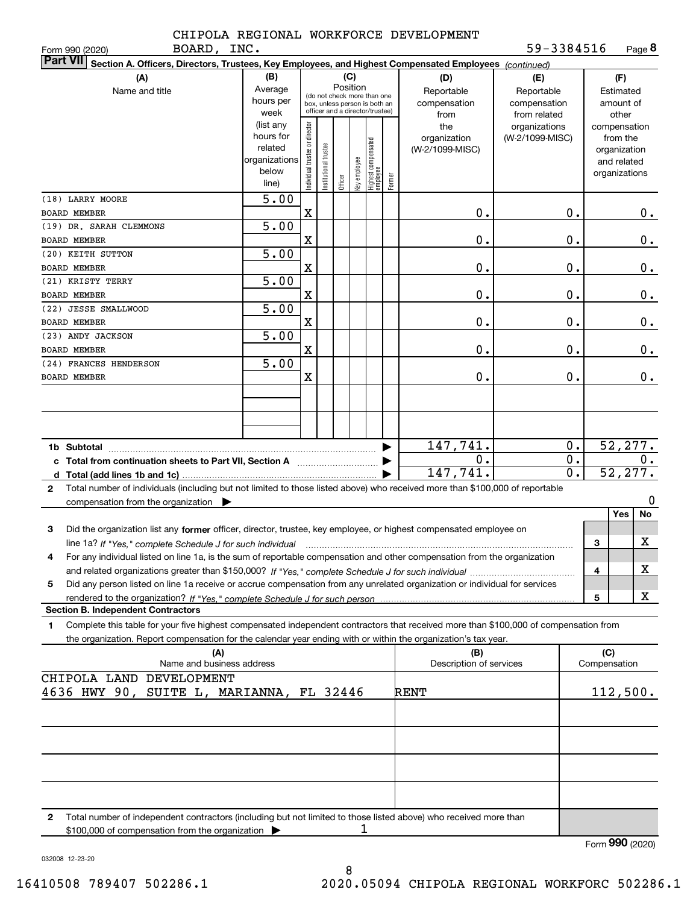CHIPOLA REGIONAL WORKFORCE DEVELOPMENT BOARD, INC.

Form 990 (2020) 59-3384516 Page **8**

**Part VII** **Section A. Officers, Directors, Trustees, Key Employees, and Highest Compensated Employees** *(continued)*

| (A) Name and title | (B) Average hours per week (list any hours for related organizations below line) | (C) Position: Individual trustee or director | Institutional trustee | Officer | Key employee | Highest compensated employee | Former | (D) Reportable compensation from the organization (W-2/1099-MISC) | (E) Reportable compensation from related organizations (W-2/1099-MISC) | (F) Estimated amount of other compensation from the organization and related organizations |
|---|---|---|---|---|---|---|---|---|---|---|
| (18) LARRY MOORE<br>BOARD MEMBER | 5.00 | X | | | | | | 0. | 0. | 0. |
| (19) DR. SARAH CLEMMONS<br>BOARD MEMBER | 5.00 | X | | | | | | 0. | 0. | 0. |
| (20) KEITH SUTTON<br>BOARD MEMBER | 5.00 | X | | | | | | 0. | 0. | 0. |
| (21) KRISTY TERRY<br>BOARD MEMBER | 5.00 | X | | | | | | 0. | 0. | 0. |
| (22) JESSE SMALLWOOD<br>BOARD MEMBER | 5.00 | X | | | | | | 0. | 0. | 0. |
| (23) ANDY JACKSON<br>BOARD MEMBER | 5.00 | X | | | | | | 0. | 0. | 0. |
| (24) FRANCES HENDERSON<br>BOARD MEMBER | 5.00 | X | | | | | | 0. | 0. | 0. |
| **1b Subtotal** | | | | | | | | 147,741. | 0. | 52,277. |
| **c Total from continuation sheets to Part VII, Section A** | | | | | | | | 0. | 0. | 0. |
| **d Total (add lines 1b and 1c)** | | | | | | | | 147,741. | 0. | 52,277. |

**2** Total number of individuals (including but not limited to those listed above) who received more than $100,000 of reportable compensation from the organization ▶ 0

| | | Yes | No |
|---|---|---|---|
| **3** Did the organization list any **former** officer, director, trustee, key employee, or highest compensated employee on line 1a? *If "Yes," complete Schedule J for such individual* | 3 | | X |
| **4** For any individual listed on line 1a, is the sum of reportable compensation and other compensation from the organization and related organizations greater than $150,000? *If "Yes," complete Schedule J for such individual* | 4 | | X |
| **5** Did any person listed on line 1a receive or accrue compensation from any unrelated organization or individual for services rendered to the organization? *If "Yes," complete Schedule J for such person* | 5 | | X |

**Section B. Independent Contractors**

**1** Complete this table for your five highest compensated independent contractors that received more than $100,000 of compensation from the organization. Report compensation for the calendar year ending with or within the organization's tax year.

| (A) Name and business address | (B) Description of services | (C) Compensation |
|---|---|---|
| CHIPOLA LAND DEVELOPMENT<br>4636 HWY 90, SUITE L, MARIANNA, FL 32446 | RENT | 112,500. |
| | | |
| | | |
| | | |
| | | |

**2** Total number of independent contractors (including but not limited to those listed above) who received more than $100,000 of compensation from the organization ▶ 1

Form **990** (2020)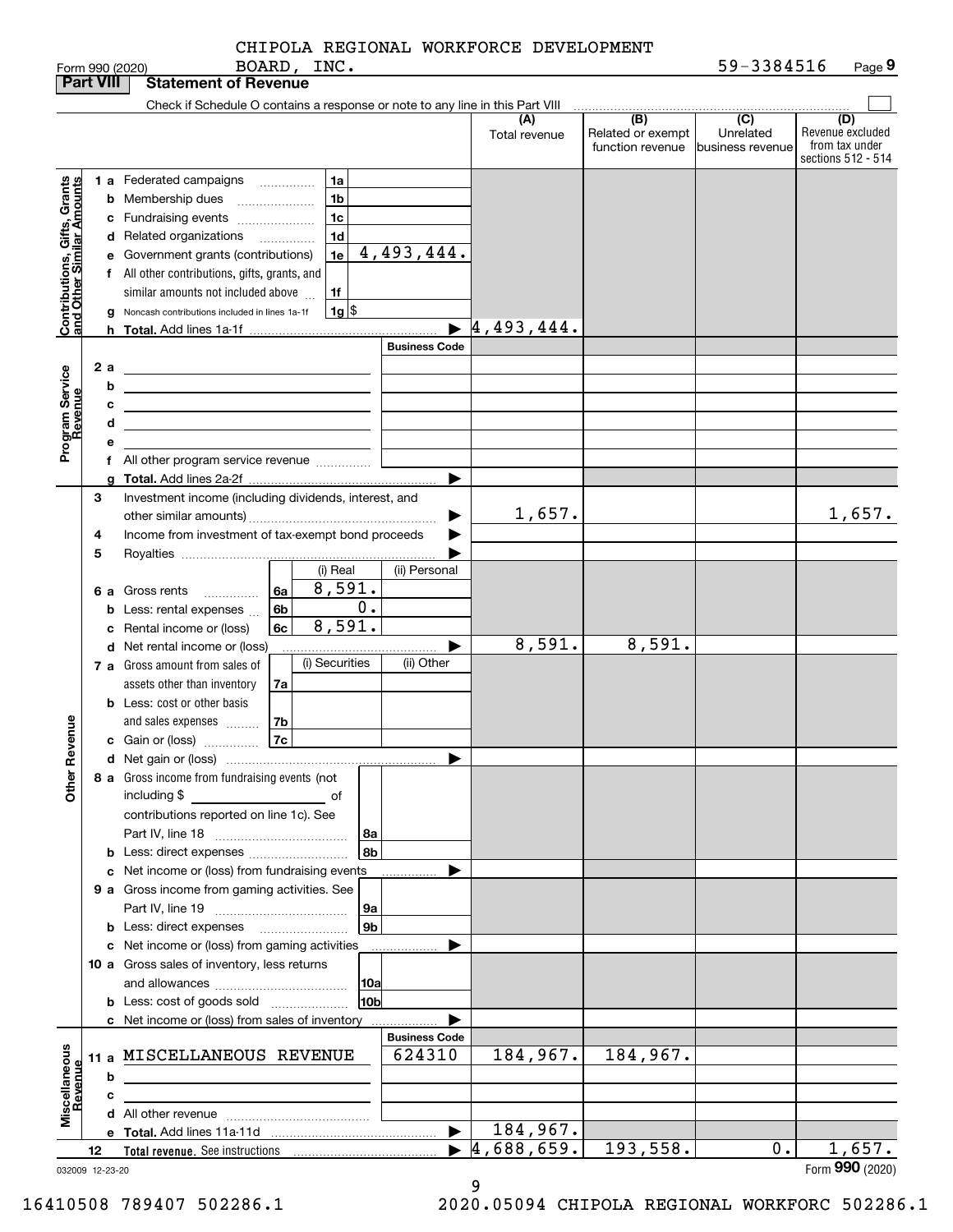CHIPOLA REGIONAL WORKFORCE DEVELOPMENT BOARD, INC. 59-3384516

Form 990 (2020) Page 9

## Part VIII Statement of Revenue

Check if Schedule O contains a response or note to any line in this Part VIII

| | | | (A) Total revenue | (B) Related or exempt function revenue | (C) Unrelated business revenue | (D) Revenue excluded from tax under sections 512 - 514 |
|---|---|---|---|---|---|---|
| **Contributions, Gifts, Grants and Other Similar Amounts** | 1a Federated campaigns | 1a | | | | |
| | b Membership dues | 1b | | | | |
| | c Fundraising events | 1c | | | | |
| | d Related organizations | 1d | | | | |
| | e Government grants (contributions) | 1e 4,493,444. | | | | |
| | f All other contributions, gifts, grants, and similar amounts not included above | 1f | | | | |
| | g Noncash contributions included in lines 1a-1f | 1g $ | | | | |
| | h **Total.** Add lines 1a-1f | | 4,493,444. | | | |
| **Program Service Revenue** | | Business Code | | | | |
| | 2a | | | | | |
| | b | | | | | |
| | c | | | | | |
| | d | | | | | |
| | e | | | | | |
| | f All other program service revenue | | | | | |
| | g **Total.** Add lines 2a-2f | | | | | |
| **Other Revenue** | 3 Investment income (including dividends, interest, and other similar amounts) | | 1,657. | | | 1,657. |
| | 4 Income from investment of tax-exempt bond proceeds | | | | | |
| | 5 Royalties | | | | | |
| | | (i) Real / (ii) Personal | | | | |
| | 6a Gross rents | 6a (i) 8,591. | | | | |
| | b Less: rental expenses | 6b (i) 0. | | | | |
| | c Rental income or (loss) | 6c (i) 8,591. | | | | |
| | d Net rental income or (loss) | | 8,591. | 8,591. | | |
| | | (i) Securities / (ii) Other | | | | |
| | 7a Gross amount from sales of assets other than inventory | 7a | | | | |
| | b Less: cost or other basis and sales expenses | 7b | | | | |
| | c Gain or (loss) | 7c | | | | |
| | d Net gain or (loss) | | | | | |
| | 8a Gross income from fundraising events (not including $ ______ of contributions reported on line 1c). See Part IV, line 18 | 8a | | | | |
| | b Less: direct expenses | 8b | | | | |
| | c Net income or (loss) from fundraising events | | | | | |
| | 9a Gross income from gaming activities. See Part IV, line 19 | 9a | | | | |
| | b Less: direct expenses | 9b | | | | |
| | c Net income or (loss) from gaming activities | | | | | |
| | 10a Gross sales of inventory, less returns and allowances | 10a | | | | |
| | b Less: cost of goods sold | 10b | | | | |
| | c Net income or (loss) from sales of inventory | | | | | |
| **Miscellaneous Revenue** | | Business Code | | | | |
| | 11a MISCELLANEOUS REVENUE | 624310 | 184,967. | 184,967. | | |
| | b | | | | | |
| | c | | | | | |
| | d All other revenue | | | | | |
| | e **Total.** Add lines 11a-11d | | 184,967. | | | |
| | 12 **Total revenue.** See instructions | | 4,688,659. | 193,558. | 0. | 1,657. |

032009 12-23-20

Form **990** (2020)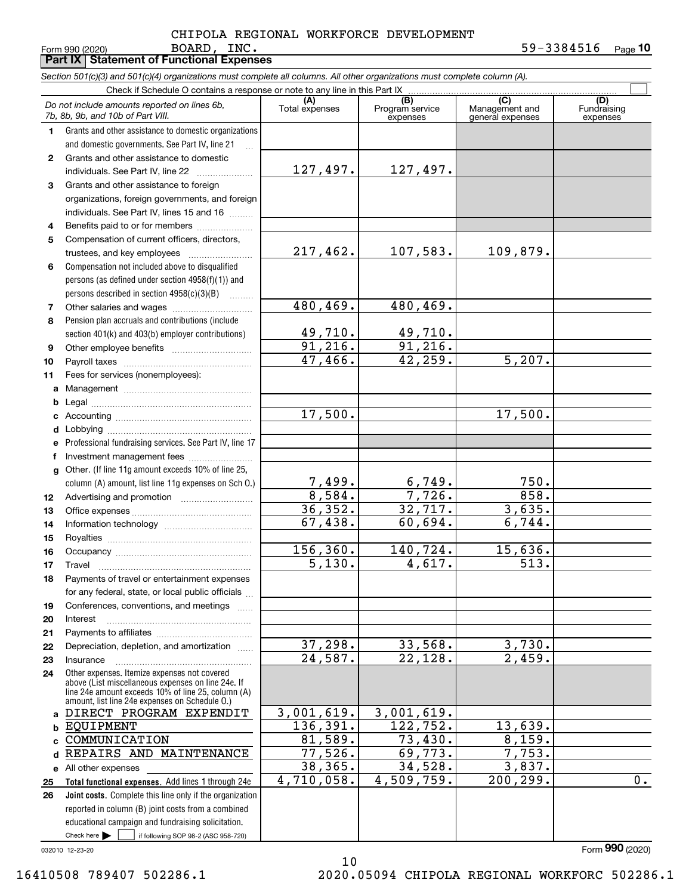CHIPOLA REGIONAL WORKFORCE DEVELOPMENT BOARD, INC.

Form 990 (2020) 59-3384516 Page **10**

## Part IX Statement of Functional Expenses

*Section 501(c)(3) and 501(c)(4) organizations must complete all columns. All other organizations must complete column (A).*

Check if Schedule O contains a response or note to any line in this Part IX ☐

| | *Do not include amounts reported on lines 6b, 7b, 8b, 9b, and 10b of Part VIII.* | (A) Total expenses | (B) Program service expenses | (C) Management and general expenses | (D) Fundraising expenses |
|---|---|---|---|---|---|
| 1 | Grants and other assistance to domestic organizations and domestic governments. See Part IV, line 21 | | | | |
| 2 | Grants and other assistance to domestic individuals. See Part IV, line 22 | 127,497. | 127,497. | | |
| 3 | Grants and other assistance to foreign organizations, foreign governments, and foreign individuals. See Part IV, lines 15 and 16 | | | | |
| 4 | Benefits paid to or for members | | | | |
| 5 | Compensation of current officers, directors, trustees, and key employees | 217,462. | 107,583. | 109,879. | |
| 6 | Compensation not included above to disqualified persons (as defined under section 4958(f)(1)) and persons described in section 4958(c)(3)(B) | | | | |
| 7 | Other salaries and wages | 480,469. | 480,469. | | |
| 8 | Pension plan accruals and contributions (include section 401(k) and 403(b) employer contributions) | 49,710. | 49,710. | | |
| 9 | Other employee benefits | 91,216. | 91,216. | | |
| 10 | Payroll taxes | 47,466. | 42,259. | 5,207. | |
| 11 | Fees for services (nonemployees): | | | | |
| a | Management | | | | |
| b | Legal | | | | |
| c | Accounting | 17,500. | | 17,500. | |
| d | Lobbying | | | | |
| e | Professional fundraising services. See Part IV, line 17 | | | | |
| f | Investment management fees | | | | |
| g | Other. (If line 11g amount exceeds 10% of line 25, column (A) amount, list line 11g expenses on Sch O.) | 7,499. | 6,749. | 750. | |
| 12 | Advertising and promotion | 8,584. | 7,726. | 858. | |
| 13 | Office expenses | 36,352. | 32,717. | 3,635. | |
| 14 | Information technology | 67,438. | 60,694. | 6,744. | |
| 15 | Royalties | | | | |
| 16 | Occupancy | 156,360. | 140,724. | 15,636. | |
| 17 | Travel | 5,130. | 4,617. | 513. | |
| 18 | Payments of travel or entertainment expenses for any federal, state, or local public officials | | | | |
| 19 | Conferences, conventions, and meetings | | | | |
| 20 | Interest | | | | |
| 21 | Payments to affiliates | | | | |
| 22 | Depreciation, depletion, and amortization | 37,298. | 33,568. | 3,730. | |
| 23 | Insurance | 24,587. | 22,128. | 2,459. | |
| 24 | Other expenses. Itemize expenses not covered above (List miscellaneous expenses on line 24e. If line 24e amount exceeds 10% of line 25, column (A) amount, list line 24e expenses on Schedule O.) | | | | |
| a | DIRECT PROGRAM EXPENDIT | 3,001,619. | 3,001,619. | | |
| b | EQUIPMENT | 136,391. | 122,752. | 13,639. | |
| c | COMMUNICATION | 81,589. | 73,430. | 8,159. | |
| d | REPAIRS AND MAINTENANCE | 77,526. | 69,773. | 7,753. | |
| e | All other expenses | 38,365. | 34,528. | 3,837. | |
| 25 | **Total functional expenses.** Add lines 1 through 24e | 4,710,058. | 4,509,759. | 200,299. | 0. |
| 26 | **Joint costs.** Complete this line only if the organization reported in column (B) joint costs from a combined educational campaign and fundraising solicitation. Check here ☐ if following SOP 98-2 (ASC 958-720) | | | | |

032010 12-23-20

Form **990** (2020)

16410508 789407 502286.1 2020.05094 CHIPOLA REGIONAL WORKFORC 502286.1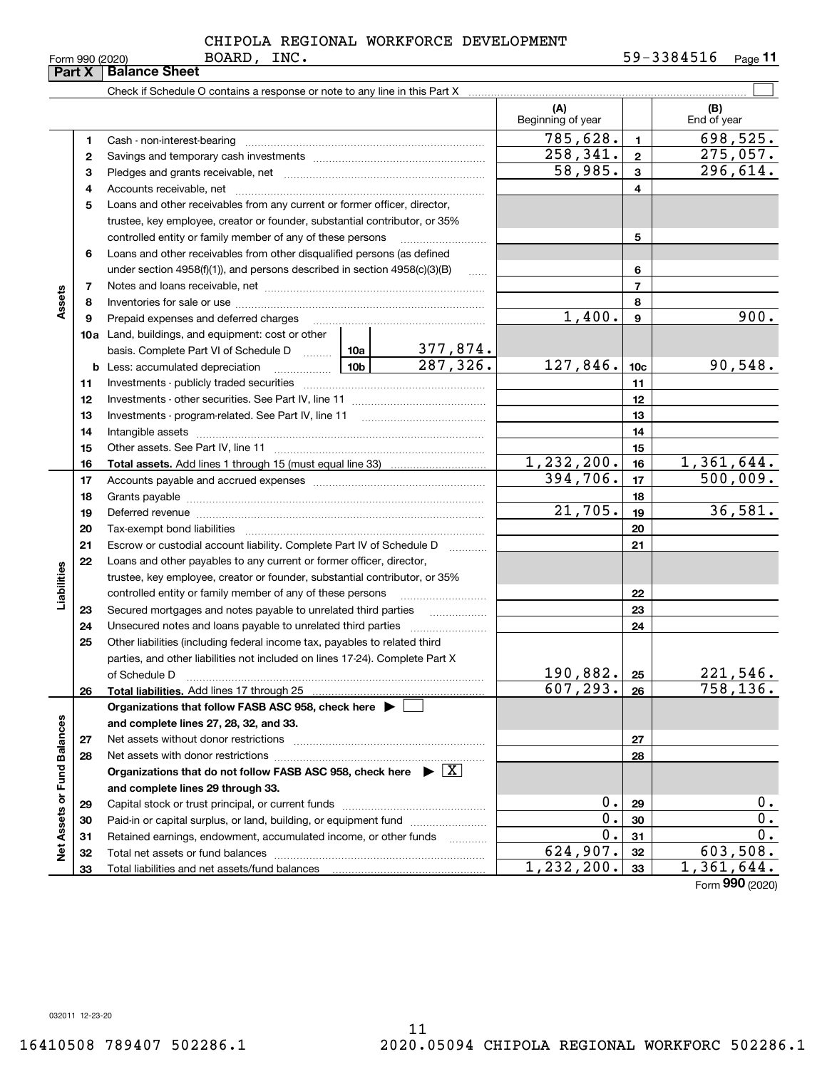CHIPOLA REGIONAL WORKFORCE DEVELOPMENT BOARD, INC. 59-3384516

Form 990 (2020)

## Part X Balance Sheet

Check if Schedule O contains a response or note to any line in this Part X

| | | | | (A) Beginning of year | | (B) End of year |
|---|---|---|---|---|---|---|
| **Assets** | 1 | Cash - non-interest-bearing | | 785,628. | 1 | 698,525. |
| | 2 | Savings and temporary cash investments | | 258,341. | 2 | 275,057. |
| | 3 | Pledges and grants receivable, net | | 58,985. | 3 | 296,614. |
| | 4 | Accounts receivable, net | | | 4 | |
| | 5 | Loans and other receivables from any current or former officer, director, trustee, key employee, creator or founder, substantial contributor, or 35% controlled entity or family member of any of these persons | | | 5 | |
| | 6 | Loans and other receivables from other disqualified persons (as defined under section 4958(f)(1)), and persons described in section 4958(c)(3)(B) | | | 6 | |
| | 7 | Notes and loans receivable, net | | | 7 | |
| | 8 | Inventories for sale or use | | | 8 | |
| | 9 | Prepaid expenses and deferred charges | | 1,400. | 9 | 900. |
| | 10a | Land, buildings, and equipment: cost or other basis. Complete Part VI of Schedule D | 10a 377,874. | | | |
| | b | Less: accumulated depreciation | 10b 287,326. | 127,846. | 10c | 90,548. |
| | 11 | Investments - publicly traded securities | | | 11 | |
| | 12 | Investments - other securities. See Part IV, line 11 | | | 12 | |
| | 13 | Investments - program-related. See Part IV, line 11 | | | 13 | |
| | 14 | Intangible assets | | | 14 | |
| | 15 | Other assets. See Part IV, line 11 | | | 15 | |
| | 16 | **Total assets.** Add lines 1 through 15 (must equal line 33) | | 1,232,200. | 16 | 1,361,644. |
| **Liabilities** | 17 | Accounts payable and accrued expenses | | 394,706. | 17 | 500,009. |
| | 18 | Grants payable | | | 18 | |
| | 19 | Deferred revenue | | 21,705. | 19 | 36,581. |
| | 20 | Tax-exempt bond liabilities | | | 20 | |
| | 21 | Escrow or custodial account liability. Complete Part IV of Schedule D | | | 21 | |
| | 22 | Loans and other payables to any current or former officer, director, trustee, key employee, creator or founder, substantial contributor, or 35% controlled entity or family member of any of these persons | | | 22 | |
| | 23 | Secured mortgages and notes payable to unrelated third parties | | | 23 | |
| | 24 | Unsecured notes and loans payable to unrelated third parties | | | 24 | |
| | 25 | Other liabilities (including federal income tax, payables to related third parties, and other liabilities not included on lines 17-24). Complete Part X of Schedule D | | 190,882. | 25 | 221,546. |
| | 26 | **Total liabilities.** Add lines 17 through 25 | | 607,293. | 26 | 758,136. |
| **Net Assets or Fund Balances** | | **Organizations that follow FASB ASC 958, check here ▶ ☐ and complete lines 27, 28, 32, and 33.** | | | | |
| | 27 | Net assets without donor restrictions | | | 27 | |
| | 28 | Net assets with donor restrictions | | | 28 | |
| | | **Organizations that do not follow FASB ASC 958, check here ▶ ☒ and complete lines 29 through 33.** | | | | |
| | 29 | Capital stock or trust principal, or current funds | | 0. | 29 | 0. |
| | 30 | Paid-in or capital surplus, or land, building, or equipment fund | | 0. | 30 | 0. |
| | 31 | Retained earnings, endowment, accumulated income, or other funds | | 0. | 31 | 0. |
| | 32 | Total net assets or fund balances | | 624,907. | 32 | 603,508. |
| | 33 | Total liabilities and net assets/fund balances | | 1,232,200. | 33 | 1,361,644. |

Form **990** (2020)

032011 12-23-20

16410508 789407 502286.1 2020.05094 CHIPOLA REGIONAL WORKFORC 502286.1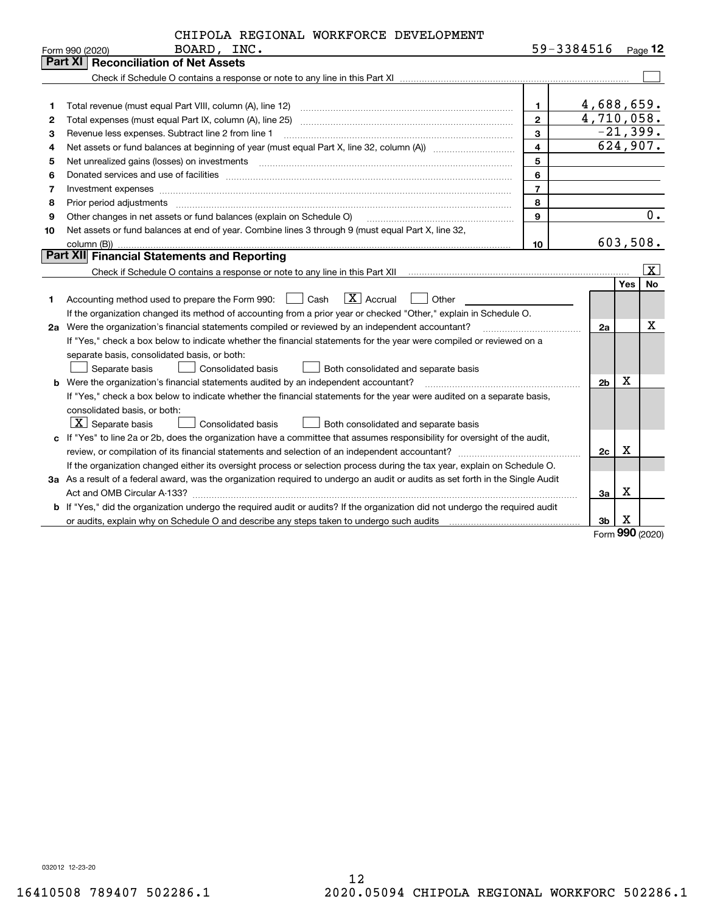CHIPOLA REGIONAL WORKFORCE DEVELOPMENT BOARD, INC.

Form 990 (2020) 59-3384516 Page 12

## Part XI Reconciliation of Net Assets

Check if Schedule O contains a response or note to any line in this Part XI ☐

| | | | |
|---|---|---|---|
| 1 | Total revenue (must equal Part VIII, column (A), line 12) | 1 | 4,688,659. |
| 2 | Total expenses (must equal Part IX, column (A), line 25) | 2 | 4,710,058. |
| 3 | Revenue less expenses. Subtract line 2 from line 1 | 3 | -21,399. |
| 4 | Net assets or fund balances at beginning of year (must equal Part X, line 32, column (A)) | 4 | 624,907. |
| 5 | Net unrealized gains (losses) on investments | 5 | |
| 6 | Donated services and use of facilities | 6 | |
| 7 | Investment expenses | 7 | |
| 8 | Prior period adjustments | 8 | |
| 9 | Other changes in net assets or fund balances (explain on Schedule O) | 9 | 0. |
| 10 | Net assets or fund balances at end of year. Combine lines 3 through 9 (must equal Part X, line 32, column (B)) | 10 | 603,508. |

## Part XII Financial Statements and Reporting

Check if Schedule O contains a response or note to any line in this Part XII ☒

| | | | Yes | No |
|---|---|---|---|---|
| 1 | Accounting method used to prepare the Form 990: ☐ Cash ☒ Accrual ☐ Other ______<br>If the organization changed its method of accounting from a prior year or checked "Other," explain in Schedule O. | | | |
| 2a | Were the organization's financial statements compiled or reviewed by an independent accountant?<br>If "Yes," check a box below to indicate whether the financial statements for the year were compiled or reviewed on a separate basis, consolidated basis, or both:<br>☐ Separate basis ☐ Consolidated basis ☐ Both consolidated and separate basis | 2a | | X |
| b | Were the organization's financial statements audited by an independent accountant?<br>If "Yes," check a box below to indicate whether the financial statements for the year were audited on a separate basis, consolidated basis, or both:<br>☒ Separate basis ☐ Consolidated basis ☐ Both consolidated and separate basis | 2b | X | |
| c | If "Yes" to line 2a or 2b, does the organization have a committee that assumes responsibility for oversight of the audit, review, or compilation of its financial statements and selection of an independent accountant?<br>If the organization changed either its oversight process or selection process during the tax year, explain on Schedule O. | 2c | X | |
| 3a | As a result of a federal award, was the organization required to undergo an audit or audits as set forth in the Single Audit Act and OMB Circular A-133? | 3a | X | |
| b | If "Yes," did the organization undergo the required audit or audits? If the organization did not undergo the required audit or audits, explain why on Schedule O and describe any steps taken to undergo such audits | 3b | X | |

Form 990 (2020)

032012 12-23-20

16410508 789407 502286.1 2020.05094 CHIPOLA REGIONAL WORKFORC 502286.1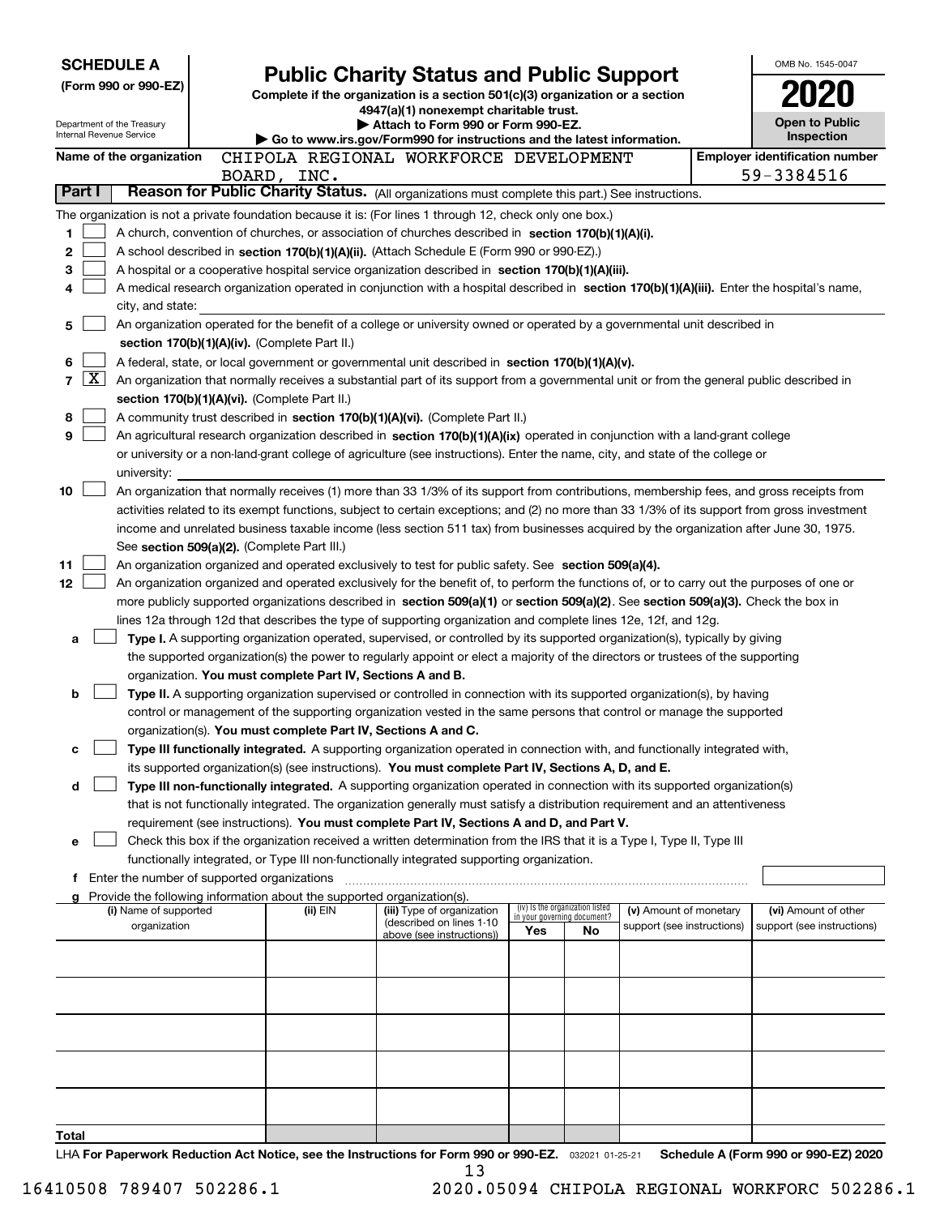**SCHEDULE A**
**(Form 990 or 990-EZ)**

Department of the Treasury
Internal Revenue Service

# Public Charity Status and Public Support

**Complete if the organization is a section 501(c)(3) organization or a section 4947(a)(1) nonexempt charitable trust.**
**▶ Attach to Form 990 or Form 990-EZ.**
**▶ Go to www.irs.gov/Form990 for instructions and the latest information.**

OMB No. 1545-0047

**2020**

**Open to Public Inspection**

**Name of the organization** CHIPOLA REGIONAL WORKFORCE DEVELOPMENT BOARD, INC.

**Employer identification number** 59-3384516

**Part I** **Reason for Public Charity Status.** (All organizations must complete this part.) See instructions.

The organization is not a private foundation because it is: (For lines 1 through 12, check only one box.)

1 [ ] A church, convention of churches, or association of churches described in **section 170(b)(1)(A)(i).**

2 [ ] A school described in **section 170(b)(1)(A)(ii).** (Attach Schedule E (Form 990 or 990-EZ).)

3 [ ] A hospital or a cooperative hospital service organization described in **section 170(b)(1)(A)(iii).**

4 [ ] A medical research organization operated in conjunction with a hospital described in **section 170(b)(1)(A)(iii).** Enter the hospital's name, city, and state:

5 [ ] An organization operated for the benefit of a college or university owned or operated by a governmental unit described in **section 170(b)(1)(A)(iv).** (Complete Part II.)

6 [ ] A federal, state, or local government or governmental unit described in **section 170(b)(1)(A)(v).**

7 [X] An organization that normally receives a substantial part of its support from a governmental unit or from the general public described in **section 170(b)(1)(A)(vi).** (Complete Part II.)

8 [ ] A community trust described in **section 170(b)(1)(A)(vi).** (Complete Part II.)

9 [ ] An agricultural research organization described in **section 170(b)(1)(A)(ix)** operated in conjunction with a land-grant college or university or a non-land-grant college of agriculture (see instructions). Enter the name, city, and state of the college or university:

10 [ ] An organization that normally receives (1) more than 33 1/3% of its support from contributions, membership fees, and gross receipts from activities related to its exempt functions, subject to certain exceptions; and (2) no more than 33 1/3% of its support from gross investment income and unrelated business taxable income (less section 511 tax) from businesses acquired by the organization after June 30, 1975. See **section 509(a)(2).** (Complete Part III.)

11 [ ] An organization organized and operated exclusively to test for public safety. See **section 509(a)(4).**

12 [ ] An organization organized and operated exclusively for the benefit of, to perform the functions of, or to carry out the purposes of one or more publicly supported organizations described in **section 509(a)(1)** or **section 509(a)(2).** See **section 509(a)(3).** Check the box in lines 12a through 12d that describes the type of supporting organization and complete lines 12e, 12f, and 12g.

a [ ] **Type I.** A supporting organization operated, supervised, or controlled by its supported organization(s), typically by giving the supported organization(s) the power to regularly appoint or elect a majority of the directors or trustees of the supporting organization. **You must complete Part IV, Sections A and B.**

b [ ] **Type II.** A supporting organization supervised or controlled in connection with its supported organization(s), by having control or management of the supporting organization vested in the same persons that control or manage the supported organization(s). **You must complete Part IV, Sections A and C.**

c [ ] **Type III functionally integrated.** A supporting organization operated in connection with, and functionally integrated with, its supported organization(s) (see instructions). **You must complete Part IV, Sections A, D, and E.**

d [ ] **Type III non-functionally integrated.** A supporting organization operated in connection with its supported organization(s) that is not functionally integrated. The organization generally must satisfy a distribution requirement and an attentiveness requirement (see instructions). **You must complete Part IV, Sections A and D, and Part V.**

e [ ] Check this box if the organization received a written determination from the IRS that it is a Type I, Type II, Type III functionally integrated, or Type III non-functionally integrated supporting organization.

f Enter the number of supported organizations

g Provide the following information about the supported organization(s).

| (i) Name of supported organization | (ii) EIN | (iii) Type of organization (described on lines 1-10 above (see instructions)) | (iv) Is the organization listed in your governing document? Yes | No | (v) Amount of monetary support (see instructions) | (vi) Amount of other support (see instructions) |
|---|---|---|---|---|---|---|
| | | | | | | |
| | | | | | | |
| | | | | | | |
| | | | | | | |
| | | | | | | |
| **Total** | | | | | | |

LHA **For Paperwork Reduction Act Notice, see the Instructions for Form 990 or 990-EZ.** 032021 01-25-21 **Schedule A (Form 990 or 990-EZ) 2020**

16410508 789407 502286.1 2020.05094 CHIPOLA REGIONAL WORKFORC 502286.1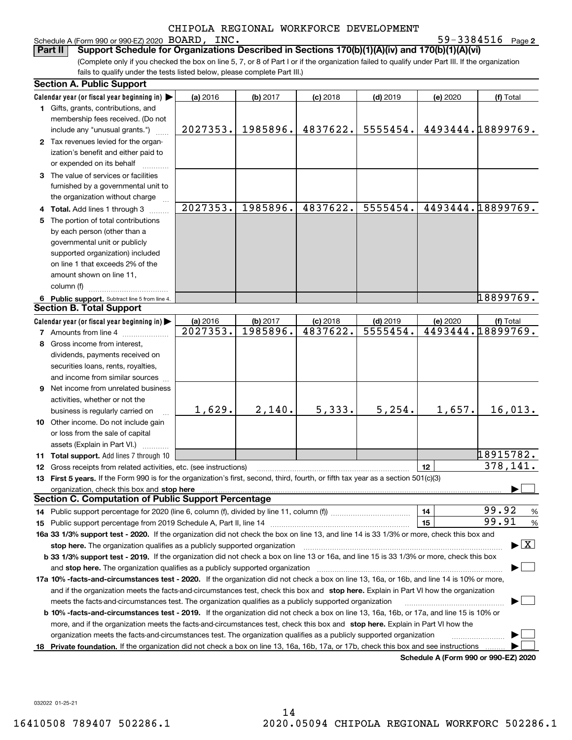CHIPOLA REGIONAL WORKFORCE DEVELOPMENT

Schedule A (Form 990 or 990-EZ) 2020 BOARD, INC. 59-3384516 Page 2

**Part II** **Support Schedule for Organizations Described in Sections 170(b)(1)(A)(iv) and 170(b)(1)(A)(vi)**

(Complete only if you checked the box on line 5, 7, or 8 of Part I or if the organization failed to qualify under Part III. If the organization fails to qualify under the tests listed below, please complete Part III.)

## Section A. Public Support

| Calendar year (or fiscal year beginning in) ▶ | (a) 2016 | (b) 2017 | (c) 2018 | (d) 2019 | (e) 2020 | (f) Total |
|---|---|---|---|---|---|---|
| **1** Gifts, grants, contributions, and membership fees received. (Do not include any "unusual grants.") | 2027353. | 1985896. | 4837622. | 5555454. | 4493444. | 18899769. |
| **2** Tax revenues levied for the organization's benefit and either paid to or expended on its behalf | | | | | | |
| **3** The value of services or facilities furnished by a governmental unit to the organization without charge | | | | | | |
| **4 Total.** Add lines 1 through 3 | 2027353. | 1985896. | 4837622. | 5555454. | 4493444. | 18899769. |
| **5** The portion of total contributions by each person (other than a governmental unit or publicly supported organization) included on line 1 that exceeds 2% of the amount shown on line 11, column (f) | | | | | | |
| **6 Public support.** Subtract line 5 from line 4. | | | | | | 18899769. |

## Section B. Total Support

| Calendar year (or fiscal year beginning in) ▶ | (a) 2016 | (b) 2017 | (c) 2018 | (d) 2019 | (e) 2020 | (f) Total |
|---|---|---|---|---|---|---|
| **7** Amounts from line 4 | 2027353. | 1985896. | 4837622. | 5555454. | 4493444. | 18899769. |
| **8** Gross income from interest, dividends, payments received on securities loans, rents, royalties, and income from similar sources | | | | | | |
| **9** Net income from unrelated business activities, whether or not the business is regularly carried on | 1,629. | 2,140. | 5,333. | 5,254. | 1,657. | 16,013. |
| **10** Other income. Do not include gain or loss from the sale of capital assets (Explain in Part VI.) | | | | | | |
| **11 Total support.** Add lines 7 through 10 | | | | | | 18915782. |

**12** Gross receipts from related activities, etc. (see instructions) | **12** | 378,141.

**13 First 5 years.** If the Form 990 is for the organization's first, second, third, fourth, or fifth tax year as a section 501(c)(3) organization, check this box and **stop here** ▶ ☐

## Section C. Computation of Public Support Percentage

**14** Public support percentage for 2020 (line 6, column (f), divided by line 11, column (f)) | **14** | 99.92 %

**15** Public support percentage from 2019 Schedule A, Part II, line 14 | **15** | 99.91 %

**16a 33 1/3% support test - 2020.** If the organization did not check the box on line 13, and line 14 is 33 1/3% or more, check this box and **stop here.** The organization qualifies as a publicly supported organization ▶ ☒

**b 33 1/3% support test - 2019.** If the organization did not check a box on line 13 or 16a, and line 15 is 33 1/3% or more, check this box and **stop here.** The organization qualifies as a publicly supported organization ▶ ☐

**17a 10% -facts-and-circumstances test - 2020.** If the organization did not check a box on line 13, 16a, or 16b, and line 14 is 10% or more, and if the organization meets the facts-and-circumstances test, check this box and **stop here.** Explain in Part VI how the organization meets the facts-and-circumstances test. The organization qualifies as a publicly supported organization ▶ ☐

**b 10% -facts-and-circumstances test - 2019.** If the organization did not check a box on line 13, 16a, 16b, or 17a, and line 15 is 10% or more, and if the organization meets the facts-and-circumstances test, check this box and **stop here.** Explain in Part VI how the organization meets the facts-and-circumstances test. The organization qualifies as a publicly supported organization ▶ ☐

**18 Private foundation.** If the organization did not check a box on line 13, 16a, 16b, 17a, or 17b, check this box and see instructions ▶ ☐

**Schedule A (Form 990 or 990-EZ) 2020**

032022 01-25-21

16410508 789407 502286.1 2020.05094 CHIPOLA REGIONAL WORKFORC 502286.1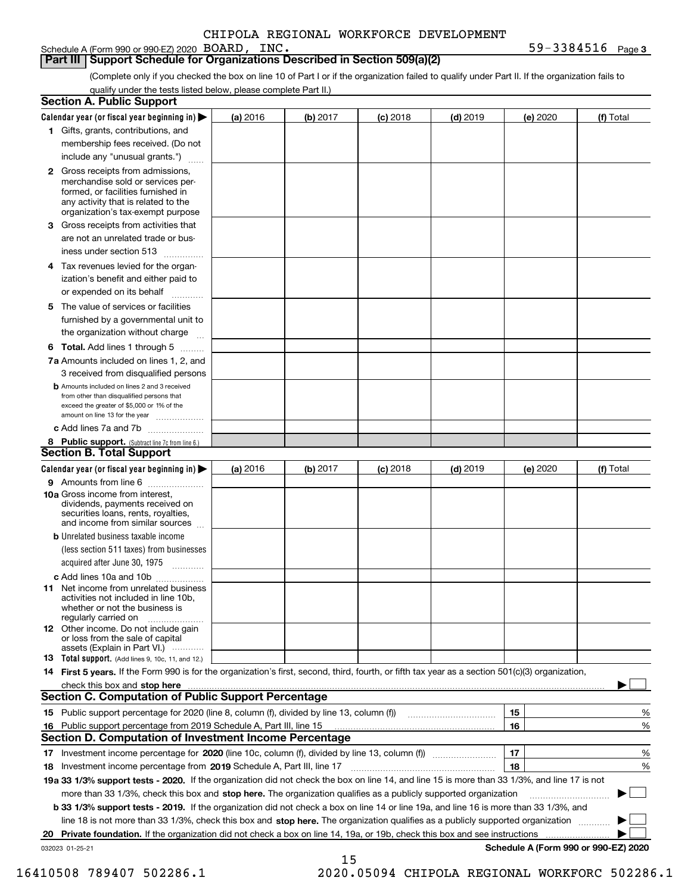CHIPOLA REGIONAL WORKFORCE DEVELOPMENT

Schedule A (Form 990 or 990-EZ) 2020 BOARD, INC. 59-3384516 Page 3

## Part III Support Schedule for Organizations Described in Section 509(a)(2)

(Complete only if you checked the box on line 10 of Part I or if the organization failed to qualify under Part II. If the organization fails to qualify under the tests listed below, please complete Part II.)

### Section A. Public Support

| Calendar year (or fiscal year beginning in) ▶ | (a) 2016 | (b) 2017 | (c) 2018 | (d) 2019 | (e) 2020 | (f) Total |
|---|---|---|---|---|---|---|
| 1 Gifts, grants, contributions, and membership fees received. (Do not include any "unusual grants.") | | | | | | |
| 2 Gross receipts from admissions, merchandise sold or services performed, or facilities furnished in any activity that is related to the organization's tax-exempt purpose | | | | | | |
| 3 Gross receipts from activities that are not an unrelated trade or business under section 513 | | | | | | |
| 4 Tax revenues levied for the organization's benefit and either paid to or expended on its behalf | | | | | | |
| 5 The value of services or facilities furnished by a governmental unit to the organization without charge | | | | | | |
| 6 **Total.** Add lines 1 through 5 | | | | | | |
| 7a Amounts included on lines 1, 2, and 3 received from disqualified persons | | | | | | |
| b Amounts included on lines 2 and 3 received from other than disqualified persons that exceed the greater of $5,000 or 1% of the amount on line 13 for the year | | | | | | |
| c Add lines 7a and 7b | | | | | | |
| 8 **Public support.** (Subtract line 7c from line 6.) | | | | | | |

### Section B. Total Support

| Calendar year (or fiscal year beginning in) ▶ | (a) 2016 | (b) 2017 | (c) 2018 | (d) 2019 | (e) 2020 | (f) Total |
|---|---|---|---|---|---|---|
| 9 Amounts from line 6 | | | | | | |
| 10a Gross income from interest, dividends, payments received on securities loans, rents, royalties, and income from similar sources | | | | | | |
| b Unrelated business taxable income (less section 511 taxes) from businesses acquired after June 30, 1975 | | | | | | |
| c Add lines 10a and 10b | | | | | | |
| 11 Net income from unrelated business activities not included in line 10b, whether or not the business is regularly carried on | | | | | | |
| 12 Other income. Do not include gain or loss from the sale of capital assets (Explain in Part VI.) | | | | | | |
| 13 **Total support.** (Add lines 9, 10c, 11, and 12.) | | | | | | |

14 **First 5 years.** If the Form 990 is for the organization's first, second, third, fourth, or fifth tax year as a section 501(c)(3) organization, check this box and **stop here** ▶ ☐

### Section C. Computation of Public Support Percentage

| | | | |
|---|---|---|---|
| 15 | Public support percentage for 2020 (line 8, column (f), divided by line 13, column (f)) | 15 | % |
| 16 | Public support percentage from 2019 Schedule A, Part III, line 15 | 16 | % |

### Section D. Computation of Investment Income Percentage

| | | | |
|---|---|---|---|
| 17 | Investment income percentage for **2020** (line 10c, column (f), divided by line 13, column (f)) | 17 | % |
| 18 | Investment income percentage from **2019** Schedule A, Part III, line 17 | 18 | % |

**19a 33 1/3% support tests - 2020.** If the organization did not check the box on line 14, and line 15 is more than 33 1/3%, and line 17 is not more than 33 1/3%, check this box and **stop here.** The organization qualifies as a publicly supported organization ▶ ☐

**b 33 1/3% support tests - 2019.** If the organization did not check a box on line 14 or line 19a, and line 16 is more than 33 1/3%, and line 18 is not more than 33 1/3%, check this box and **stop here.** The organization qualifies as a publicly supported organization ▶ ☐

**20 Private foundation.** If the organization did not check a box on line 14, 19a, or 19b, check this box and see instructions ▶ ☐

032023 01-25-21 **Schedule A (Form 990 or 990-EZ) 2020**

16410508 789407 502286.1 2020.05094 CHIPOLA REGIONAL WORKFORC 502286.1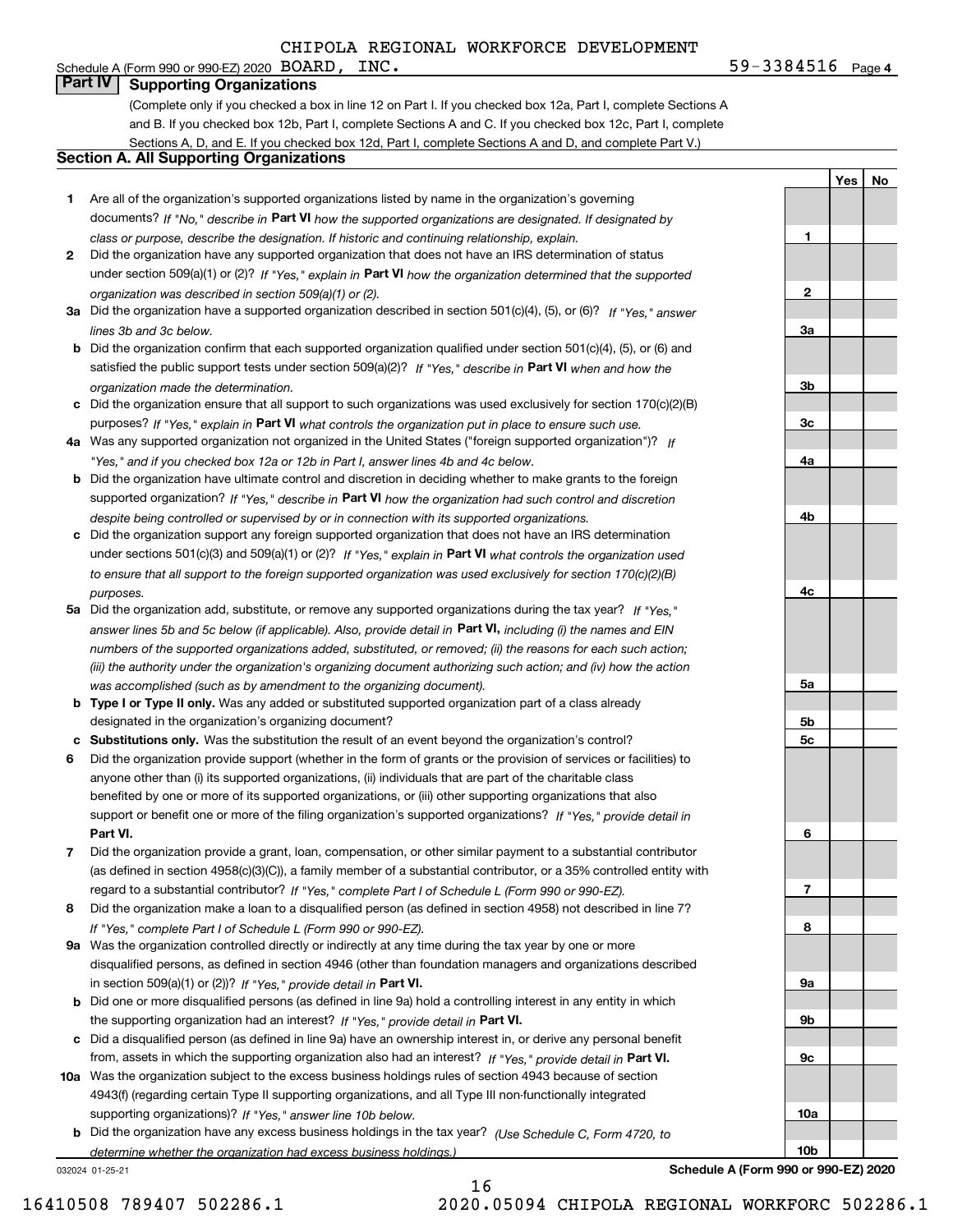CHIPOLA REGIONAL WORKFORCE DEVELOPMENT

Schedule A (Form 990 or 990-EZ) 2020 BOARD, INC. 59-3384516 Page 4

## Part IV Supporting Organizations

(Complete only if you checked a box in line 12 on Part I. If you checked box 12a, Part I, complete Sections A and B. If you checked box 12b, Part I, complete Sections A and C. If you checked box 12c, Part I, complete Sections A, D, and E. If you checked box 12d, Part I, complete Sections A and D, and complete Part V.)

### Section A. All Supporting Organizations

| | | | Yes | No |
|---|---|---|---|---|
| **1** | Are all of the organization's supported organizations listed by name in the organization's governing documents? *If "No," describe in* **Part VI** *how the supported organizations are designated. If designated by class or purpose, describe the designation. If historic and continuing relationship, explain.* | 1 | | |
| **2** | Did the organization have any supported organization that does not have an IRS determination of status under section 509(a)(1) or (2)? *If "Yes," explain in* **Part VI** *how the organization determined that the supported organization was described in section 509(a)(1) or (2).* | 2 | | |
| **3a** | Did the organization have a supported organization described in section 501(c)(4), (5), or (6)? *If "Yes," answer lines 3b and 3c below.* | 3a | | |
| **b** | Did the organization confirm that each supported organization qualified under section 501(c)(4), (5), or (6) and satisfied the public support tests under section 509(a)(2)? *If "Yes," describe in* **Part VI** *when and how the organization made the determination.* | 3b | | |
| **c** | Did the organization ensure that all support to such organizations was used exclusively for section 170(c)(2)(B) purposes? *If "Yes," explain in* **Part VI** *what controls the organization put in place to ensure such use.* | 3c | | |
| **4a** | Was any supported organization not organized in the United States ("foreign supported organization")? *If "Yes," and if you checked box 12a or 12b in Part I, answer lines 4b and 4c below.* | 4a | | |
| **b** | Did the organization have ultimate control and discretion in deciding whether to make grants to the foreign supported organization? *If "Yes," describe in* **Part VI** *how the organization had such control and discretion despite being controlled or supervised by or in connection with its supported organizations.* | 4b | | |
| **c** | Did the organization support any foreign supported organization that does not have an IRS determination under sections 501(c)(3) and 509(a)(1) or (2)? *If "Yes," explain in* **Part VI** *what controls the organization used to ensure that all support to the foreign supported organization was used exclusively for section 170(c)(2)(B) purposes.* | 4c | | |
| **5a** | Did the organization add, substitute, or remove any supported organizations during the tax year? *If "Yes," answer lines 5b and 5c below (if applicable). Also, provide detail in* **Part VI,** *including (i) the names and EIN numbers of the supported organizations added, substituted, or removed; (ii) the reasons for each such action; (iii) the authority under the organization's organizing document authorizing such action; and (iv) how the action was accomplished (such as by amendment to the organizing document).* | 5a | | |
| **b** | **Type I or Type II only.** Was any added or substituted supported organization part of a class already designated in the organization's organizing document? | 5b | | |
| **c** | **Substitutions only.** Was the substitution the result of an event beyond the organization's control? | 5c | | |
| **6** | Did the organization provide support (whether in the form of grants or the provision of services or facilities) to anyone other than (i) its supported organizations, (ii) individuals that are part of the charitable class benefited by one or more of its supported organizations, or (iii) other supporting organizations that also support or benefit one or more of the filing organization's supported organizations? *If "Yes," provide detail in* **Part VI.** | 6 | | |
| **7** | Did the organization provide a grant, loan, compensation, or other similar payment to a substantial contributor (as defined in section 4958(c)(3)(C)), a family member of a substantial contributor, or a 35% controlled entity with regard to a substantial contributor? *If "Yes," complete Part I of Schedule L (Form 990 or 990-EZ).* | 7 | | |
| **8** | Did the organization make a loan to a disqualified person (as defined in section 4958) not described in line 7? *If "Yes," complete Part I of Schedule L (Form 990 or 990-EZ).* | 8 | | |
| **9a** | Was the organization controlled directly or indirectly at any time during the tax year by one or more disqualified persons, as defined in section 4946 (other than foundation managers and organizations described in section 509(a)(1) or (2))? *If "Yes," provide detail in* **Part VI.** | 9a | | |
| **b** | Did one or more disqualified persons (as defined in line 9a) hold a controlling interest in any entity in which the supporting organization had an interest? *If "Yes," provide detail in* **Part VI.** | 9b | | |
| **c** | Did a disqualified person (as defined in line 9a) have an ownership interest in, or derive any personal benefit from, assets in which the supporting organization also had an interest? *If "Yes," provide detail in* **Part VI.** | 9c | | |
| **10a** | Was the organization subject to the excess business holdings rules of section 4943 because of section 4943(f) (regarding certain Type II supporting organizations, and all Type III non-functionally integrated supporting organizations)? *If "Yes," answer line 10b below.* | 10a | | |
| **b** | Did the organization have any excess business holdings in the tax year? *(Use Schedule C, Form 4720, to determine whether the organization had excess business holdings.)* | 10b | | |

032024 01-25-21 **Schedule A (Form 990 or 990-EZ) 2020**

16410508 789407 502286.1 2020.05094 CHIPOLA REGIONAL WORKFORC 502286.1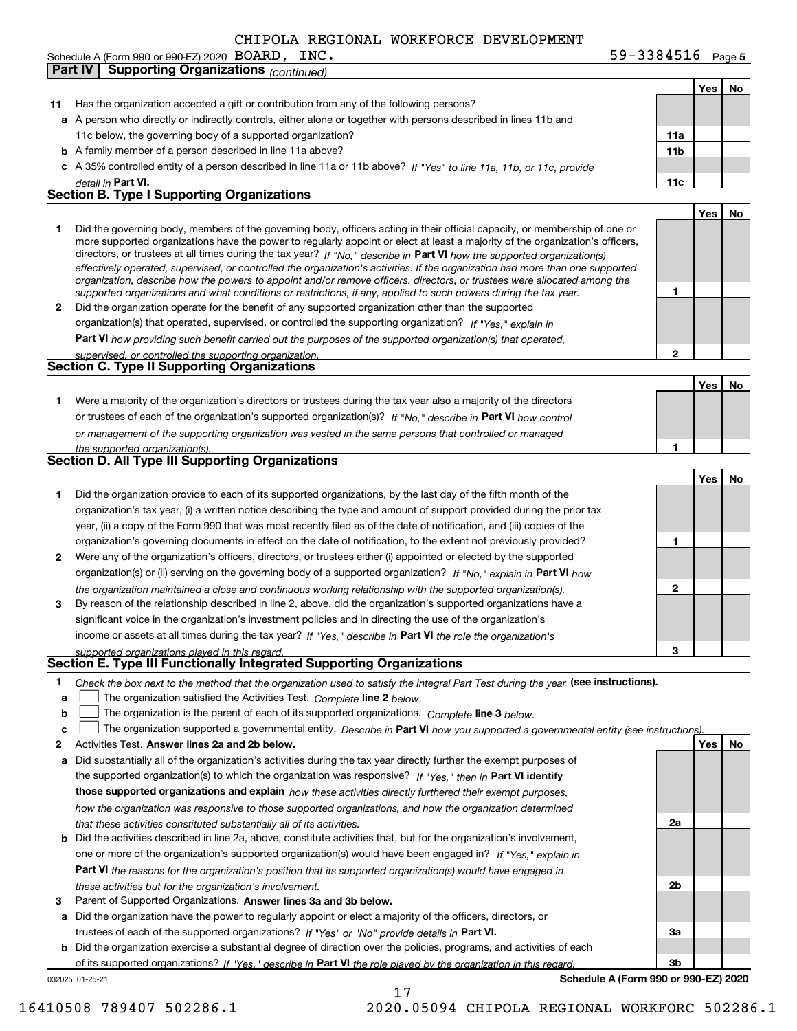CHIPOLA REGIONAL WORKFORCE DEVELOPMENT

Schedule A (Form 990 or 990-EZ) 2020 BOARD, INC. 59-3384516 Page 5

**Part IV | Supporting Organizations** *(continued)*

| | | | Yes | No |
|---|---|---|---|---|
| **11** | Has the organization accepted a gift or contribution from any of the following persons? | | | |
| **a** | A person who directly or indirectly controls, either alone or together with persons described in lines 11b and 11c below, the governing body of a supported organization? | **11a** | | |
| **b** | A family member of a person described in line 11a above? | **11b** | | |
| **c** | A 35% controlled entity of a person described in line 11a or 11b above? *If "Yes" to line 11a, 11b, or 11c, provide detail in* **Part VI.** | **11c** | | |

## Section B. Type I Supporting Organizations

| | | | Yes | No |
|---|---|---|---|---|
| **1** | Did the governing body, members of the governing body, officers acting in their official capacity, or membership of one or more supported organizations have the power to regularly appoint or elect at least a majority of the organization's officers, directors, or trustees at all times during the tax year? *If "No," describe in* **Part VI** *how the supported organization(s) effectively operated, supervised, or controlled the organization's activities. If the organization had more than one supported organization, describe how the powers to appoint and/or remove officers, directors, or trustees were allocated among the supported organizations and what conditions or restrictions, if any, applied to such powers during the tax year.* | **1** | | |
| **2** | Did the organization operate for the benefit of any supported organization other than the supported organization(s) that operated, supervised, or controlled the supporting organization? *If "Yes," explain in* **Part VI** *how providing such benefit carried out the purposes of the supported organization(s) that operated, supervised, or controlled the supporting organization.* | **2** | | |

## Section C. Type II Supporting Organizations

| | | | Yes | No |
|---|---|---|---|---|
| **1** | Were a majority of the organization's directors or trustees during the tax year also a majority of the directors or trustees of each of the organization's supported organization(s)? *If "No," describe in* **Part VI** *how control or management of the supporting organization was vested in the same persons that controlled or managed the supported organization(s).* | **1** | | |

## Section D. All Type III Supporting Organizations

| | | | Yes | No |
|---|---|---|---|---|
| **1** | Did the organization provide to each of its supported organizations, by the last day of the fifth month of the organization's tax year, (i) a written notice describing the type and amount of support provided during the prior tax year, (ii) a copy of the Form 990 that was most recently filed as of the date of notification, and (iii) copies of the organization's governing documents in effect on the date of notification, to the extent not previously provided? | **1** | | |
| **2** | Were any of the organization's officers, directors, or trustees either (i) appointed or elected by the supported organization(s) or (ii) serving on the governing body of a supported organization? *If "No," explain in* **Part VI** *how the organization maintained a close and continuous working relationship with the supported organization(s).* | **2** | | |
| **3** | By reason of the relationship described in line 2, above, did the organization's supported organizations have a significant voice in the organization's investment policies and in directing the use of the organization's income or assets at all times during the tax year? *If "Yes," describe in* **Part VI** *the role the organization's supported organizations played in this regard.* | **3** | | |

## Section E. Type III Functionally Integrated Supporting Organizations

**1** *Check the box next to the method that the organization used to satisfy the Integral Part Test during the year* **(see instructions).**

**a** ☐ The organization satisfied the Activities Test. *Complete* **line 2** *below.*

**b** ☐ The organization is the parent of each of its supported organizations. *Complete* **line 3** *below.*

**c** ☐ The organization supported a governmental entity. *Describe in* **Part VI** *how you supported a governmental entity (see instructions).*

| | | | Yes | No |
|---|---|---|---|---|
| **2** | Activities Test. **Answer lines 2a and 2b below.** | | | |
| **a** | Did substantially all of the organization's activities during the tax year directly further the exempt purposes of the supported organization(s) to which the organization was responsive? *If "Yes," then in* **Part VI identify those supported organizations and explain** *how these activities directly furthered their exempt purposes, how the organization was responsive to those supported organizations, and how the organization determined that these activities constituted substantially all of its activities.* | **2a** | | |
| **b** | Did the activities described in line 2a, above, constitute activities that, but for the organization's involvement, one or more of the organization's supported organization(s) would have been engaged in? *If "Yes," explain in* **Part VI** *the reasons for the organization's position that its supported organization(s) would have engaged in these activities but for the organization's involvement.* | **2b** | | |
| **3** | Parent of Supported Organizations. **Answer lines 3a and 3b below.** | | | |
| **a** | Did the organization have the power to regularly appoint or elect a majority of the officers, directors, or trustees of each of the supported organizations? *If "Yes" or "No" provide details in* **Part VI.** | **3a** | | |
| **b** | Did the organization exercise a substantial degree of direction over the policies, programs, and activities of each of its supported organizations? *If "Yes," describe in* **Part VI** *the role played by the organization in this regard.* | **3b** | | |

032025 01-25-21 **Schedule A (Form 990 or 990-EZ) 2020**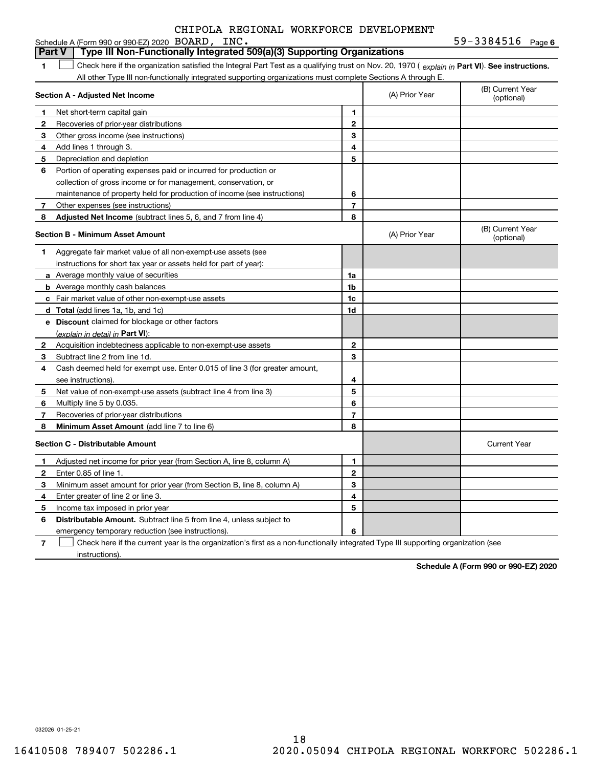CHIPOLA REGIONAL WORKFORCE DEVELOPMENT

Schedule A (Form 990 or 990-EZ) 2020 BOARD, INC. 59-3384516 Page 6

**Part V | Type III Non-Functionally Integrated 509(a)(3) Supporting Organizations**

**1** ☐ Check here if the organization satisfied the Integral Part Test as a qualifying trust on Nov. 20, 1970 ( *explain in* **Part VI**). **See instructions.** All other Type III non-functionally integrated supporting organizations must complete Sections A through E.

| **Section A - Adjusted Net Income** | | | (A) Prior Year | (B) Current Year (optional) |
|---|---|---|---|---|
| **1** | Net short-term capital gain | **1** | | |
| **2** | Recoveries of prior-year distributions | **2** | | |
| **3** | Other gross income (see instructions) | **3** | | |
| **4** | Add lines 1 through 3. | **4** | | |
| **5** | Depreciation and depletion | **5** | | |
| **6** | Portion of operating expenses paid or incurred for production or collection of gross income or for management, conservation, or maintenance of property held for production of income (see instructions) | **6** | | |
| **7** | Other expenses (see instructions) | **7** | | |
| **8** | **Adjusted Net Income** (subtract lines 5, 6, and 7 from line 4) | **8** | | |

| **Section B - Minimum Asset Amount** | | | (A) Prior Year | (B) Current Year (optional) |
|---|---|---|---|---|
| **1** | Aggregate fair market value of all non-exempt-use assets (see instructions for short tax year or assets held for part of year): | | | |
| **a** | Average monthly value of securities | **1a** | | |
| **b** | Average monthly cash balances | **1b** | | |
| **c** | Fair market value of other non-exempt-use assets | **1c** | | |
| **d** | **Total** (add lines 1a, 1b, and 1c) | **1d** | | |
| **e** | **Discount** claimed for blockage or other factors (*explain in detail in* **Part VI**): | | | |
| **2** | Acquisition indebtedness applicable to non-exempt-use assets | **2** | | |
| **3** | Subtract line 2 from line 1d. | **3** | | |
| **4** | Cash deemed held for exempt use. Enter 0.015 of line 3 (for greater amount, see instructions). | **4** | | |
| **5** | Net value of non-exempt-use assets (subtract line 4 from line 3) | **5** | | |
| **6** | Multiply line 5 by 0.035. | **6** | | |
| **7** | Recoveries of prior-year distributions | **7** | | |
| **8** | **Minimum Asset Amount** (add line 7 to line 6) | **8** | | |

| **Section C - Distributable Amount** | | | | Current Year |
|---|---|---|---|---|
| **1** | Adjusted net income for prior year (from Section A, line 8, column A) | **1** | | |
| **2** | Enter 0.85 of line 1. | **2** | | |
| **3** | Minimum asset amount for prior year (from Section B, line 8, column A) | **3** | | |
| **4** | Enter greater of line 2 or line 3. | **4** | | |
| **5** | Income tax imposed in prior year | **5** | | |
| **6** | **Distributable Amount.** Subtract line 5 from line 4, unless subject to emergency temporary reduction (see instructions). | **6** | | |

**7** ☐ Check here if the current year is the organization's first as a non-functionally integrated Type III supporting organization (see instructions).

**Schedule A (Form 990 or 990-EZ) 2020**

032026 01-25-21

16410508 789407 502286.1 2020.05094 CHIPOLA REGIONAL WORKFORC 502286.1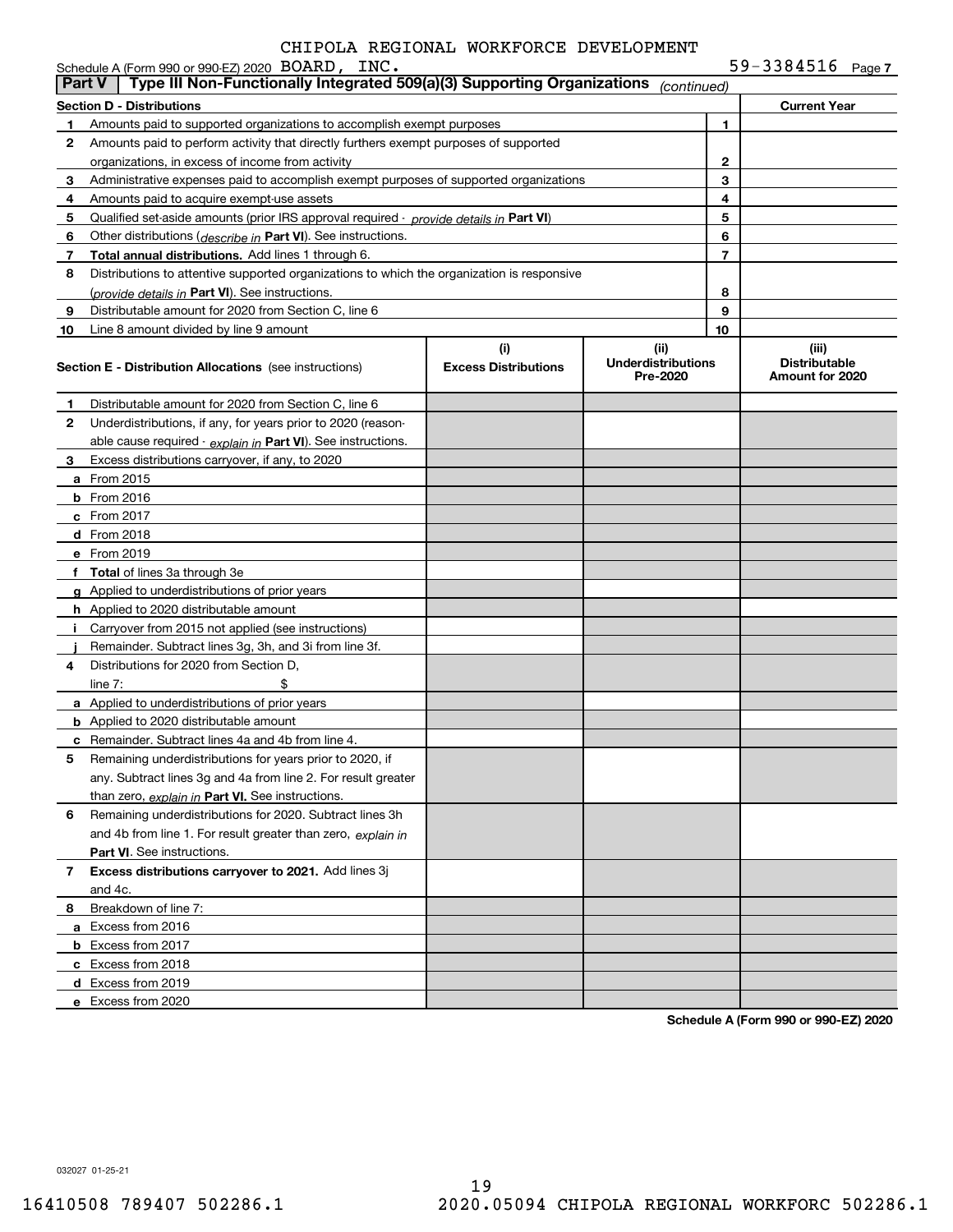CHIPOLA REGIONAL WORKFORCE DEVELOPMENT

Schedule A (Form 990 or 990-EZ) 2020 BOARD, INC. 59-3384516 Page 7

## Part V | Type III Non-Functionally Integrated 509(a)(3) Supporting Organizations *(continued)*

| Section D - Distributions | | | Current Year |
|---|---|---|---|
| 1 | Amounts paid to supported organizations to accomplish exempt purposes | 1 | |
| 2 | Amounts paid to perform activity that directly furthers exempt purposes of supported organizations, in excess of income from activity | 2 | |
| 3 | Administrative expenses paid to accomplish exempt purposes of supported organizations | 3 | |
| 4 | Amounts paid to acquire exempt-use assets | 4 | |
| 5 | Qualified set-aside amounts (prior IRS approval required - *provide details in* **Part VI**) | 5 | |
| 6 | Other distributions (*describe in* **Part VI**). See instructions. | 6 | |
| 7 | **Total annual distributions.** Add lines 1 through 6. | 7 | |
| 8 | Distributions to attentive supported organizations to which the organization is responsive (*provide details in* **Part VI**). See instructions. | 8 | |
| 9 | Distributable amount for 2020 from Section C, line 6 | 9 | |
| 10 | Line 8 amount divided by line 9 amount | 10 | |

| Section E - Distribution Allocations (see instructions) | (i) Excess Distributions | (ii) Underdistributions Pre-2020 | (iii) Distributable Amount for 2020 |
|---|---|---|---|
| **1** Distributable amount for 2020 from Section C, line 6 | | | |
| **2** Underdistributions, if any, for years prior to 2020 (reasonable cause required - *explain in* **Part VI**). See instructions. | | | |
| **3** Excess distributions carryover, if any, to 2020 | | | |
| **a** From 2015 | | | |
| **b** From 2016 | | | |
| **c** From 2017 | | | |
| **d** From 2018 | | | |
| **e** From 2019 | | | |
| **f** **Total** of lines 3a through 3e | | | |
| **g** Applied to underdistributions of prior years | | | |
| **h** Applied to 2020 distributable amount | | | |
| **i** Carryover from 2015 not applied (see instructions) | | | |
| **j** Remainder. Subtract lines 3g, 3h, and 3i from line 3f. | | | |
| **4** Distributions for 2020 from Section D, line 7: $ | | | |
| **a** Applied to underdistributions of prior years | | | |
| **b** Applied to 2020 distributable amount | | | |
| **c** Remainder. Subtract lines 4a and 4b from line 4. | | | |
| **5** Remaining underdistributions for years prior to 2020, if any. Subtract lines 3g and 4a from line 2. For result greater than zero, *explain in* **Part VI**. See instructions. | | | |
| **6** Remaining underdistributions for 2020. Subtract lines 3h and 4b from line 1. For result greater than zero, *explain in* **Part VI**. See instructions. | | | |
| **7** **Excess distributions carryover to 2021.** Add lines 3j and 4c. | | | |
| **8** Breakdown of line 7: | | | |
| **a** Excess from 2016 | | | |
| **b** Excess from 2017 | | | |
| **c** Excess from 2018 | | | |
| **d** Excess from 2019 | | | |
| **e** Excess from 2020 | | | |

**Schedule A (Form 990 or 990-EZ) 2020**

032027 01-25-21

16410508 789407 502286.1 2020.05094 CHIPOLA REGIONAL WORKFORC 502286.1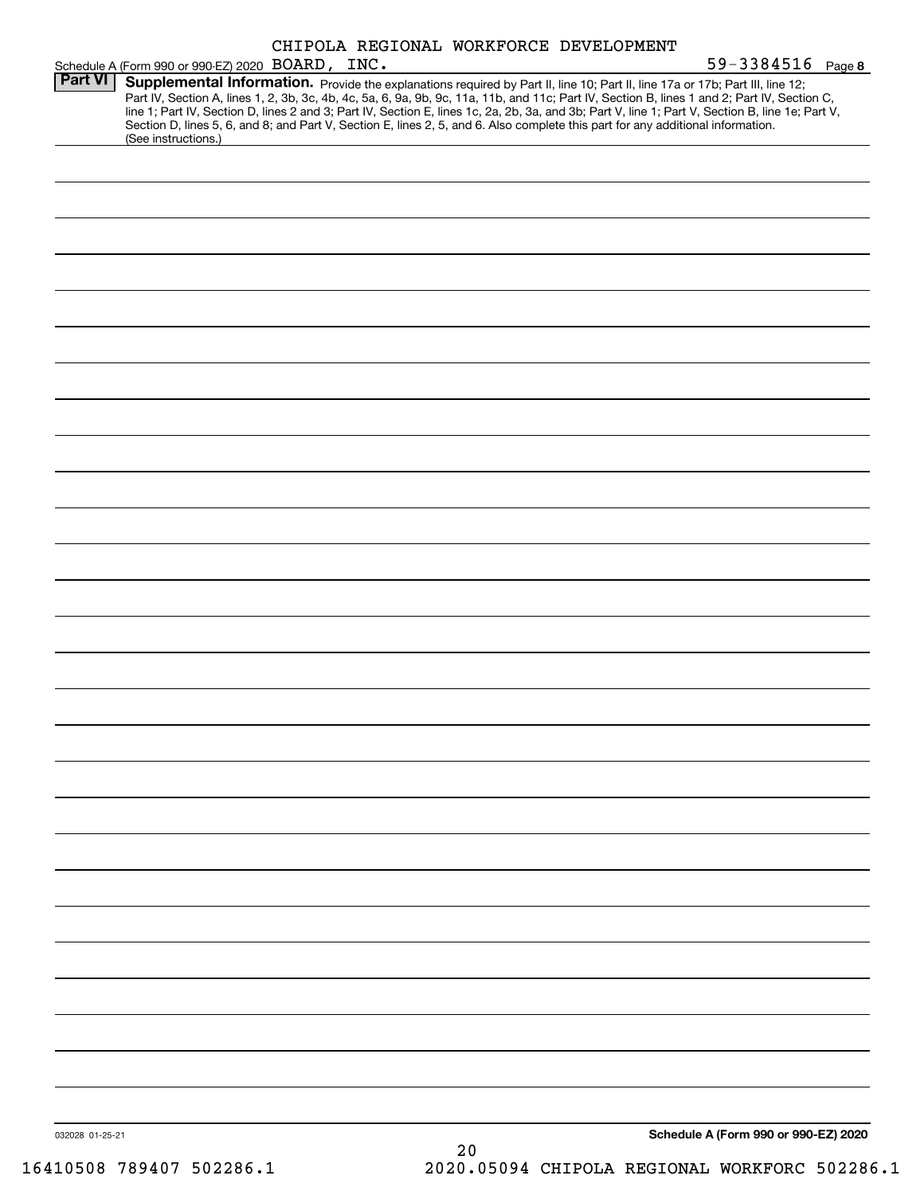Schedule A (Form 990 or 990-EZ) 2020 CHIPOLA REGIONAL WORKFORCE DEVELOPMENT BOARD, INC. 59-3384516 Page 8

**Part VI** **Supplemental Information.** Provide the explanations required by Part II, line 10; Part II, line 17a or 17b; Part III, line 12; Part IV, Section A, lines 1, 2, 3b, 3c, 4b, 4c, 5a, 6, 9a, 9b, 9c, 11a, 11b, and 11c; Part IV, Section B, lines 1 and 2; Part IV, Section C, line 1; Part IV, Section D, lines 2 and 3; Part IV, Section E, lines 1c, 2a, 2b, 3a, and 3b; Part V, line 1; Part V, Section B, line 1e; Part V, Section D, lines 5, 6, and 8; and Part V, Section E, lines 2, 5, and 6. Also complete this part for any additional information. (See instructions.)

032028 01-25-21

**Schedule A (Form 990 or 990-EZ) 2020**

16410508 789407 502286.1 2020.05094 CHIPOLA REGIONAL WORKFORC 502286.1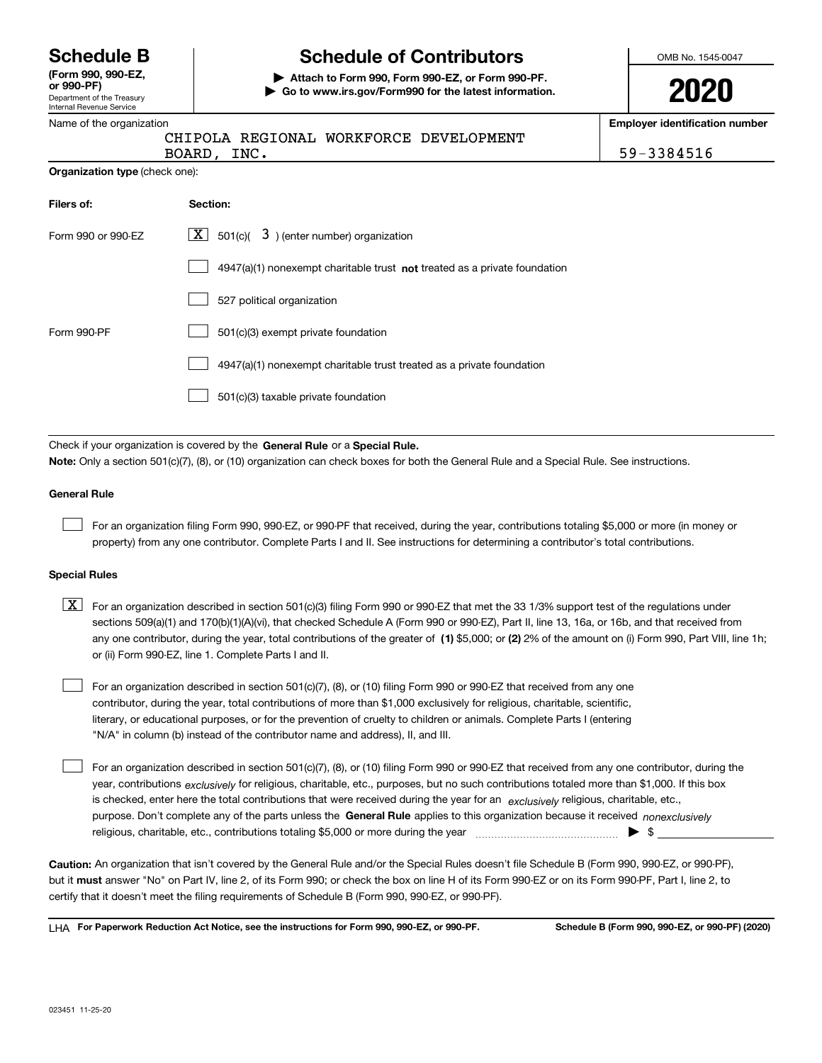# Schedule B

**(Form 990, 990-EZ, or 990-PF)**

Department of the Treasury
Internal Revenue Service

## Schedule of Contributors

**▶ Attach to Form 990, Form 990-EZ, or Form 990-PF.**
**▶ Go to www.irs.gov/Form990 for the latest information.**

OMB No. 1545-0047

**2020**

Name of the organization: CHIPOLA REGIONAL WORKFORCE DEVELOPMENT BOARD, INC.

**Employer identification number:** 59-3384516

**Organization type** (check one):

| Filers of: | Section: |
|---|---|
| Form 990 or 990-EZ | [X] 501(c)( 3 ) (enter number) organization |
| | [ ] 4947(a)(1) nonexempt charitable trust **not** treated as a private foundation |
| | [ ] 527 political organization |
| Form 990-PF | [ ] 501(c)(3) exempt private foundation |
| | [ ] 4947(a)(1) nonexempt charitable trust treated as a private foundation |
| | [ ] 501(c)(3) taxable private foundation |

Check if your organization is covered by the **General Rule** or a **Special Rule.**

**Note:** Only a section 501(c)(7), (8), or (10) organization can check boxes for both the General Rule and a Special Rule. See instructions.

**General Rule**

[ ] For an organization filing Form 990, 990-EZ, or 990-PF that received, during the year, contributions totaling $5,000 or more (in money or property) from any one contributor. Complete Parts I and II. See instructions for determining a contributor's total contributions.

**Special Rules**

[X] For an organization described in section 501(c)(3) filing Form 990 or 990-EZ that met the 33 1/3% support test of the regulations under sections 509(a)(1) and 170(b)(1)(A)(vi), that checked Schedule A (Form 990 or 990-EZ), Part II, line 13, 16a, or 16b, and that received from any one contributor, during the year, total contributions of the greater of **(1)** $5,000; or **(2)** 2% of the amount on (i) Form 990, Part VIII, line 1h; or (ii) Form 990-EZ, line 1. Complete Parts I and II.

[ ] For an organization described in section 501(c)(7), (8), or (10) filing Form 990 or 990-EZ that received from any one contributor, during the year, total contributions of more than $1,000 exclusively for religious, charitable, scientific, literary, or educational purposes, or for the prevention of cruelty to children or animals. Complete Parts I (entering "N/A" in column (b) instead of the contributor name and address), II, and III.

[ ] For an organization described in section 501(c)(7), (8), or (10) filing Form 990 or 990-EZ that received from any one contributor, during the year, contributions *exclusively* for religious, charitable, etc., purposes, but no such contributions totaled more than $1,000. If this box is checked, enter here the total contributions that were received during the year for an *exclusively* religious, charitable, etc., purpose. Don't complete any of the parts unless the **General Rule** applies to this organization because it received *nonexclusively* religious, charitable, etc., contributions totaling $5,000 or more during the year ▶ $

**Caution:** An organization that isn't covered by the General Rule and/or the Special Rules doesn't file Schedule B (Form 990, 990-EZ, or 990-PF), but it **must** answer "No" on Part IV, line 2, of its Form 990; or check the box on line H of its Form 990-EZ or on its Form 990-PF, Part I, line 2, to certify that it doesn't meet the filing requirements of Schedule B (Form 990, 990-EZ, or 990-PF).

LHA **For Paperwork Reduction Act Notice, see the instructions for Form 990, 990-EZ, or 990-PF.** **Schedule B (Form 990, 990-EZ, or 990-PF) (2020)**

023451 11-25-20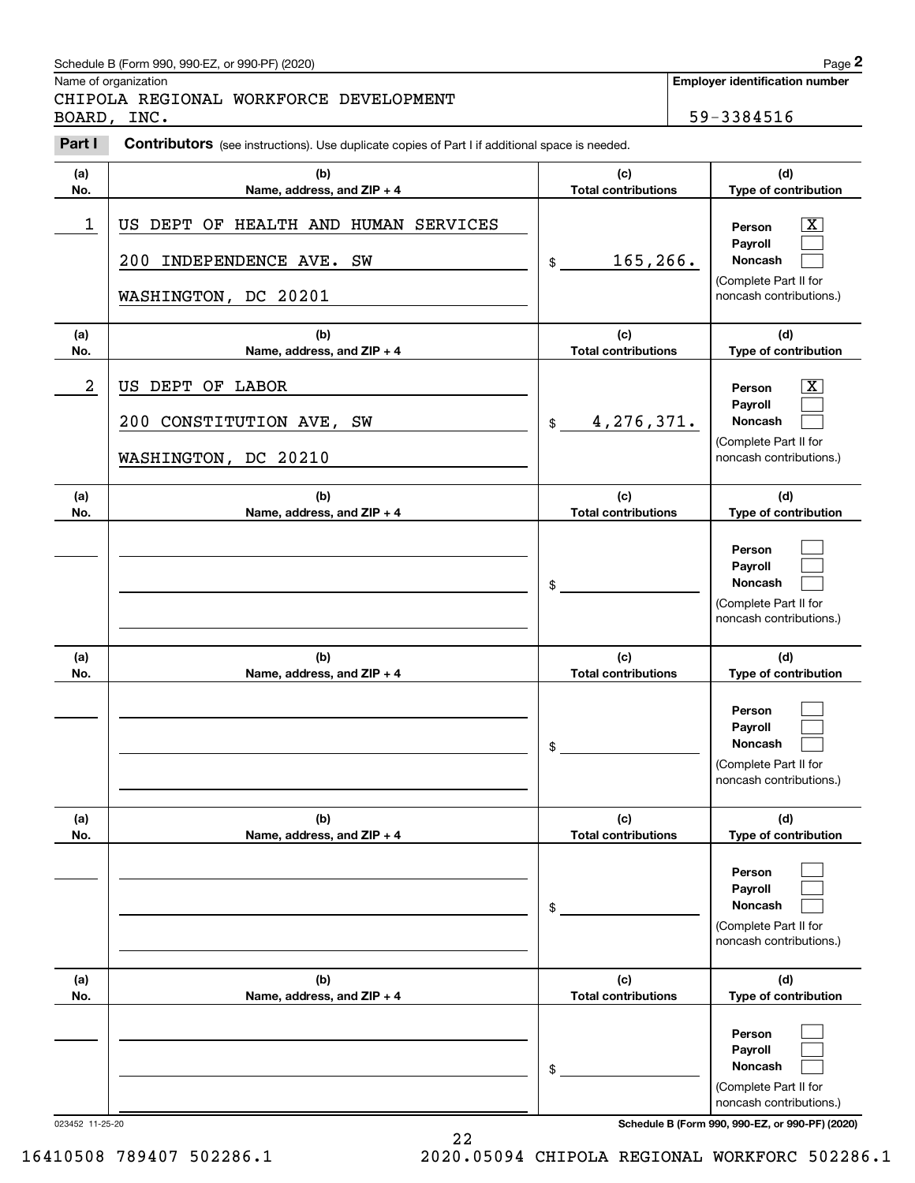Schedule B (Form 990, 990-EZ, or 990-PF) (2020)

Name of organization: CHIPOLA REGIONAL WORKFORCE DEVELOPMENT BOARD, INC.

**Employer identification number:** 59-3384516

**Part I** **Contributors** (see instructions). Use duplicate copies of Part I if additional space is needed.

| (a) No. | (b) Name, address, and ZIP + 4 | (c) Total contributions | (d) Type of contribution |
|---|---|---|---|
| 1 | US DEPT OF HEALTH AND HUMAN SERVICES<br>200 INDEPENDENCE AVE. SW<br>WASHINGTON, DC 20201 | $ 165,266. | Person [X]<br>Payroll [ ]<br>Noncash [ ]<br>(Complete Part II for noncash contributions.) |
| 2 | US DEPT OF LABOR<br>200 CONSTITUTION AVE, SW<br>WASHINGTON, DC 20210 | $ 4,276,371. | Person [X]<br>Payroll [ ]<br>Noncash [ ]<br>(Complete Part II for noncash contributions.) |
| | | $ | Person [ ]<br>Payroll [ ]<br>Noncash [ ]<br>(Complete Part II for noncash contributions.) |
| | | $ | Person [ ]<br>Payroll [ ]<br>Noncash [ ]<br>(Complete Part II for noncash contributions.) |
| | | $ | Person [ ]<br>Payroll [ ]<br>Noncash [ ]<br>(Complete Part II for noncash contributions.) |
| | | $ | Person [ ]<br>Payroll [ ]<br>Noncash [ ]<br>(Complete Part II for noncash contributions.) |

023452 11-25-20

**Schedule B (Form 990, 990-EZ, or 990-PF) (2020)**

16410508 789407 502286.1 2020.05094 CHIPOLA REGIONAL WORKFORC 502286.1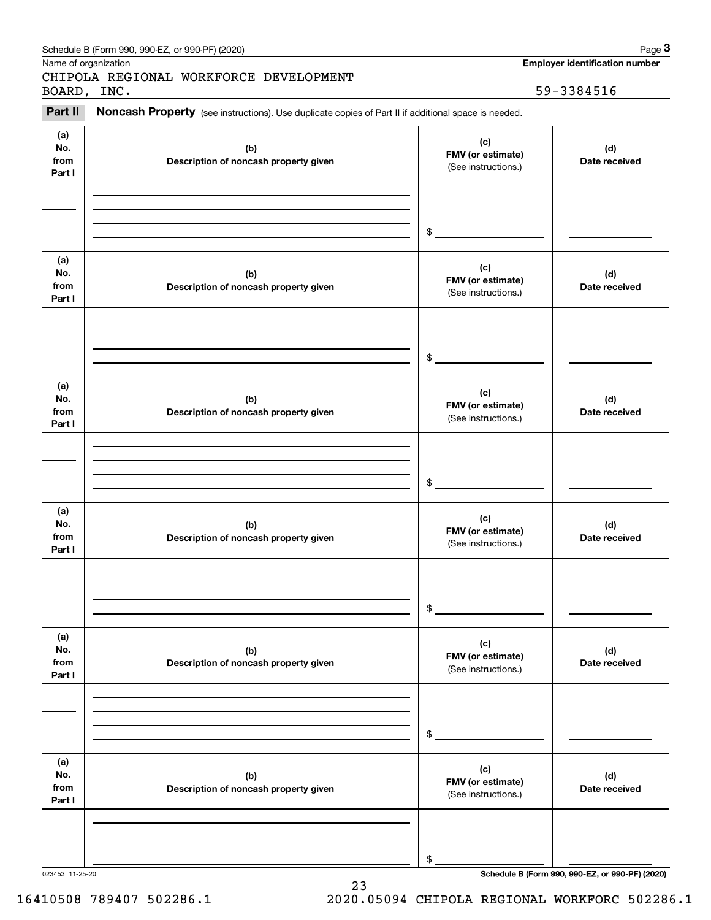Schedule B (Form 990, 990-EZ, or 990-PF) (2020) Page **3**

Name of organization: CHIPOLA REGIONAL WORKFORCE DEVELOPMENT BOARD, INC.

**Employer identification number**: 59-3384516

**Part II** **Noncash Property** (see instructions). Use duplicate copies of Part II if additional space is needed.

| (a) No. from Part I | (b) Description of noncash property given | (c) FMV (or estimate) (See instructions.) | (d) Date received |
|---|---|---|---|
| | | $ | |

| (a) No. from Part I | (b) Description of noncash property given | (c) FMV (or estimate) (See instructions.) | (d) Date received |
|---|---|---|---|
| | | $ | |

| (a) No. from Part I | (b) Description of noncash property given | (c) FMV (or estimate) (See instructions.) | (d) Date received |
|---|---|---|---|
| | | $ | |

| (a) No. from Part I | (b) Description of noncash property given | (c) FMV (or estimate) (See instructions.) | (d) Date received |
|---|---|---|---|
| | | $ | |

| (a) No. from Part I | (b) Description of noncash property given | (c) FMV (or estimate) (See instructions.) | (d) Date received |
|---|---|---|---|
| | | $ | |

| (a) No. from Part I | (b) Description of noncash property given | (c) FMV (or estimate) (See instructions.) | (d) Date received |
|---|---|---|---|
| | | $ | |

023453 11-25-20 **Schedule B (Form 990, 990-EZ, or 990-PF) (2020)**

16410508 789407 502286.1 2020.05094 CHIPOLA REGIONAL WORKFORC 502286.1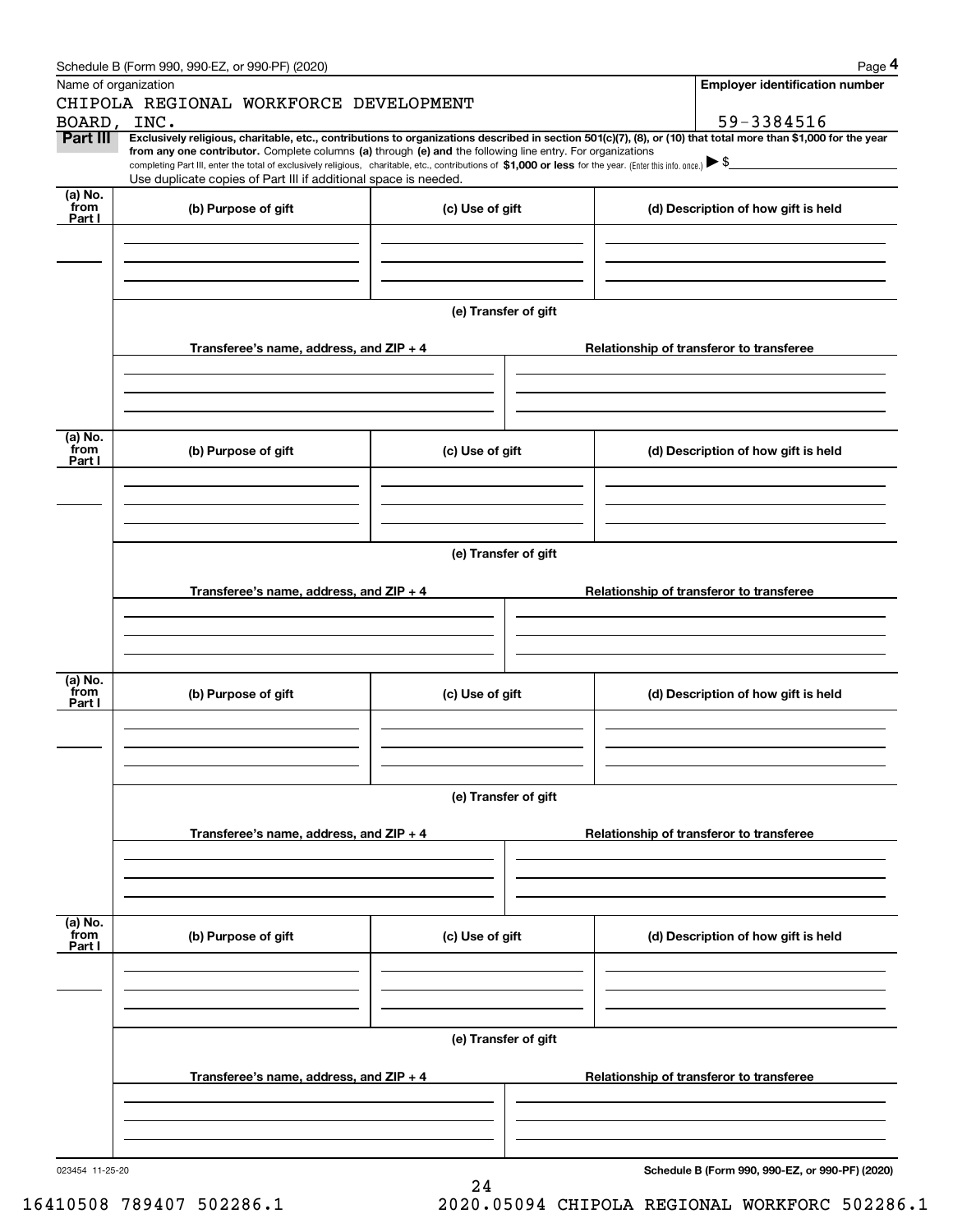Schedule B (Form 990, 990-EZ, or 990-PF) (2020)

Name of organization: CHIPOLA REGIONAL WORKFORCE DEVELOPMENT BOARD, INC.

**Employer identification number**: 59-3384516

**Part III** **Exclusively religious, charitable, etc., contributions to organizations described in section 501(c)(7), (8), or (10) that total more than $1,000 for the year from any one contributor.** Complete columns **(a)** through **(e)** and the following line entry. For organizations completing Part III, enter the total of exclusively religious, charitable, etc., contributions of **$1,000 or less** for the year. (Enter this info. once.) ▶ $

Use duplicate copies of Part III if additional space is needed.

| (a) No. from Part I | (b) Purpose of gift | (c) Use of gift | (d) Description of how gift is held |
|---|---|---|---|
| | | | |

(e) Transfer of gift

| Transferee's name, address, and ZIP + 4 | Relationship of transferor to transferee |
|---|---|
| | |

| (a) No. from Part I | (b) Purpose of gift | (c) Use of gift | (d) Description of how gift is held |
|---|---|---|---|
| | | | |

(e) Transfer of gift

| Transferee's name, address, and ZIP + 4 | Relationship of transferor to transferee |
|---|---|
| | |

| (a) No. from Part I | (b) Purpose of gift | (c) Use of gift | (d) Description of how gift is held |
|---|---|---|---|
| | | | |

(e) Transfer of gift

| Transferee's name, address, and ZIP + 4 | Relationship of transferor to transferee |
|---|---|
| | |

| (a) No. from Part I | (b) Purpose of gift | (c) Use of gift | (d) Description of how gift is held |
|---|---|---|---|
| | | | |

(e) Transfer of gift

| Transferee's name, address, and ZIP + 4 | Relationship of transferor to transferee |
|---|---|
| | |

023454 11-25-20

**Schedule B (Form 990, 990-EZ, or 990-PF) (2020)**

16410508 789407 502286.1 2020.05094 CHIPOLA REGIONAL WORKFORC 502286.1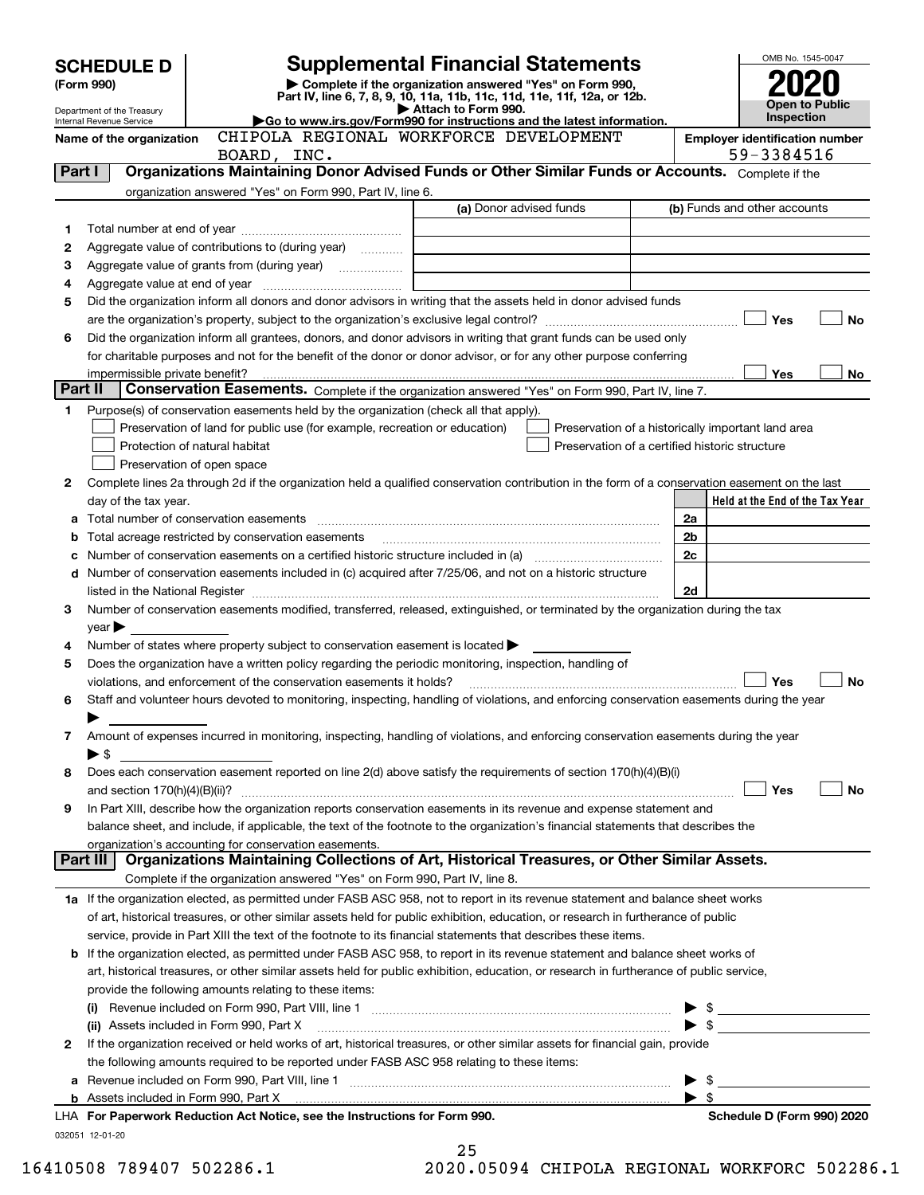# SCHEDULE D (Form 990)

Department of the Treasury
Internal Revenue Service

## Supplemental Financial Statements

▶ Complete if the organization answered "Yes" on Form 990, Part IV, line 6, 7, 8, 9, 10, 11a, 11b, 11c, 11d, 11e, 11f, 12a, or 12b.
▶ Attach to Form 990.
▶Go to www.irs.gov/Form990 for instructions and the latest information.

OMB No. 1545-0047

**2020**

**Open to Public Inspection**

Name of the organization: CHIPOLA REGIONAL WORKFORCE DEVELOPMENT BOARD, INC.

Employer identification number: 59-3384516

## Part I Organizations Maintaining Donor Advised Funds or Other Similar Funds or Accounts.
Complete if the organization answered "Yes" on Form 990, Part IV, line 6.

| | | (a) Donor advised funds | (b) Funds and other accounts |
|---|---|---|---|
| 1 | Total number at end of year | | |
| 2 | Aggregate value of contributions to (during year) | | |
| 3 | Aggregate value of grants from (during year) | | |
| 4 | Aggregate value at end of year | | |

5 Did the organization inform all donors and donor advisors in writing that the assets held in donor advised funds are the organization's property, subject to the organization's exclusive legal control? ☐ Yes ☐ No

6 Did the organization inform all grantees, donors, and donor advisors in writing that grant funds can be used only for charitable purposes and not for the benefit of the donor or donor advisor, or for any other purpose conferring impermissible private benefit? ☐ Yes ☐ No

## Part II Conservation Easements.
Complete if the organization answered "Yes" on Form 990, Part IV, line 7.

1 Purpose(s) of conservation easements held by the organization (check all that apply).

☐ Preservation of land for public use (for example, recreation or education)
☐ Protection of natural habitat
☐ Preservation of open space
☐ Preservation of a historically important land area
☐ Preservation of a certified historic structure

2 Complete lines 2a through 2d if the organization held a qualified conservation contribution in the form of a conservation easement on the last day of the tax year.

| | | | Held at the End of the Tax Year |
|---|---|---|---|
| a | Total number of conservation easements | 2a | |
| b | Total acreage restricted by conservation easements | 2b | |
| c | Number of conservation easements on a certified historic structure included in (a) | 2c | |
| d | Number of conservation easements included in (c) acquired after 7/25/06, and not on a historic structure listed in the National Register | 2d | |

3 Number of conservation easements modified, transferred, released, extinguished, or terminated by the organization during the tax year ▶

4 Number of states where property subject to conservation easement is located ▶

5 Does the organization have a written policy regarding the periodic monitoring, inspection, handling of violations, and enforcement of the conservation easements it holds? ☐ Yes ☐ No

6 Staff and volunteer hours devoted to monitoring, inspecting, handling of violations, and enforcing conservation easements during the year ▶

7 Amount of expenses incurred in monitoring, inspecting, handling of violations, and enforcing conservation easements during the year ▶ $

8 Does each conservation easement reported on line 2(d) above satisfy the requirements of section 170(h)(4)(B)(i) and section 170(h)(4)(B)(ii)? ☐ Yes ☐ No

9 In Part XIII, describe how the organization reports conservation easements in its revenue and expense statement and balance sheet, and include, if applicable, the text of the footnote to the organization's financial statements that describes the organization's accounting for conservation easements.

## Part III Organizations Maintaining Collections of Art, Historical Treasures, or Other Similar Assets.
Complete if the organization answered "Yes" on Form 990, Part IV, line 8.

1a If the organization elected, as permitted under FASB ASC 958, not to report in its revenue statement and balance sheet works of art, historical treasures, or other similar assets held for public exhibition, education, or research in furtherance of public service, provide in Part XIII the text of the footnote to its financial statements that describes these items.

b If the organization elected, as permitted under FASB ASC 958, to report in its revenue statement and balance sheet works of art, historical treasures, or other similar assets held for public exhibition, education, or research in furtherance of public service, provide the following amounts relating to these items:

(i) Revenue included on Form 990, Part VIII, line 1 ▶ $

(ii) Assets included in Form 990, Part X ▶ $

2 If the organization received or held works of art, historical treasures, or other similar assets for financial gain, provide the following amounts required to be reported under FASB ASC 958 relating to these items:

a Revenue included on Form 990, Part VIII, line 1 ▶ $

b Assets included in Form 990, Part X ▶ $

LHA For Paperwork Reduction Act Notice, see the Instructions for Form 990. Schedule D (Form 990) 2020

032051 12-01-20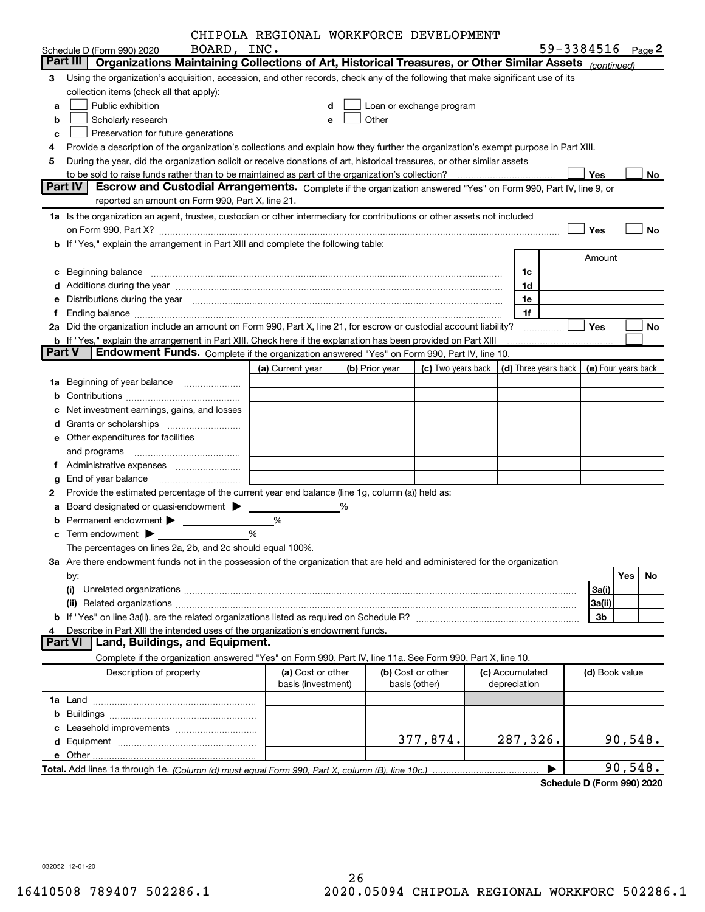CHIPOLA REGIONAL WORKFORCE DEVELOPMENT BOARD, INC.

Schedule D (Form 990) 2020 59-3384516 Page 2

## Part III Organizations Maintaining Collections of Art, Historical Treasures, or Other Similar Assets *(continued)*

3 Using the organization's acquisition, accession, and other records, check any of the following that make significant use of its collection items (check all that apply):

a ☐ Public exhibition
b ☐ Scholarly research
c ☐ Preservation for future generations
d ☐ Loan or exchange program
e ☐ Other

4 Provide a description of the organization's collections and explain how they further the organization's exempt purpose in Part XIII.

5 During the year, did the organization solicit or receive donations of art, historical treasures, or other similar assets to be sold to raise funds rather than to be maintained as part of the organization's collection? ☐ Yes ☐ No

## Part IV Escrow and Custodial Arrangements.

Complete if the organization answered "Yes" on Form 990, Part IV, line 9, or reported an amount on Form 990, Part X, line 21.

1a Is the organization an agent, trustee, custodian or other intermediary for contributions or other assets not included on Form 990, Part X? ☐ Yes ☐ No

b If "Yes," explain the arrangement in Part XIII and complete the following table:

| | | Amount |
|---|---|---|
| c Beginning balance | 1c | |
| d Additions during the year | 1d | |
| e Distributions during the year | 1e | |
| f Ending balance | 1f | |

2a Did the organization include an amount on Form 990, Part X, line 21, for escrow or custodial account liability? ☐ Yes ☐ No

b If "Yes," explain the arrangement in Part XIII. Check here if the explanation has been provided on Part XIII ☐

## Part V Endowment Funds.

Complete if the organization answered "Yes" on Form 990, Part IV, line 10.

| | (a) Current year | (b) Prior year | (c) Two years back | (d) Three years back | (e) Four years back |
|---|---|---|---|---|---|
| 1a Beginning of year balance | | | | | |
| b Contributions | | | | | |
| c Net investment earnings, gains, and losses | | | | | |
| d Grants or scholarships | | | | | |
| e Other expenditures for facilities and programs | | | | | |
| f Administrative expenses | | | | | |
| g End of year balance | | | | | |

2 Provide the estimated percentage of the current year end balance (line 1g, column (a)) held as:

a Board designated or quasi-endowment ▶ %
b Permanent endowment ▶ %
c Term endowment ▶ %

The percentages on lines 2a, 2b, and 2c should equal 100%.

3a Are there endowment funds not in the possession of the organization that are held and administered for the organization by:

| | | Yes | No |
|---|---|---|---|
| (i) Unrelated organizations | 3a(i) | | |
| (ii) Related organizations | 3a(ii) | | |
| b If "Yes" on line 3a(ii), are the related organizations listed as required on Schedule R? | 3b | | |

4 Describe in Part XIII the intended uses of the organization's endowment funds.

## Part VI Land, Buildings, and Equipment.

Complete if the organization answered "Yes" on Form 990, Part IV, line 11a. See Form 990, Part X, line 10.

| Description of property | (a) Cost or other basis (investment) | (b) Cost or other basis (other) | (c) Accumulated depreciation | (d) Book value |
|---|---|---|---|---|
| 1a Land | | | | |
| b Buildings | | | | |
| c Leasehold improvements | | | | |
| d Equipment | | 377,874. | 287,326. | 90,548. |
| e Other | | | | |
| **Total.** Add lines 1a through 1e. *(Column (d) must equal Form 990, Part X, column (B), line 10c.)* | | | ▶ | 90,548. |

**Schedule D (Form 990) 2020**

032052 12-01-20

16410508 789407 502286.1 2020.05094 CHIPOLA REGIONAL WORKFORC 502286.1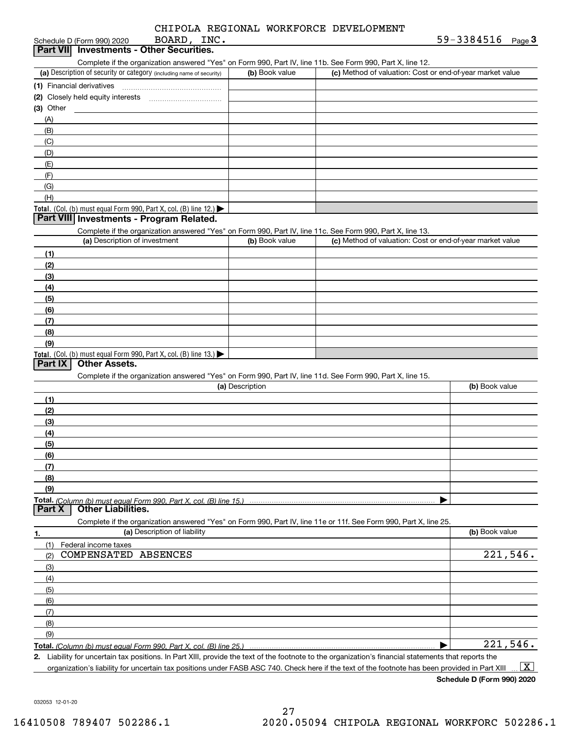Schedule D (Form 990) 2020 CHIPOLA REGIONAL WORKFORCE DEVELOPMENT BOARD, INC. 59-3384516 Page **3**

## Part VII Investments - Other Securities.

Complete if the organization answered "Yes" on Form 990, Part IV, line 11b. See Form 990, Part X, line 12.

| (a) Description of security or category (including name of security) | (b) Book value | (c) Method of valuation: Cost or end-of-year market value |
|---|---|---|
| (1) Financial derivatives | | |
| (2) Closely held equity interests | | |
| (3) Other | | |
| (A) | | |
| (B) | | |
| (C) | | |
| (D) | | |
| (E) | | |
| (F) | | |
| (G) | | |
| (H) | | |
| **Total.** (Col. (b) must equal Form 990, Part X, col. (B) line 12.) | | |

## Part VIII Investments - Program Related.

Complete if the organization answered "Yes" on Form 990, Part IV, line 11c. See Form 990, Part X, line 13.

| (a) Description of investment | (b) Book value | (c) Method of valuation: Cost or end-of-year market value |
|---|---|---|
| (1) | | |
| (2) | | |
| (3) | | |
| (4) | | |
| (5) | | |
| (6) | | |
| (7) | | |
| (8) | | |
| (9) | | |
| **Total.** (Col. (b) must equal Form 990, Part X, col. (B) line 13.) | | |

## Part IX Other Assets.

Complete if the organization answered "Yes" on Form 990, Part IV, line 11d. See Form 990, Part X, line 15.

| (a) Description | (b) Book value |
|---|---|
| (1) | |
| (2) | |
| (3) | |
| (4) | |
| (5) | |
| (6) | |
| (7) | |
| (8) | |
| (9) | |
| **Total.** *(Column (b) must equal Form 990, Part X, col. (B) line 15.)* | |

## Part X Other Liabilities.

Complete if the organization answered "Yes" on Form 990, Part IV, line 11e or 11f. See Form 990, Part X, line 25.

| 1. (a) Description of liability | (b) Book value |
|---|---|
| (1) Federal income taxes | |
| (2) COMPENSATED ABSENCES | 221,546. |
| (3) | |
| (4) | |
| (5) | |
| (6) | |
| (7) | |
| (8) | |
| (9) | |
| **Total.** *(Column (b) must equal Form 990, Part X, col. (B) line 25.)* | 221,546. |

**2.** Liability for uncertain tax positions. In Part XIII, provide the text of the footnote to the organization's financial statements that reports the organization's liability for uncertain tax positions under FASB ASC 740. Check here if the text of the footnote has been provided in Part XIII [X]

**Schedule D (Form 990) 2020**

032053 12-01-20

16410508 789407 502286.1 2020.05094 CHIPOLA REGIONAL WORKFORC 502286.1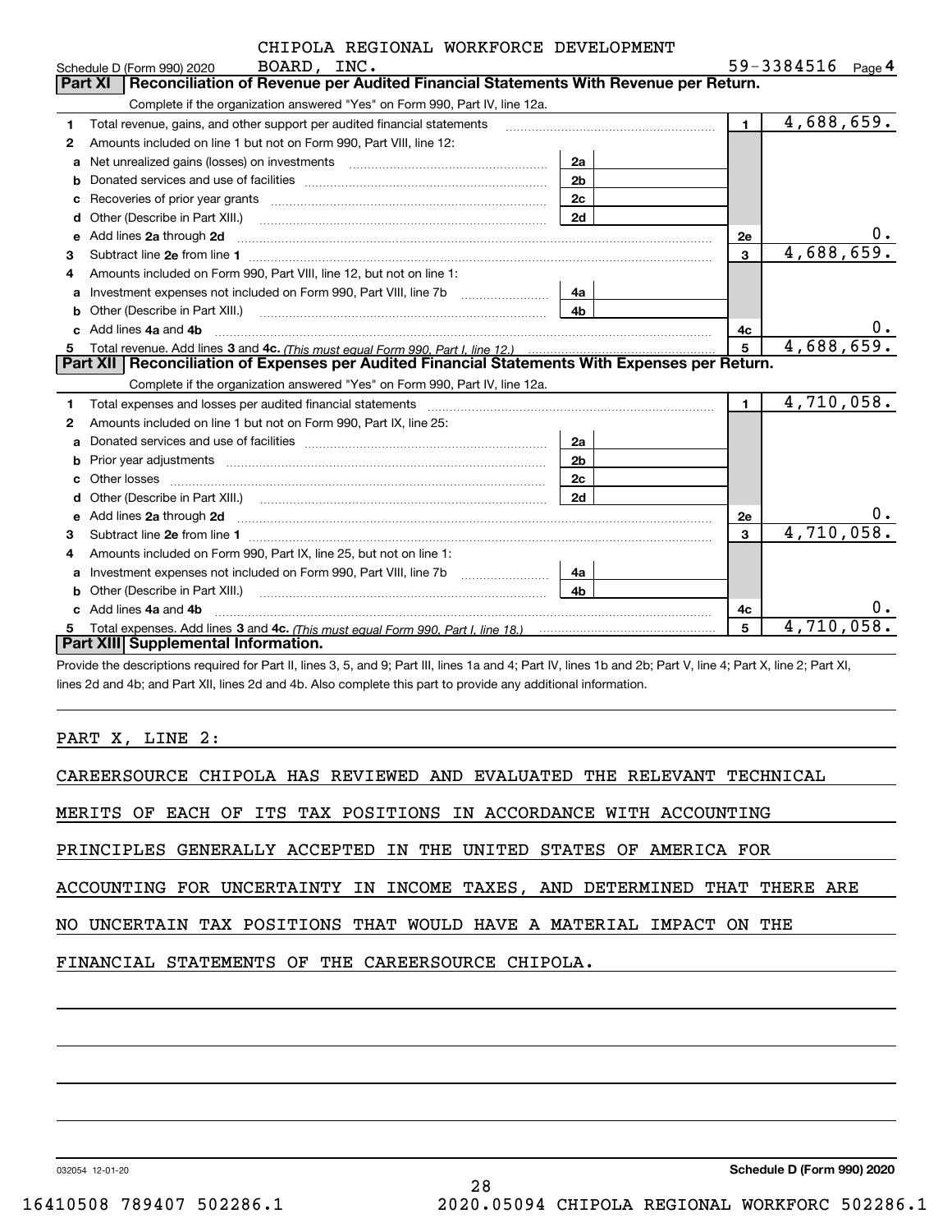Schedule D (Form 990) 2020 CHIPOLA REGIONAL WORKFORCE DEVELOPMENT BOARD, INC. 59-3384516 Page 4

## Part XI Reconciliation of Revenue per Audited Financial Statements With Revenue per Return.

Complete if the organization answered "Yes" on Form 990, Part IV, line 12a.

| | | | | | |
|---|---|---|---|---|---|
| 1 | Total revenue, gains, and other support per audited financial statements | | | 1 | 4,688,659. |
| 2 | Amounts included on line 1 but not on Form 990, Part VIII, line 12: | | | | |
| a | Net unrealized gains (losses) on investments | 2a | | | |
| b | Donated services and use of facilities | 2b | | | |
| c | Recoveries of prior year grants | 2c | | | |
| d | Other (Describe in Part XIII.) | 2d | | | |
| e | Add lines 2a through 2d | | | 2e | 0. |
| 3 | Subtract line 2e from line 1 | | | 3 | 4,688,659. |
| 4 | Amounts included on Form 990, Part VIII, line 12, but not on line 1: | | | | |
| a | Investment expenses not included on Form 990, Part VIII, line 7b | 4a | | | |
| b | Other (Describe in Part XIII.) | 4b | | | |
| c | Add lines 4a and 4b | | | 4c | 0. |
| 5 | Total revenue. Add lines 3 and 4c. *(This must equal Form 990, Part I, line 12.)* | | | 5 | 4,688,659. |

## Part XII Reconciliation of Expenses per Audited Financial Statements With Expenses per Return.

Complete if the organization answered "Yes" on Form 990, Part IV, line 12a.

| | | | | | |
|---|---|---|---|---|---|
| 1 | Total expenses and losses per audited financial statements | | | 1 | 4,710,058. |
| 2 | Amounts included on line 1 but not on Form 990, Part IX, line 25: | | | | |
| a | Donated services and use of facilities | 2a | | | |
| b | Prior year adjustments | 2b | | | |
| c | Other losses | 2c | | | |
| d | Other (Describe in Part XIII.) | 2d | | | |
| e | Add lines 2a through 2d | | | 2e | 0. |
| 3 | Subtract line 2e from line 1 | | | 3 | 4,710,058. |
| 4 | Amounts included on Form 990, Part IX, line 25, but not on line 1: | | | | |
| a | Investment expenses not included on Form 990, Part VIII, line 7b | 4a | | | |
| b | Other (Describe in Part XIII.) | 4b | | | |
| c | Add lines 4a and 4b | | | 4c | 0. |
| 5 | Total expenses. Add lines 3 and 4c. *(This must equal Form 990, Part I, line 18.)* | | | 5 | 4,710,058. |

## Part XIII Supplemental Information.

Provide the descriptions required for Part II, lines 3, 5, and 9; Part III, lines 1a and 4; Part IV, lines 1b and 2b; Part V, line 4; Part X, line 2; Part XI, lines 2d and 4b; and Part XII, lines 2d and 4b. Also complete this part to provide any additional information.

PART X, LINE 2:

CAREERSOURCE CHIPOLA HAS REVIEWED AND EVALUATED THE RELEVANT TECHNICAL MERITS OF EACH OF ITS TAX POSITIONS IN ACCORDANCE WITH ACCOUNTING PRINCIPLES GENERALLY ACCEPTED IN THE UNITED STATES OF AMERICA FOR ACCOUNTING FOR UNCERTAINTY IN INCOME TAXES, AND DETERMINED THAT THERE ARE NO UNCERTAIN TAX POSITIONS THAT WOULD HAVE A MATERIAL IMPACT ON THE FINANCIAL STATEMENTS OF THE CAREERSOURCE CHIPOLA.

032054 12-01-20 **Schedule D (Form 990) 2020**

16410508 789407 502286.1 2020.05094 CHIPOLA REGIONAL WORKFORC 502286.1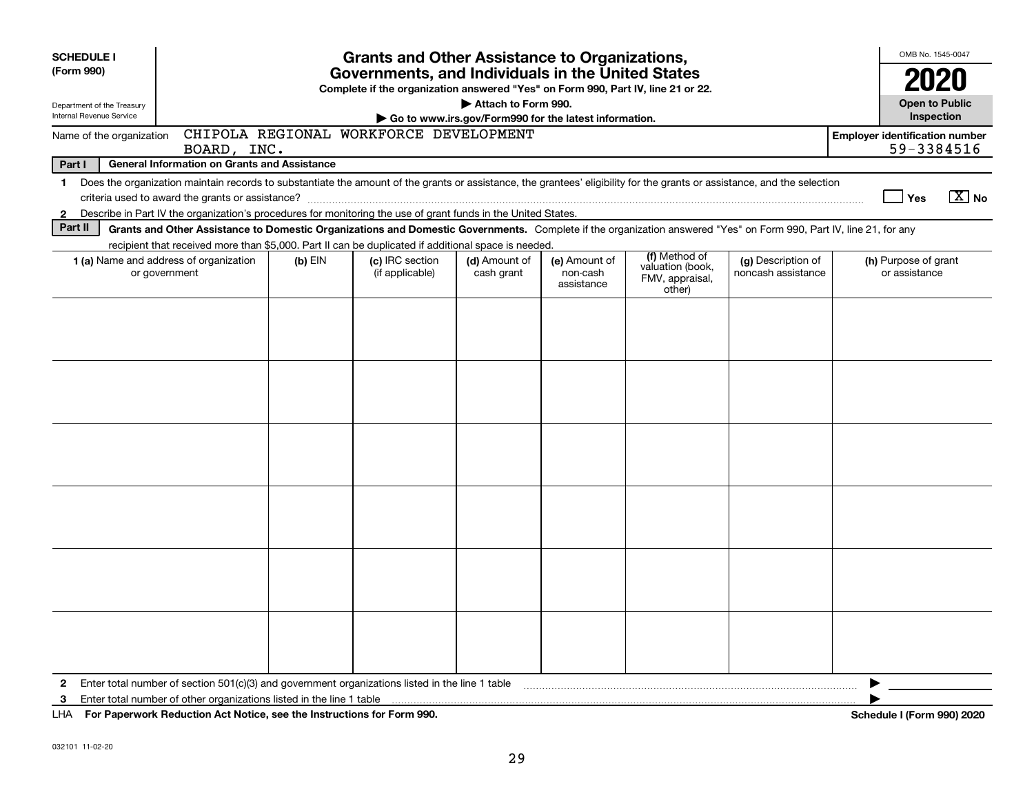**SCHEDULE I (Form 990)**

Department of the Treasury Internal Revenue Service

# Grants and Other Assistance to Organizations, Governments, and Individuals in the United States

**Complete if the organization answered "Yes" on Form 990, Part IV, line 21 or 22.**

**▶ Attach to Form 990.**

**▶ Go to www.irs.gov/Form990 for the latest information.**

OMB No. 1545-0047

**2020**

**Open to Public Inspection**

Name of the organization: CHIPOLA REGIONAL WORKFORCE DEVELOPMENT BOARD, INC.

**Employer identification number** 59-3384516

**Part I — General Information on Grants and Assistance**

1 Does the organization maintain records to substantiate the amount of the grants or assistance, the grantees' eligibility for the grants or assistance, and the selection criteria used to award the grants or assistance? ☐ Yes ☒ No

2 Describe in Part IV the organization's procedures for monitoring the use of grant funds in the United States.

**Part II — Grants and Other Assistance to Domestic Organizations and Domestic Governments.** Complete if the organization answered "Yes" on Form 990, Part IV, line 21, for any recipient that received more than $5,000. Part II can be duplicated if additional space is needed.

| 1 (a) Name and address of organization or government | (b) EIN | (c) IRC section (if applicable) | (d) Amount of cash grant | (e) Amount of non-cash assistance | (f) Method of valuation (book, FMV, appraisal, other) | (g) Description of noncash assistance | (h) Purpose of grant or assistance |
|---|---|---|---|---|---|---|---|
| | | | | | | | |
| | | | | | | | |
| | | | | | | | |
| | | | | | | | |
| | | | | | | | |
| | | | | | | | |

2 Enter total number of section 501(c)(3) and government organizations listed in the line 1 table ▶

3 Enter total number of other organizations listed in the line 1 table ▶

LHA **For Paperwork Reduction Act Notice, see the Instructions for Form 990.** **Schedule I (Form 990) 2020**

032101 11-02-20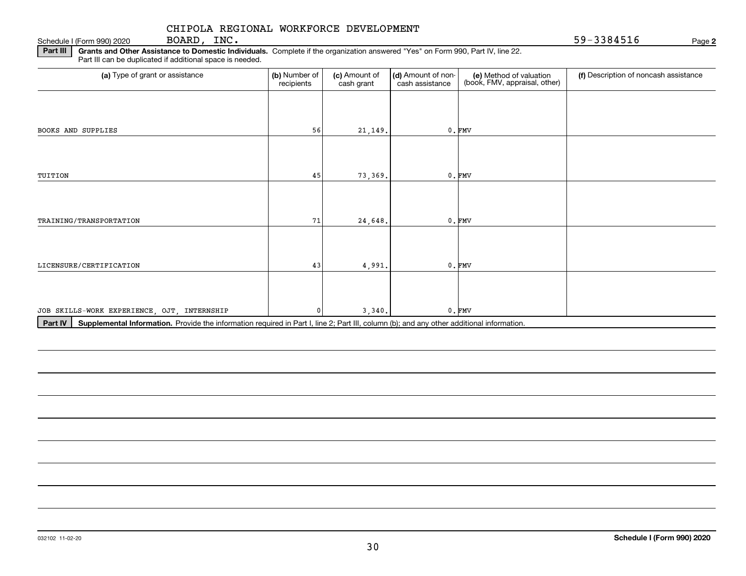CHIPOLA REGIONAL WORKFORCE DEVELOPMENT BOARD, INC.

Schedule I (Form 990) 2020 — 59-3384516 — Page **2**

**Part III** **Grants and Other Assistance to Domestic Individuals.** Complete if the organization answered "Yes" on Form 990, Part IV, line 22. Part III can be duplicated if additional space is needed.

| (a) Type of grant or assistance | (b) Number of recipients | (c) Amount of cash grant | (d) Amount of non-cash assistance | (e) Method of valuation (book, FMV, appraisal, other) | (f) Description of noncash assistance |
|---|---|---|---|---|---|
| BOOKS AND SUPPLIES | 56 | 21,149. | 0. | FMV | |
| TUITION | 45 | 73,369. | 0. | FMV | |
| TRAINING/TRANSPORTATION | 71 | 24,648. | 0. | FMV | |
| LICENSURE/CERTIFICATION | 43 | 4,991. | 0. | FMV | |
| JOB SKILLS-WORK EXPERIENCE, OJT, INTERNSHIP | 0 | 3,340. | 0. | FMV | |

**Part IV** **Supplemental Information.** Provide the information required in Part I, line 2; Part III, column (b); and any other additional information.

032102 11-02-20

**Schedule I (Form 990) 2020**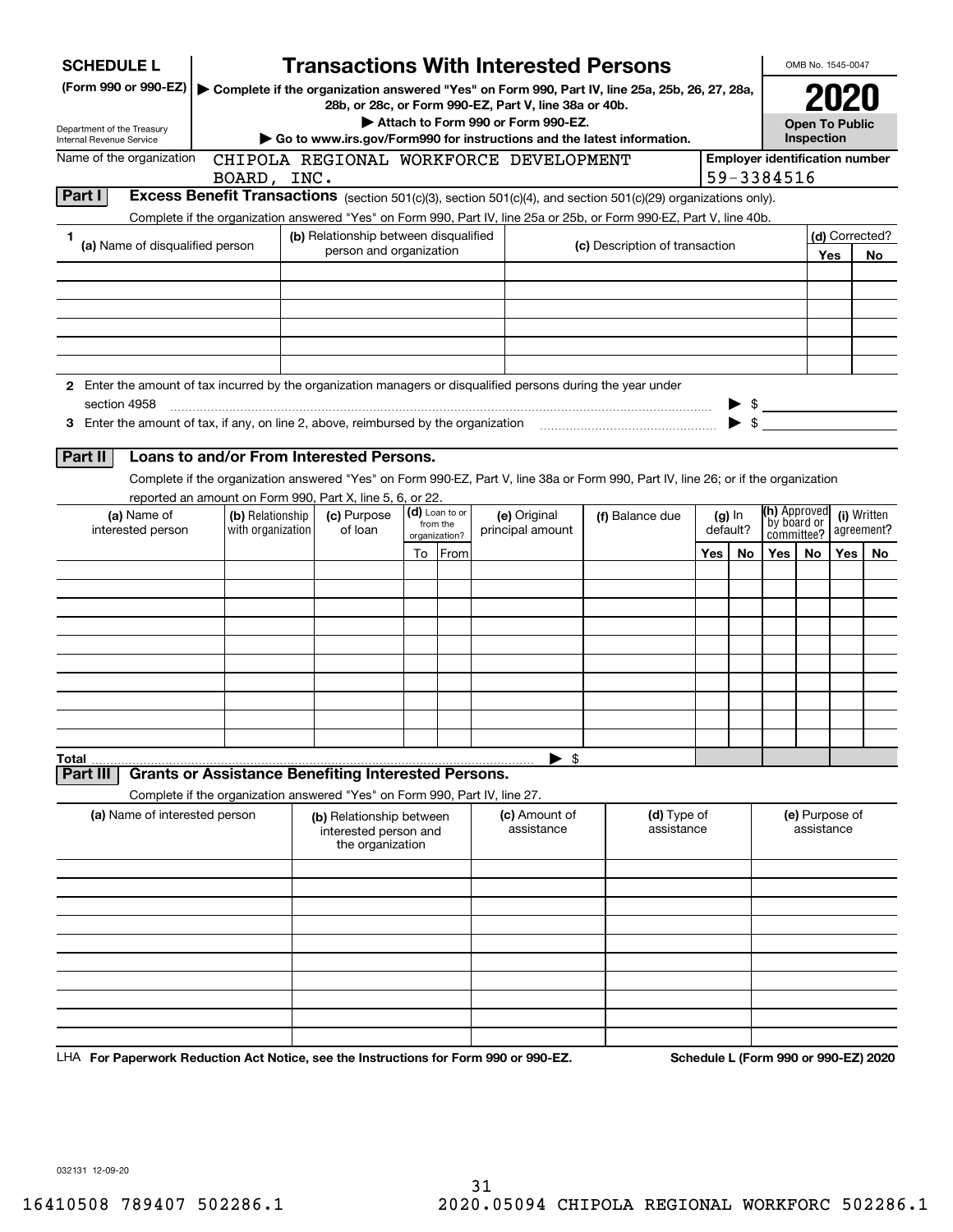**SCHEDULE L**
**(Form 990 or 990-EZ)**

Department of the Treasury
Internal Revenue Service

# Transactions With Interested Persons

▶ **Complete if the organization answered "Yes" on Form 990, Part IV, line 25a, 25b, 26, 27, 28a, 28b, or 28c, or Form 990-EZ, Part V, line 38a or 40b.**
▶ **Attach to Form 990 or Form 990-EZ.**
▶ **Go to www.irs.gov/Form990 for instructions and the latest information.**

OMB No. 1545-0047

**2020**

**Open To Public Inspection**

Name of the organization: CHIPOLA REGIONAL WORKFORCE DEVELOPMENT BOARD, INC.

**Employer identification number**: 59-3384516

## Part I Excess Benefit Transactions (section 501(c)(3), section 501(c)(4), and section 501(c)(29) organizations only).

Complete if the organization answered "Yes" on Form 990, Part IV, line 25a or 25b, or Form 990-EZ, Part V, line 40b.

| 1 (a) Name of disqualified person | (b) Relationship between disqualified person and organization | (c) Description of transaction | (d) Corrected? Yes | No |
|---|---|---|---|---|
| | | | | |
| | | | | |
| | | | | |
| | | | | |
| | | | | |
| | | | | |

**2** Enter the amount of tax incurred by the organization managers or disqualified persons during the year under section 4958 ▶ $

**3** Enter the amount of tax, if any, on line 2, above, reimbursed by the organization ▶ $

## Part II Loans to and/or From Interested Persons.

Complete if the organization answered "Yes" on Form 990-EZ, Part V, line 38a or Form 990, Part IV, line 26; or if the organization reported an amount on Form 990, Part X, line 5, 6, or 22.

| (a) Name of interested person | (b) Relationship with organization | (c) Purpose of loan | (d) Loan to or from the organization? To | From | (e) Original principal amount | (f) Balance due | (g) In default? Yes | No | (h) Approved by board or committee? Yes | No | (i) Written agreement? Yes | No |
|---|---|---|---|---|---|---|---|---|---|---|---|---|
| | | | | | | | | | | | | |
| | | | | | | | | | | | | |
| | | | | | | | | | | | | |
| | | | | | | | | | | | | |
| | | | | | | | | | | | | |
| | | | | | | | | | | | | |
| | | | | | | | | | | | | |
| | | | | | | | | | | | | |
| | | | | | | | | | | | | |
| | | | | | | | | | | | | |
| **Total** | | | | | ▶ $ | | | | | | | |

## Part III Grants or Assistance Benefiting Interested Persons.

Complete if the organization answered "Yes" on Form 990, Part IV, line 27.

| (a) Name of interested person | (b) Relationship between interested person and the organization | (c) Amount of assistance | (d) Type of assistance | (e) Purpose of assistance |
|---|---|---|---|---|
| | | | | |
| | | | | |
| | | | | |
| | | | | |
| | | | | |
| | | | | |
| | | | | |
| | | | | |
| | | | | |
| | | | | |

LHA **For Paperwork Reduction Act Notice, see the Instructions for Form 990 or 990-EZ.** **Schedule L (Form 990 or 990-EZ) 2020**

032131 12-09-20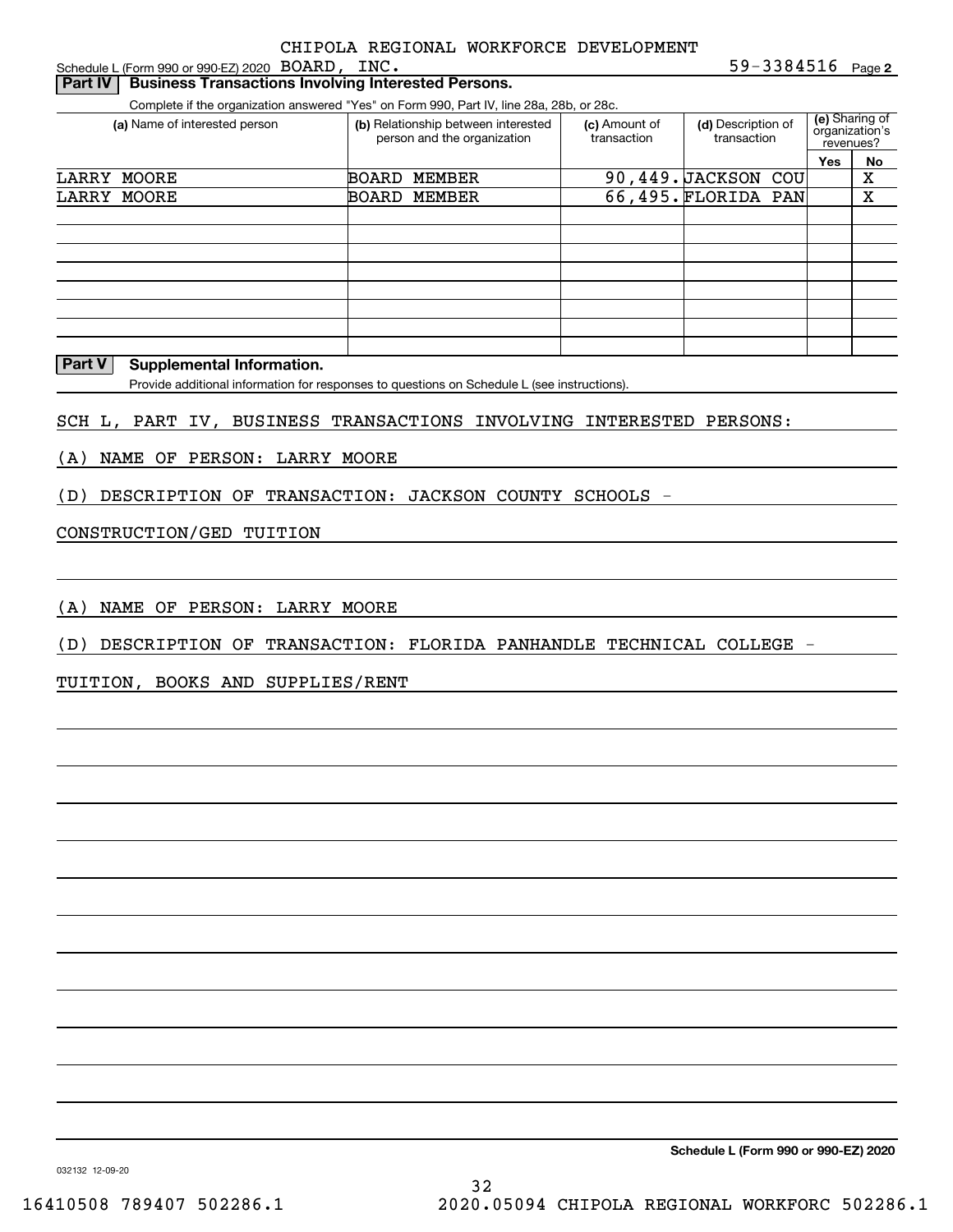CHIPOLA REGIONAL WORKFORCE DEVELOPMENT BOARD, INC. 59-3384516

Schedule L (Form 990 or 990-EZ) 2020 Page 2

## Part IV Business Transactions Involving Interested Persons.

Complete if the organization answered "Yes" on Form 990, Part IV, line 28a, 28b, or 28c.

| (a) Name of interested person | (b) Relationship between interested person and the organization | (c) Amount of transaction | (d) Description of transaction | (e) Sharing of organization's revenues? Yes | No |
|---|---|---|---|---|---|
| LARRY MOORE | BOARD MEMBER | 90,449. | JACKSON COU | | X |
| LARRY MOORE | BOARD MEMBER | 66,495. | FLORIDA PAN | | X |
| | | | | | |
| | | | | | |
| | | | | | |
| | | | | | |
| | | | | | |
| | | | | | |
| | | | | | |
| | | | | | |

## Part V Supplemental Information.

Provide additional information for responses to questions on Schedule L (see instructions).

SCH L, PART IV, BUSINESS TRANSACTIONS INVOLVING INTERESTED PERSONS:

(A) NAME OF PERSON: LARRY MOORE

(D) DESCRIPTION OF TRANSACTION: JACKSON COUNTY SCHOOLS - CONSTRUCTION/GED TUITION

(A) NAME OF PERSON: LARRY MOORE

(D) DESCRIPTION OF TRANSACTION: FLORIDA PANHANDLE TECHNICAL COLLEGE - TUITION, BOOKS AND SUPPLIES/RENT

Schedule L (Form 990 or 990-EZ) 2020

032132 12-09-20

16410508 789407 502286.1 2020.05094 CHIPOLA REGIONAL WORKFORC 502286.1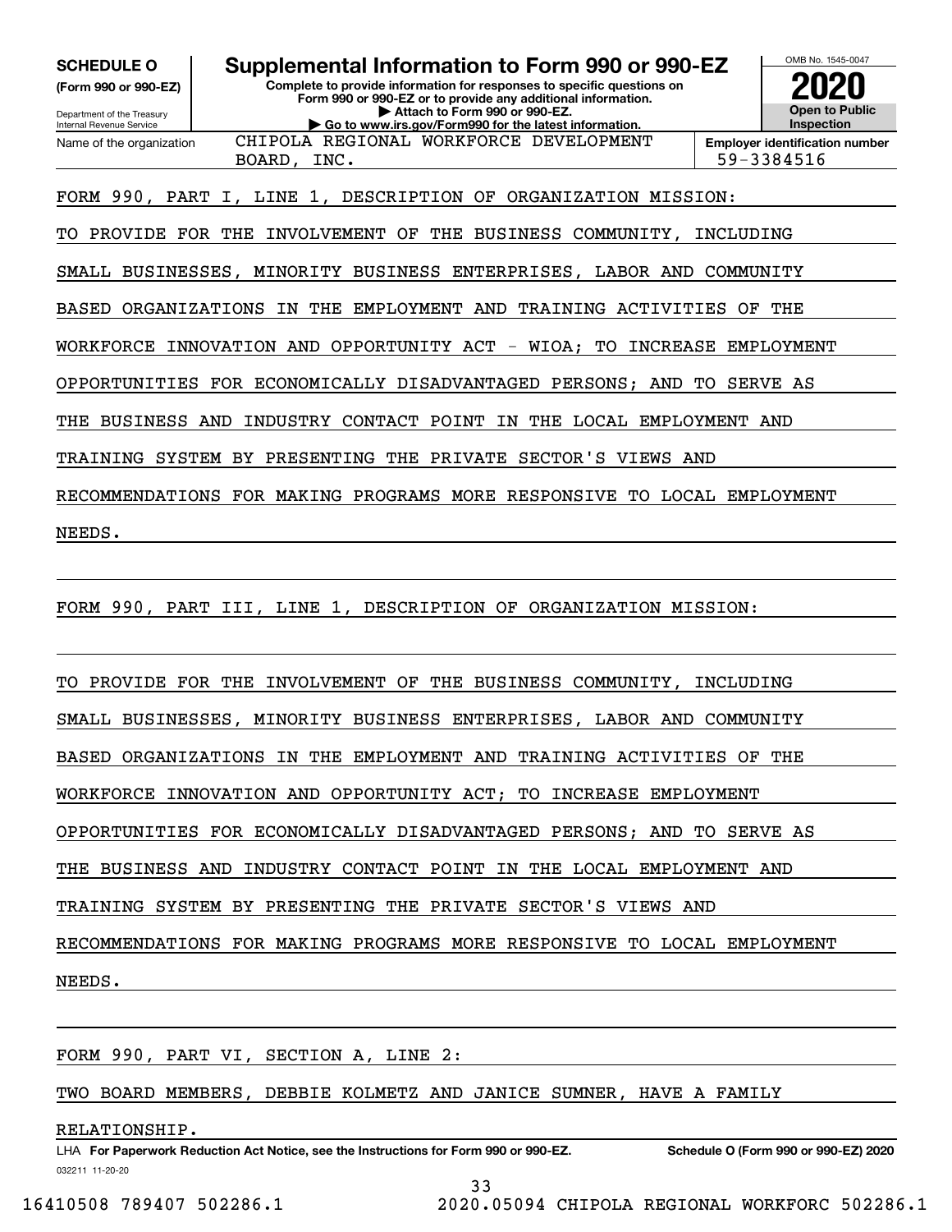**SCHEDULE O**
**(Form 990 or 990-EZ)**

Department of the Treasury
Internal Revenue Service

# Supplemental Information to Form 990 or 990-EZ

**Complete to provide information for responses to specific questions on Form 990 or 990-EZ or to provide any additional information.**
**▶ Attach to Form 990 or 990-EZ.**
**▶ Go to www.irs.gov/Form990 for the latest information.**

OMB No. 1545-0047
**2020**
**Open to Public Inspection**

Name of the organization: CHIPOLA REGIONAL WORKFORCE DEVELOPMENT BOARD, INC.

**Employer identification number**: 59-3384516

FORM 990, PART I, LINE 1, DESCRIPTION OF ORGANIZATION MISSION:

TO PROVIDE FOR THE INVOLVEMENT OF THE BUSINESS COMMUNITY, INCLUDING SMALL BUSINESSES, MINORITY BUSINESS ENTERPRISES, LABOR AND COMMUNITY BASED ORGANIZATIONS IN THE EMPLOYMENT AND TRAINING ACTIVITIES OF THE WORKFORCE INNOVATION AND OPPORTUNITY ACT - WIOA; TO INCREASE EMPLOYMENT OPPORTUNITIES FOR ECONOMICALLY DISADVANTAGED PERSONS; AND TO SERVE AS THE BUSINESS AND INDUSTRY CONTACT POINT IN THE LOCAL EMPLOYMENT AND TRAINING SYSTEM BY PRESENTING THE PRIVATE SECTOR'S VIEWS AND RECOMMENDATIONS FOR MAKING PROGRAMS MORE RESPONSIVE TO LOCAL EMPLOYMENT NEEDS.

FORM 990, PART III, LINE 1, DESCRIPTION OF ORGANIZATION MISSION:

TO PROVIDE FOR THE INVOLVEMENT OF THE BUSINESS COMMUNITY, INCLUDING SMALL BUSINESSES, MINORITY BUSINESS ENTERPRISES, LABOR AND COMMUNITY BASED ORGANIZATIONS IN THE EMPLOYMENT AND TRAINING ACTIVITIES OF THE WORKFORCE INNOVATION AND OPPORTUNITY ACT; TO INCREASE EMPLOYMENT OPPORTUNITIES FOR ECONOMICALLY DISADVANTAGED PERSONS; AND TO SERVE AS THE BUSINESS AND INDUSTRY CONTACT POINT IN THE LOCAL EMPLOYMENT AND TRAINING SYSTEM BY PRESENTING THE PRIVATE SECTOR'S VIEWS AND RECOMMENDATIONS FOR MAKING PROGRAMS MORE RESPONSIVE TO LOCAL EMPLOYMENT NEEDS.

FORM 990, PART VI, SECTION A, LINE 2:

TWO BOARD MEMBERS, DEBBIE KOLMETZ AND JANICE SUMNER, HAVE A FAMILY RELATIONSHIP.

LHA **For Paperwork Reduction Act Notice, see the Instructions for Form 990 or 990-EZ.** **Schedule O (Form 990 or 990-EZ) 2020**

032211 11-20-20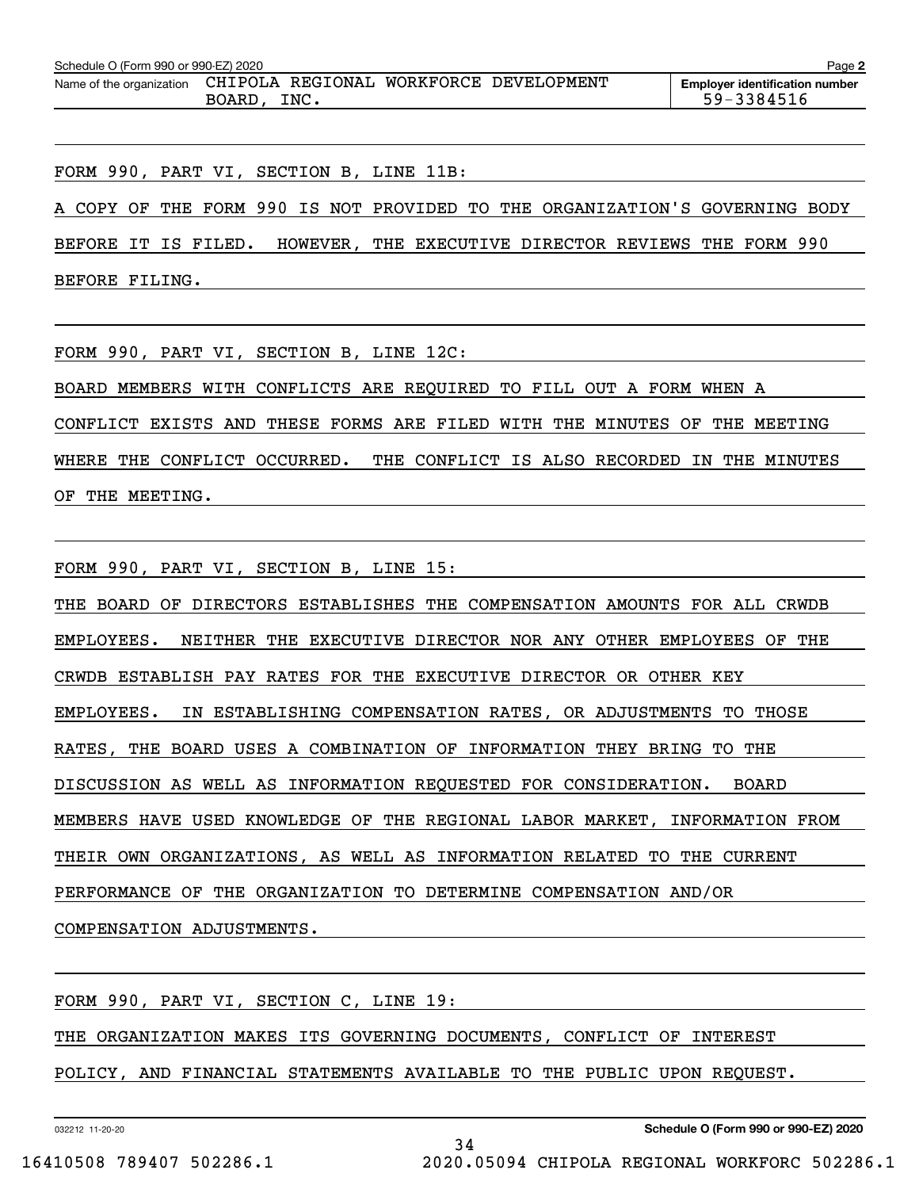Schedule O (Form 990 or 990-EZ) 2020

Name of the organization: CHIPOLA REGIONAL WORKFORCE DEVELOPMENT BOARD, INC.

Employer identification number: 59-3384516

FORM 990, PART VI, SECTION B, LINE 11B:

A COPY OF THE FORM 990 IS NOT PROVIDED TO THE ORGANIZATION'S GOVERNING BODY BEFORE IT IS FILED. HOWEVER, THE EXECUTIVE DIRECTOR REVIEWS THE FORM 990 BEFORE FILING.

FORM 990, PART VI, SECTION B, LINE 12C:

BOARD MEMBERS WITH CONFLICTS ARE REQUIRED TO FILL OUT A FORM WHEN A CONFLICT EXISTS AND THESE FORMS ARE FILED WITH THE MINUTES OF THE MEETING WHERE THE CONFLICT OCCURRED. THE CONFLICT IS ALSO RECORDED IN THE MINUTES OF THE MEETING.

FORM 990, PART VI, SECTION B, LINE 15:

THE BOARD OF DIRECTORS ESTABLISHES THE COMPENSATION AMOUNTS FOR ALL CRWDB EMPLOYEES. NEITHER THE EXECUTIVE DIRECTOR NOR ANY OTHER EMPLOYEES OF THE CRWDB ESTABLISH PAY RATES FOR THE EXECUTIVE DIRECTOR OR OTHER KEY EMPLOYEES. IN ESTABLISHING COMPENSATION RATES, OR ADJUSTMENTS TO THOSE RATES, THE BOARD USES A COMBINATION OF INFORMATION THEY BRING TO THE DISCUSSION AS WELL AS INFORMATION REQUESTED FOR CONSIDERATION. BOARD MEMBERS HAVE USED KNOWLEDGE OF THE REGIONAL LABOR MARKET, INFORMATION FROM THEIR OWN ORGANIZATIONS, AS WELL AS INFORMATION RELATED TO THE CURRENT PERFORMANCE OF THE ORGANIZATION TO DETERMINE COMPENSATION AND/OR COMPENSATION ADJUSTMENTS.

FORM 990, PART VI, SECTION C, LINE 19:

THE ORGANIZATION MAKES ITS GOVERNING DOCUMENTS, CONFLICT OF INTEREST POLICY, AND FINANCIAL STATEMENTS AVAILABLE TO THE PUBLIC UPON REQUEST.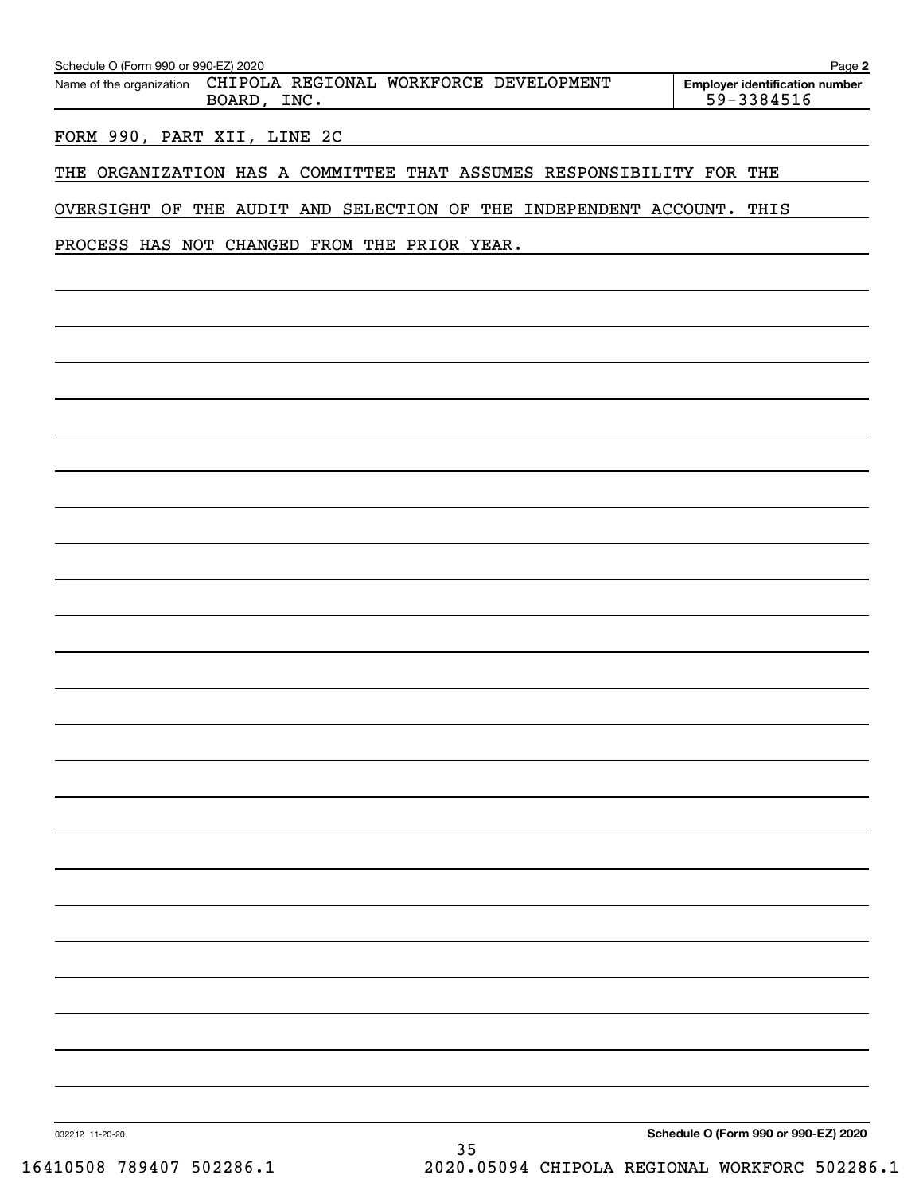Schedule O (Form 990 or 990-EZ) 2020

Name of the organization: CHIPOLA REGIONAL WORKFORCE DEVELOPMENT BOARD, INC.

**Employer identification number** 59-3384516

FORM 990, PART XII, LINE 2C

THE ORGANIZATION HAS A COMMITTEE THAT ASSUMES RESPONSIBILITY FOR THE OVERSIGHT OF THE AUDIT AND SELECTION OF THE INDEPENDENT ACCOUNT. THIS PROCESS HAS NOT CHANGED FROM THE PRIOR YEAR.